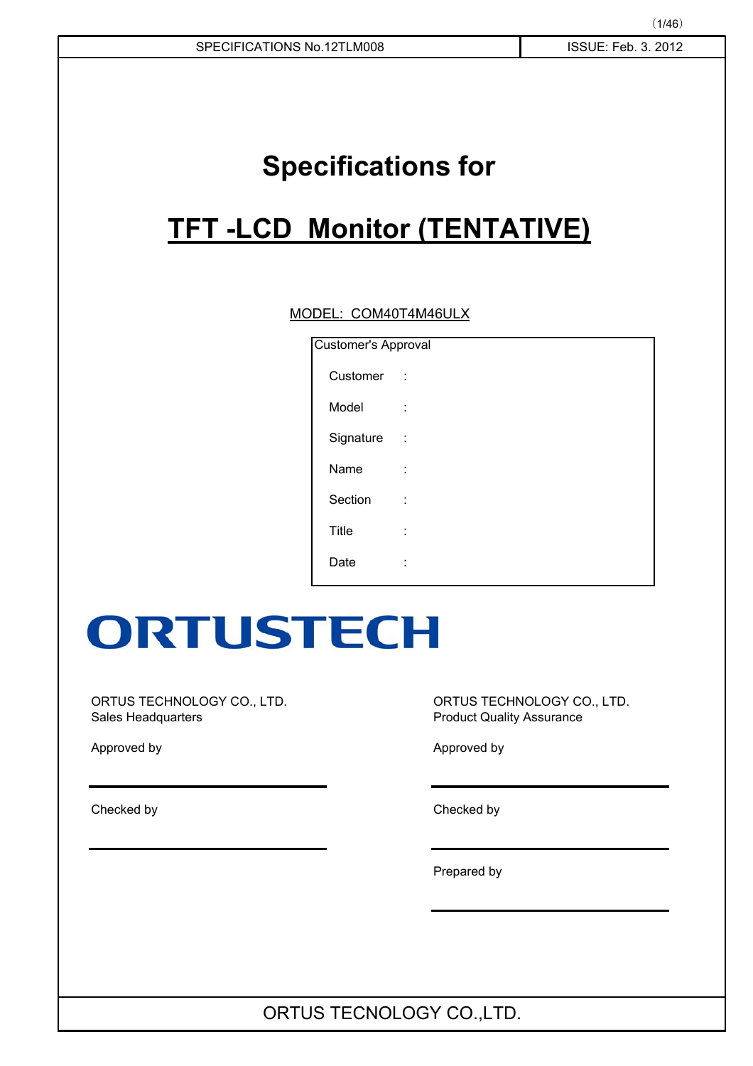| SPECIFICATIONS No.12TLM008 | ISSUE: Feb. 3. 2012 |
|---|---|

# Specifications for

# TFT -LCD Monitor (TENTATIVE)

MODEL: COM40T4M46ULX

| Customer's Approval | |
|---|---|
| Customer | : |
| Model | : |
| Signature | : |
| Name | : |
| Section | : |
| Title | : |
| Date | : |

**ORTUSTECH**

ORTUS TECHNOLOGY CO., LTD.
Sales Headquarters

Approved by

Checked by

ORTUS TECHNOLOGY CO., LTD.
Product Quality Assurance

Approved by

Checked by

Prepared by

ORTUS TECNOLOGY CO.,LTD.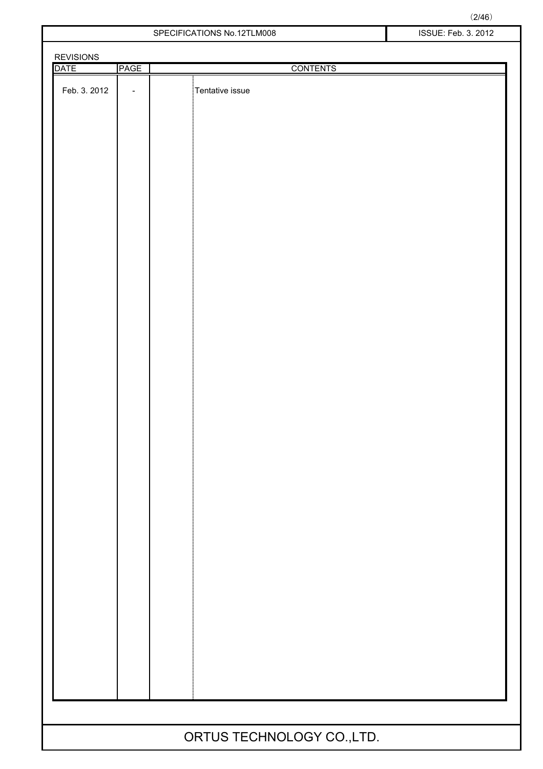REVISIONS

| DATE | PAGE | CONTENTS |
|---|---|---|
| Feb. 3. 2012 | - | Tentative issue |

ORTUS TECHNOLOGY CO.,LTD.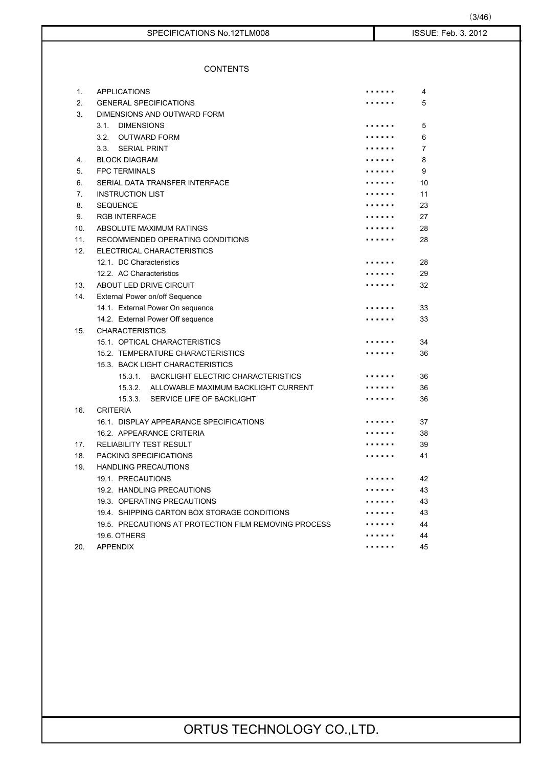## CONTENTS

| | | | |
|---|---|---|---|
| 1. | APPLICATIONS | ・・・・・・ | 4 |
| 2. | GENERAL SPECIFICATIONS | ・・・・・・ | 5 |
| 3. | DIMENSIONS AND OUTWARD FORM | | |
| | 3.1. DIMENSIONS | ・・・・・・ | 5 |
| | 3.2. OUTWARD FORM | ・・・・・・ | 6 |
| | 3.3. SERIAL PRINT | ・・・・・・ | 7 |
| 4. | BLOCK DIAGRAM | ・・・・・・ | 8 |
| 5. | FPC TERMINALS | ・・・・・・ | 9 |
| 6. | SERIAL DATA TRANSFER INTERFACE | ・・・・・・ | 10 |
| 7. | INSTRUCTION LIST | ・・・・・・ | 11 |
| 8. | SEQUENCE | ・・・・・・ | 23 |
| 9. | RGB INTERFACE | ・・・・・・ | 27 |
| 10. | ABSOLUTE MAXIMUM RATINGS | ・・・・・・ | 28 |
| 11. | RECOMMENDED OPERATING CONDITIONS | ・・・・・・ | 28 |
| 12. | ELECTRICAL CHARACTERISTICS | | |
| | 12.1. DC Characteristics | ・・・・・・ | 28 |
| | 12.2. AC Characteristics | ・・・・・・ | 29 |
| 13. | ABOUT LED DRIVE CIRCUIT | ・・・・・・ | 32 |
| 14. | External Power on/off Sequence | | |
| | 14.1. External Power On sequence | ・・・・・・ | 33 |
| | 14.2. External Power Off sequence | ・・・・・・ | 33 |
| 15. | CHARACTERISTICS | | |
| | 15.1. OPTICAL CHARACTERISTICS | ・・・・・・ | 34 |
| | 15.2. TEMPERATURE CHARACTERISTICS | ・・・・・・ | 36 |
| | 15.3. BACK LIGHT CHARACTERISTICS | | |
| | 15.3.1. BACKLIGHT ELECTRIC CHARACTERISTICS | ・・・・・・ | 36 |
| | 15.3.2. ALLOWABLE MAXIMUM BACKLIGHT CURRENT | ・・・・・・ | 36 |
| | 15.3.3. SERVICE LIFE OF BACKLIGHT | ・・・・・・ | 36 |
| 16. | CRITERIA | | |
| | 16.1. DISPLAY APPEARANCE SPECIFICATIONS | ・・・・・・ | 37 |
| | 16.2. APPEARANCE CRITERIA | ・・・・・・ | 38 |
| 17. | RELIABILITY TEST RESULT | ・・・・・・ | 39 |
| 18. | PACKING SPECIFICATIONS | ・・・・・・ | 41 |
| 19. | HANDLING PRECAUTIONS | | |
| | 19.1. PRECAUTIONS | ・・・・・・ | 42 |
| | 19.2. HANDLING PRECAUTIONS | ・・・・・・ | 43 |
| | 19.3. OPERATING PRECAUTIONS | ・・・・・・ | 43 |
| | 19.4. SHIPPING CARTON BOX STORAGE CONDITIONS | ・・・・・・ | 43 |
| | 19.5. PRECAUTIONS AT PROTECTION FILM REMOVING PROCESS | ・・・・・・ | 44 |
| | 19.6. OTHERS | ・・・・・・ | 44 |
| 20. | APPENDIX | ・・・・・・ | 45 |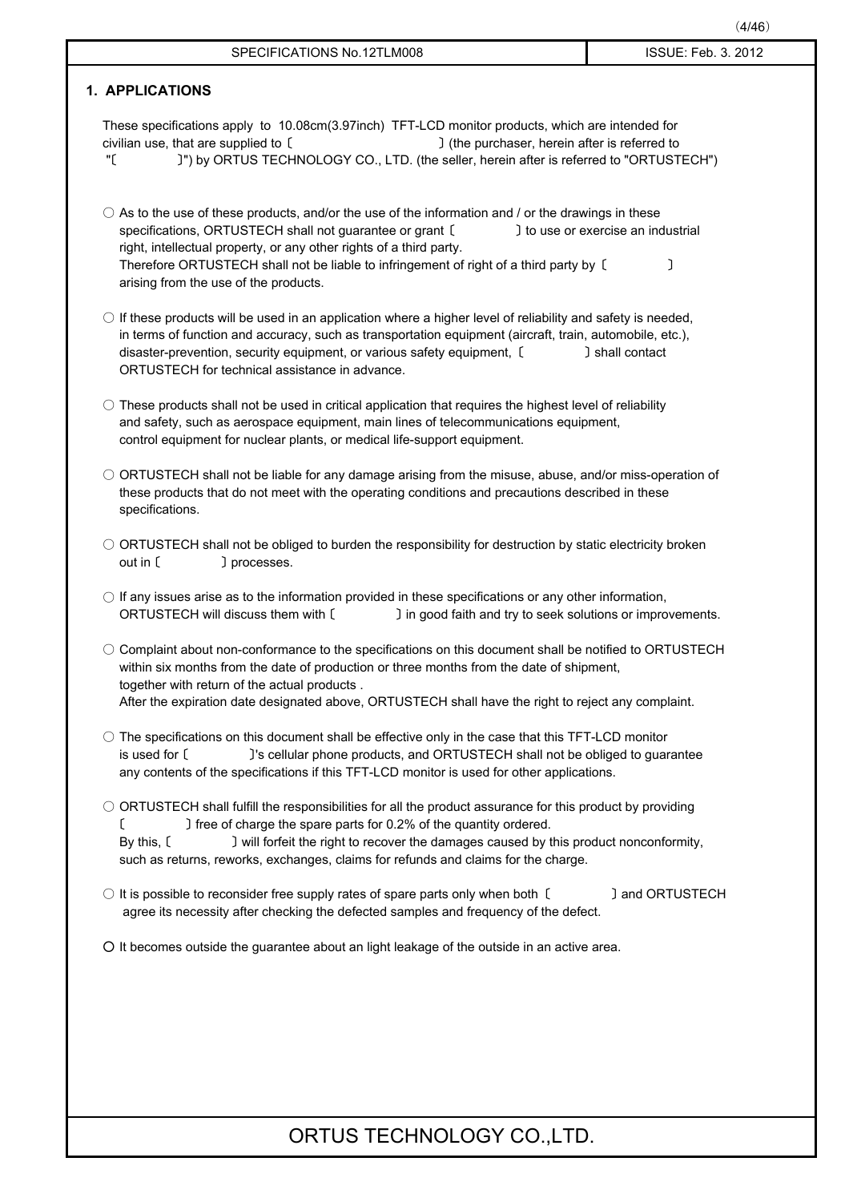## 1. APPLICATIONS

These specifications apply to 10.08cm(3.97inch) TFT-LCD monitor products, which are intended for civilian use, that are supplied to〔　　　　　　　　〕(the purchaser, herein after is referred to "〔　　　　〕") by ORTUS TECHNOLOGY CO., LTD. (the seller, herein after is referred to "ORTUSTECH")

○ As to the use of these products, and/or the use of the information and / or the drawings in these specifications, ORTUSTECH shall not guarantee or grant〔　　　　〕to use or exercise an industrial right, intellectual property, or any other rights of a third party.
Therefore ORTUSTECH shall not be liable to infringement of right of a third party by〔　　　　〕arising from the use of the products.

○ If these products will be used in an application where a higher level of reliability and safety is needed, in terms of function and accuracy, such as transportation equipment (aircraft, train, automobile, etc.), disaster-prevention, security equipment, or various safety equipment,〔　　　　〕shall contact ORTUSTECH for technical assistance in advance.

○ These products shall not be used in critical application that requires the highest level of reliability and safety, such as aerospace equipment, main lines of telecommunications equipment, control equipment for nuclear plants, or medical life-support equipment.

○ ORTUSTECH shall not be liable for any damage arising from the misuse, abuse, and/or miss-operation of these products that do not meet with the operating conditions and precautions described in these specifications.

○ ORTUSTECH shall not be obliged to burden the responsibility for destruction by static electricity broken out in〔　　　　〕processes.

○ If any issues arise as to the information provided in these specifications or any other information, ORTUSTECH will discuss them with〔　　　　〕in good faith and try to seek solutions or improvements.

○ Complaint about non-conformance to the specifications on this document shall be notified to ORTUSTECH within six months from the date of production or three months from the date of shipment, together with return of the actual products .
After the expiration date designated above, ORTUSTECH shall have the right to reject any complaint.

○ The specifications on this document shall be effective only in the case that this TFT-LCD monitor is used for〔　　　　〕's cellular phone products, and ORTUSTECH shall not be obliged to guarantee any contents of the specifications if this TFT-LCD monitor is used for other applications.

○ ORTUSTECH shall fulfill the responsibilities for all the product assurance for this product by providing〔　　　　〕free of charge the spare parts for 0.2% of the quantity ordered.
By this,〔　　　　〕will forfeit the right to recover the damages caused by this product nonconformity, such as returns, reworks, exchanges, claims for refunds and claims for the charge.

○ It is possible to reconsider free supply rates of spare parts only when both〔　　　　〕and ORTUSTECH agree its necessity after checking the defected samples and frequency of the defect.

○ It becomes outside the guarantee about an light leakage of the outside in an active area.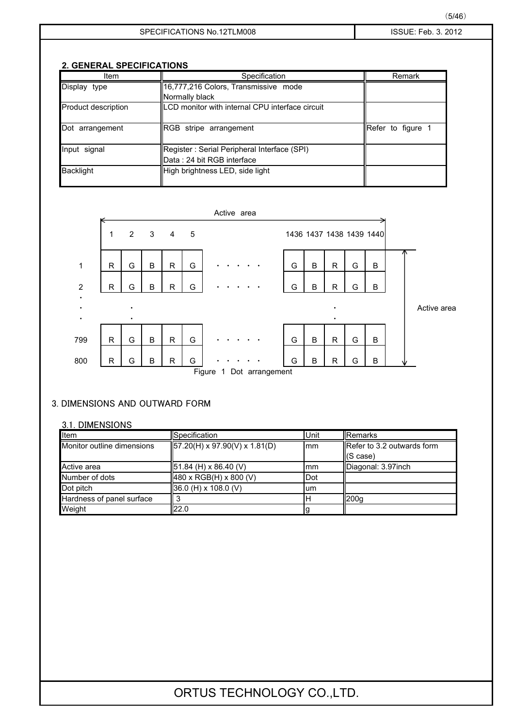## 2. GENERAL SPECIFICATIONS

| Item | Specification | Remark |
|---|---|---|
| Display type | 16,777,216 Colors, Transmissive mode<br>Normally black | |
| Product description | LCD monitor with internal CPU interface circuit | |
| Dot arrangement | RGB stripe arrangement | Refer to figure 1 |
| Input signal | Register : Serial Peripheral Interface (SPI)<br>Data : 24 bit RGB interface | |
| Backlight | High brightness LED, side light | |

Active area

| | 1 | 2 | 3 | 4 | 5 | | 1436 | 1437 | 1438 | 1439 | 1440 |
|---|---|---|---|---|---|---|---|---|---|---|---|
| 1 | R | G | B | R | G | ・・・・・ | G | B | R | G | B |
| 2 | R | G | B | R | G | ・・・・・ | G | B | R | G | B |
| ・ | ・ | | | | | | | | ・ | | |
| 799 | R | G | B | R | G | ・・・・・ | G | B | R | G | B |
| 800 | R | G | B | R | G | ・・・・・ | G | B | R | G | B |

Active area

Figure 1 Dot arrangement

## 3. DIMENSIONS AND OUTWARD FORM

### 3.1. DIMENSIONS

| Item | Specification | Unit | Remarks |
|---|---|---|---|
| Monitor outline dimensions | 57.20(H) x 97.90(V) x 1.81(D) | mm | Refer to 3.2 outwards form (S case) |
| Active area | 51.84 (H) x 86.40 (V) | mm | Diagonal: 3.97inch |
| Number of dots | 480 x RGB(H) x 800 (V) | Dot | |
| Dot pitch | 36.0 (H) x 108.0 (V) | um | |
| Hardness of panel surface | 3 | H | 200g |
| Weight | 22.0 | g | |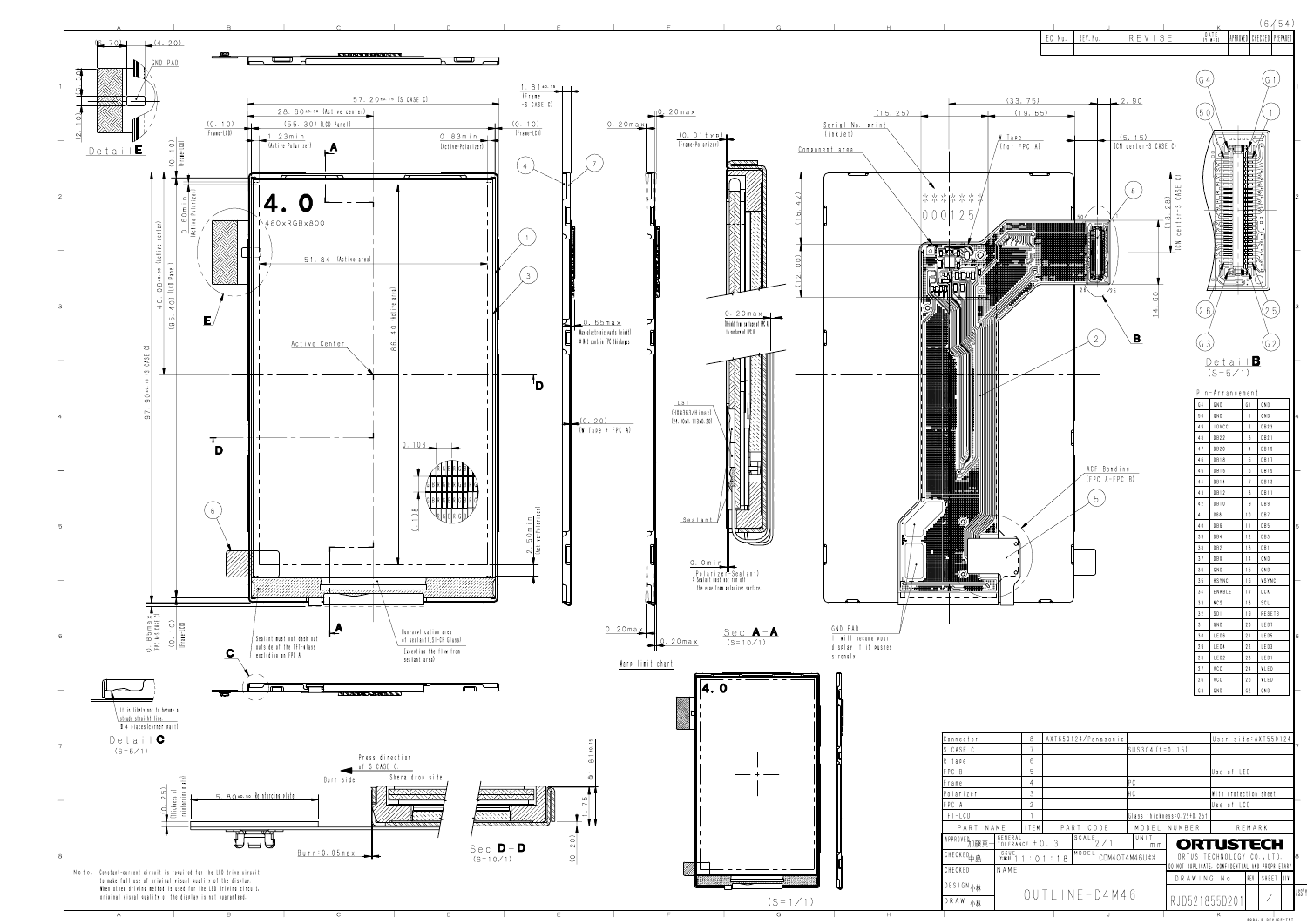# OUTLINE-D4M46

| EC No. | REV. No. | REVISE | DATE | APPROVED | CHECKED | PREPARED |
|---|---|---|---|---|---|---|
| | | | | | | |

## Detail E

(0.70) (4.20)

GND PAD

(2.10) (5.30)

## Front view

57.20±0.15 (S CASE C)

28.60±0.15 (Active center)

(55.30) (LCD Panel)

(0.10) (Frame-LCD)

(0.10) (Frame-LCD)

1.23min (Active-Polarizer)

0.83min (Active-Polarizer)

(0.10) (Frame-LCD)

0.60min (Active-Polarizer)

4.0

480xRGBx800

51.84 (Active area)

46.08±0.15 (Active center)

(95.40) (LCD Panel)

97.90±0.15 (S CASE C)

86.40 (Active area)

Active Center

0.108

0.108

2.50min (Active-Polarizer)

0.85max (FPC A-S CASE C)

(0.10) (Frame-LCD)

Sealant must not dash out outside of the TFT-glass excluding on FPC A.

Non-application area of sealant(LSI-CF Glass) (Excluding the flow from sealant area)

## Side view

1.81±0.15 (Frame -S CASE C)

0.20max

0.20max

(0.01typ) (Frame-Polarizer)

0.65max Max electronic parts height ※Not contain FPC thickness

(0.20) (W Tape + FPC A)

0.20max (Boundary line of the parts from surface of FPC B)

LSI (HX8363/Himax) (24.90x1.113x0.28)

Sealant

0.0min (Polarizer-Sealant) ※Sealant must not run off the edge from polarizer surface.

0.20max

0.20max

Warp limit chart

## Sec A-A

(S=10/1)

## Detail C

(S=5/1)

It is likely not to become a single straight line. @ 4 places(Corner part)

(0.25) (Thickness of reinforcing plate)

5.80±0.20 (Reinforcing plate)

Press direction of S CASE C

Burr side

Shere drop side

Burr:0.05max

## Sec D-D

(S=10/1)

1.75

0.1±0.15

(0.20)

## Rear view

(33.75)

2.90

(15.25)

(19.65)

(5.15) (CN center-S CASE C)

Serial No. print (inkjet)

W Tape (for FPC A)

Component area

(16.42)

(12.00)

(18.28) (CN center-S CASE C)

14.50

ACF Bonding (FPC A-FPC B)

GND PAD It will become poor display if it pushes strongly.

## Detail B

(S=5/1)

## Pin-Arrangement

| | | | |
|---|---|---|---|
| G4 | GND | G1 | GND |
| 50 | GND | 1 | GND |
| 49 | IOVCC | 2 | DB13 |
| 48 | DB22 | 3 | DB21 |
| 47 | DB20 | 4 | DB19 |
| 46 | DB18 | 5 | DB17 |
| 45 | DB16 | 6 | DB15 |
| 44 | DB14 | 7 | DB13 |
| 43 | DB12 | 8 | DB11 |
| 42 | DB10 | 9 | DB9 |
| 41 | DB8 | 10 | DB7 |
| 40 | DB6 | 11 | DB5 |
| 39 | DB4 | 12 | DB3 |
| 38 | DB2 | 13 | DB1 |
| 37 | DB0 | 14 | GND |
| 36 | GND | 15 | GND |
| 35 | HSYNC | 16 | VSYNC |
| 34 | ENABLE | 17 | DCK |
| 33 | NCS | 18 | SCL |
| 32 | SDI | 19 | RESETB |
| 31 | GND | 20 | LED1 |
| 30 | LED6 | 21 | LED5 |
| 29 | LED4 | 22 | LED3 |
| 28 | LED2 | 23 | LED1 |
| 27 | VCC | 24 | VLED |
| 26 | VCC | 25 | VLED |
| G3 | GND | G2 | GND |

(S=1/1)

| PART NAME | ITEM | PART CODE | MODEL NUMBER | REMARK |
|---|---|---|---|---|
| Connector | 8 | AXT650124/Panasonic | | User side:AXT550124 |
| S CASE C | 7 | | SUS304 (t=0.15) | |
| R Tape | 6 | | | |
| FPC B | 5 | | | Use of LED |
| Frame | 4 | | PC | |
| Polarizer | 3 | | HC | With protection sheet |
| FPC A | 2 | | | Use of LCD |
| TFT-LCD | 1 | | Glass thickness=0.25+0.25 | |

| | | | |
|---|---|---|---|
| APPROVED 加藤眞一 | GENERAL TOLERANCE ±0.3 | SCALE 2/1 | UNIT mm |
| CHECKED 中島 | ISSUE 11:01:18 | MODEL COM40T4M46U## | |
| CHECKED | NAME OUTLINE-D4M46 | | |
| DESIGN 小林 | | | |
| DRAW 小林 | | | |

ORTUSTECH — ORTUS TECHNOLOGY CO.,LTD. — DO NOT DUPLICATE. CONFIDENTIAL AND PROPRIETARY

DRAWING No. RJD5218550201 | REV. | SHEET 1 | DIV. /

Note. Constant-current circuit is required for the LED drive circuit to make full use of original visual quality of the display. When other driving method is used for the LED driving circuit, original visual quality of the display is not guaranteed.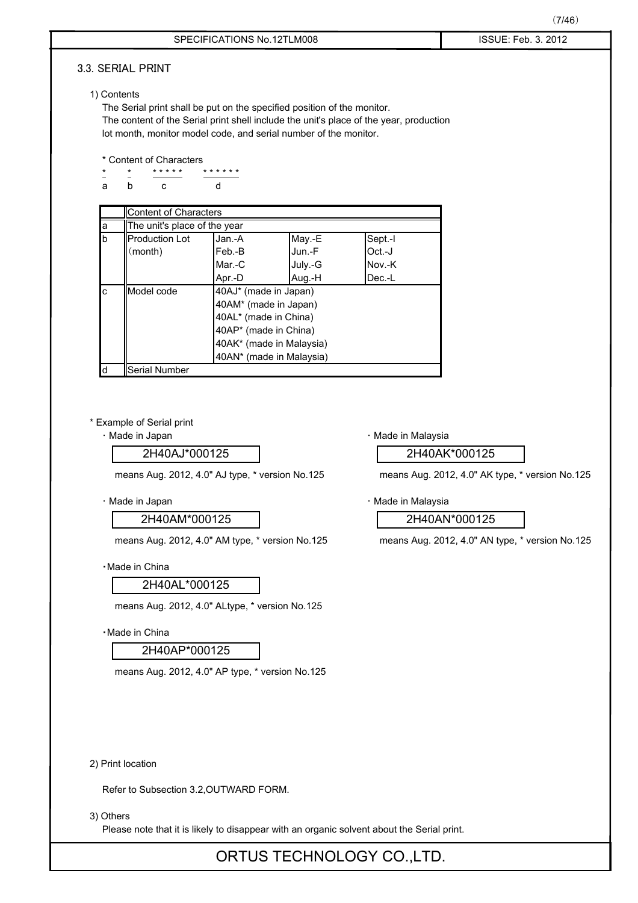## 3.3. SERIAL PRINT

1) Contents

The Serial print shall be put on the specified position of the monitor.
The content of the Serial print shell include the unit's place of the year, production lot month, monitor model code, and serial number of the monitor.

\* Content of Characters

```
*   *   *****   ******
a   b     c       d
```

| | Content of Characters | | | |
|---|---|---|---|---|
| a | The unit's place of the year | | | |
| b | Production Lot (month) | Jan.-A<br>Feb.-B<br>Mar.-C<br>Apr.-D | May.-E<br>Jun.-F<br>July.-G<br>Aug.-H | Sept.-I<br>Oct.-J<br>Nov.-K<br>Dec.-L |
| c | Model code | 40AJ* (made in Japan)<br>40AM* (made in Japan)<br>40AL* (made in China)<br>40AP* (made in China)<br>40AK* (made in Malaysia)<br>40AN* (made in Malaysia) | | |
| d | Serial Number | | | |

\* Example of Serial print

・Made in Japan

2H40AJ*000125

means Aug. 2012, 4.0" AJ type, * version No.125

・Made in Japan

2H40AM*000125

means Aug. 2012, 4.0" AM type, * version No.125

・Made in China

2H40AL*000125

means Aug. 2012, 4.0" ALtype, * version No.125

・Made in China

2H40AP*000125

means Aug. 2012, 4.0" AP type, * version No.125

・Made in Malaysia

2H40AK*000125

means Aug. 2012, 4.0" AK type, * version No.125

・Made in Malaysia

2H40AN*000125

means Aug. 2012, 4.0" AN type, * version No.125

2) Print location

Refer to Subsection 3.2,OUTWARD FORM.

3) Others

Please note that it is likely to disappear with an organic solvent about the Serial print.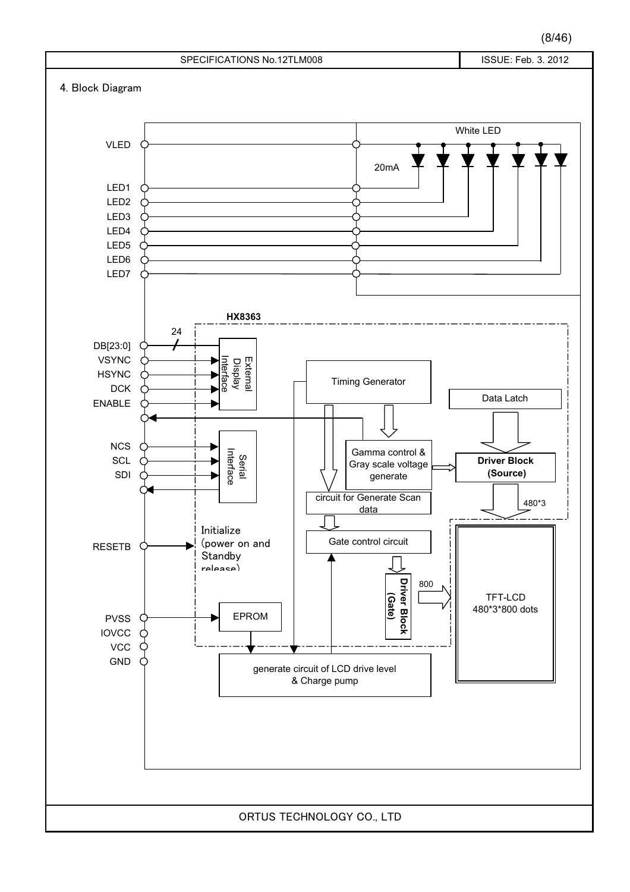## 4. Block Diagram

VLED

White LED

20mA

LED1
LED2
LED3
LED4
LED5
LED6
LED7

HX8363

24

DB[23:0]
VSYNC
HSYNC
DCK
ENABLE

External Display Interface

Timing Generator

Data Latch

NCS
SCL
SDI

Serial Interface

Gamma control & Gray scale voltage generate

Driver Block (Source)

circuit for Generate Scan data

480*3

RESETB

Initialize (power on and Standby release)

Gate control circuit

Driver Block (Gate)

800

TFT-LCD
480*3*800 dots

PVSS
IOVCC
VCC
GND

EPROM

generate circuit of LCD drive level & Charge pump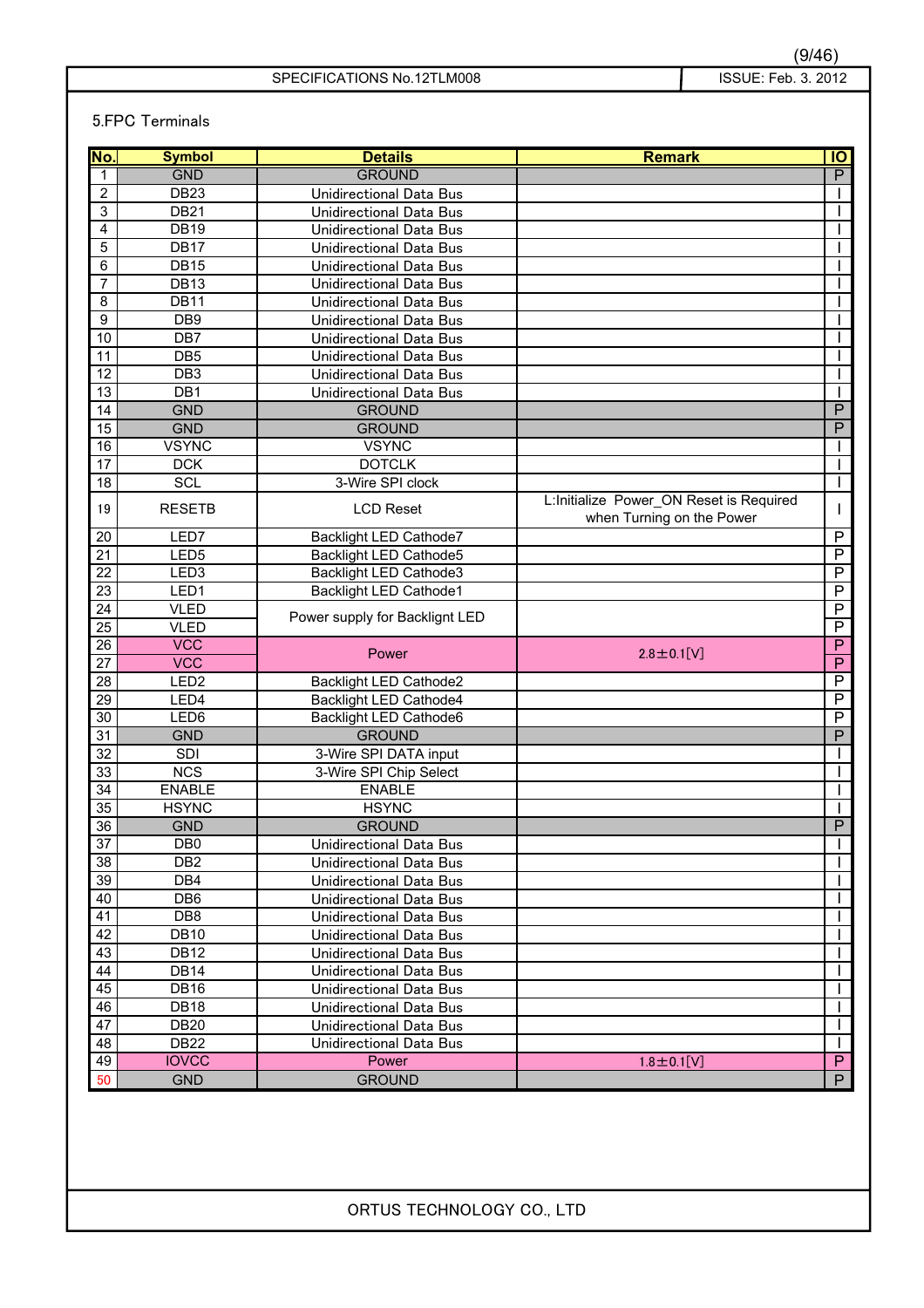## 5.FPC Terminals

| No. | Symbol | Details | Remark | IO |
|---|---|---|---|---|
| 1 | GND | GROUND | | P |
| 2 | DB23 | Unidirectional Data Bus | | I |
| 3 | DB21 | Unidirectional Data Bus | | I |
| 4 | DB19 | Unidirectional Data Bus | | I |
| 5 | DB17 | Unidirectional Data Bus | | I |
| 6 | DB15 | Unidirectional Data Bus | | I |
| 7 | DB13 | Unidirectional Data Bus | | I |
| 8 | DB11 | Unidirectional Data Bus | | I |
| 9 | DB9 | Unidirectional Data Bus | | I |
| 10 | DB7 | Unidirectional Data Bus | | I |
| 11 | DB5 | Unidirectional Data Bus | | I |
| 12 | DB3 | Unidirectional Data Bus | | I |
| 13 | DB1 | Unidirectional Data Bus | | I |
| 14 | GND | GROUND | | P |
| 15 | GND | GROUND | | P |
| 16 | VSYNC | VSYNC | | I |
| 17 | DCK | DOTCLK | | I |
| 18 | SCL | 3-Wire SPI clock | | I |
| 19 | RESETB | LCD Reset | L:Initialize Power_ON Reset is Required when Turning on the Power | I |
| 20 | LED7 | Backlight LED Cathode7 | | P |
| 21 | LED5 | Backlight LED Cathode5 | | P |
| 22 | LED3 | Backlight LED Cathode3 | | P |
| 23 | LED1 | Backlight LED Cathode1 | | P |
| 24 | VLED | Power supply for Backlignt LED | | P |
| 25 | VLED | | | P |
| 26 | VCC | Power | 2.8±0.1[V] | P |
| 27 | VCC | | | P |
| 28 | LED2 | Backlight LED Cathode2 | | P |
| 29 | LED4 | Backlight LED Cathode4 | | P |
| 30 | LED6 | Backlight LED Cathode6 | | P |
| 31 | GND | GROUND | | P |
| 32 | SDI | 3-Wire SPI DATA input | | I |
| 33 | NCS | 3-Wire SPI Chip Select | | I |
| 34 | ENABLE | ENABLE | | I |
| 35 | HSYNC | HSYNC | | I |
| 36 | GND | GROUND | | P |
| 37 | DB0 | Unidirectional Data Bus | | I |
| 38 | DB2 | Unidirectional Data Bus | | I |
| 39 | DB4 | Unidirectional Data Bus | | I |
| 40 | DB6 | Unidirectional Data Bus | | I |
| 41 | DB8 | Unidirectional Data Bus | | I |
| 42 | DB10 | Unidirectional Data Bus | | I |
| 43 | DB12 | Unidirectional Data Bus | | I |
| 44 | DB14 | Unidirectional Data Bus | | I |
| 45 | DB16 | Unidirectional Data Bus | | I |
| 46 | DB18 | Unidirectional Data Bus | | I |
| 47 | DB20 | Unidirectional Data Bus | | I |
| 48 | DB22 | Unidirectional Data Bus | | I |
| 49 | IOVCC | Power | 1.8±0.1[V] | P |
| 50 | GND | GROUND | | P |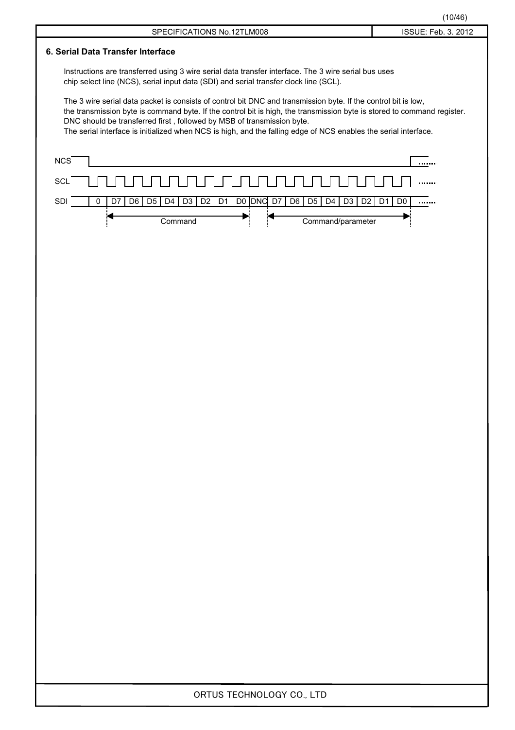## 6. Serial Data Transfer Interface

Instructions are transferred using 3 wire serial data transfer interface. The 3 wire serial bus uses chip select line (NCS), serial input data (SDI) and serial transfer clock line (SCL).

The 3 wire serial data packet is consists of control bit DNC and transmission byte. If the control bit is low, the transmission byte is command byte. If the control bit is high, the transmission byte is stored to command register. DNC should be transferred first , followed by MSB of transmission byte.
The serial interface is initialized when NCS is high, and the falling edge of NCS enables the serial interface.

| SDI | 0 | D7 | D6 | D5 | D4 | D3 | D2 | D1 | D0 | DNC | D7 | D6 | D5 | D4 | D3 | D2 | D1 | D0 | ........ |
|---|---|---|---|---|---|---|---|---|---|---|---|---|---|---|---|---|---|---|---|
| | | Command | | | | | | | | | Command/parameter | | | | | | | | |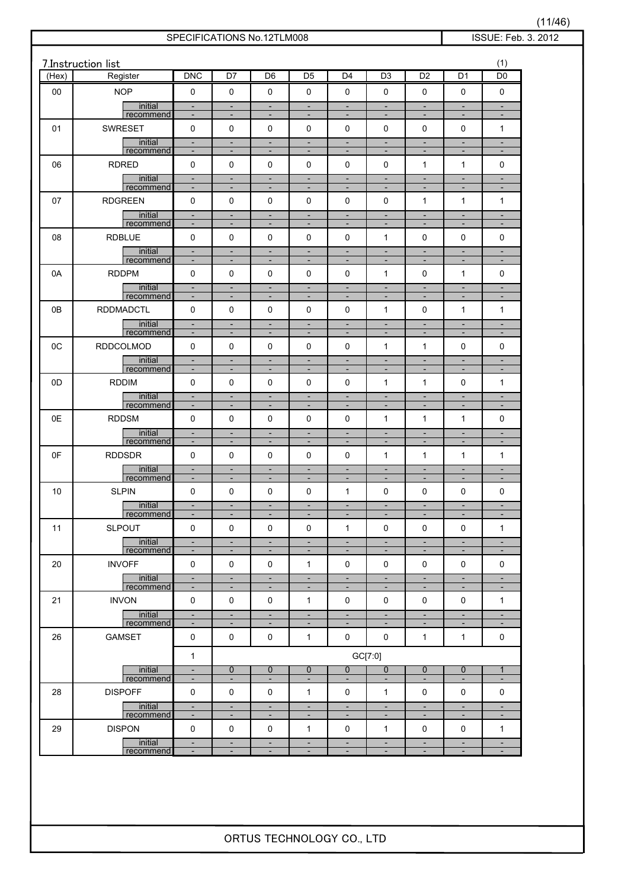## 7.Instruction list

(1)

| (Hex) | Register | DNC | D7 | D6 | D5 | D4 | D3 | D2 | D1 | D0 |
|---|---|---|---|---|---|---|---|---|---|---|
| 00 | NOP | 0 | 0 | 0 | 0 | 0 | 0 | 0 | 0 | 0 |
| | initial | - | - | - | - | - | - | - | - | - |
| | recommend | - | - | - | - | - | - | - | - | - |
| 01 | SWRESET | 0 | 0 | 0 | 0 | 0 | 0 | 0 | 0 | 1 |
| | initial | - | - | - | - | - | - | - | - | - |
| | recommend | - | - | - | - | - | - | - | - | - |
| 06 | RDRED | 0 | 0 | 0 | 0 | 0 | 0 | 1 | 1 | 0 |
| | initial | - | - | - | - | - | - | - | - | - |
| | recommend | - | - | - | - | - | - | - | - | - |
| 07 | RDGREEN | 0 | 0 | 0 | 0 | 0 | 0 | 1 | 1 | 1 |
| | initial | - | - | - | - | - | - | - | - | - |
| | recommend | - | - | - | - | - | - | - | - | - |
| 08 | RDBLUE | 0 | 0 | 0 | 0 | 0 | 1 | 0 | 0 | 0 |
| | initial | - | - | - | - | - | - | - | - | - |
| | recommend | - | - | - | - | - | - | - | - | - |
| 0A | RDDPM | 0 | 0 | 0 | 0 | 0 | 1 | 0 | 1 | 0 |
| | initial | - | - | - | - | - | - | - | - | - |
| | recommend | - | - | - | - | - | - | - | - | - |
| 0B | RDDMADCTL | 0 | 0 | 0 | 0 | 0 | 1 | 0 | 1 | 1 |
| | initial | - | - | - | - | - | - | - | - | - |
| | recommend | - | - | - | - | - | - | - | - | - |
| 0C | RDDCOLMOD | 0 | 0 | 0 | 0 | 0 | 1 | 1 | 0 | 0 |
| | initial | - | - | - | - | - | - | - | - | - |
| | recommend | - | - | - | - | - | - | - | - | - |
| 0D | RDDIM | 0 | 0 | 0 | 0 | 0 | 1 | 1 | 0 | 1 |
| | initial | - | - | - | - | - | - | - | - | - |
| | recommend | - | - | - | - | - | - | - | - | - |
| 0E | RDDSM | 0 | 0 | 0 | 0 | 0 | 1 | 1 | 1 | 0 |
| | initial | - | - | - | - | - | - | - | - | - |
| | recommend | - | - | - | - | - | - | - | - | - |
| 0F | RDDSDR | 0 | 0 | 0 | 0 | 0 | 1 | 1 | 1 | 1 |
| | initial | - | - | - | - | - | - | - | - | - |
| | recommend | - | - | - | - | - | - | - | - | - |
| 10 | SLPIN | 0 | 0 | 0 | 0 | 1 | 0 | 0 | 0 | 0 |
| | initial | - | - | - | - | - | - | - | - | - |
| | recommend | - | - | - | - | - | - | - | - | - |
| 11 | SLPOUT | 0 | 0 | 0 | 0 | 1 | 0 | 0 | 0 | 1 |
| | initial | - | - | - | - | - | - | - | - | - |
| | recommend | - | - | - | - | - | - | - | - | - |
| 20 | INVOFF | 0 | 0 | 0 | 1 | 0 | 0 | 0 | 0 | 0 |
| | initial | - | - | - | - | - | - | - | - | - |
| | recommend | - | - | - | - | - | - | - | - | - |
| 21 | INVON | 0 | 0 | 0 | 1 | 0 | 0 | 0 | 0 | 1 |
| | initial | - | - | - | - | - | - | - | - | - |
| | recommend | - | - | - | - | - | - | - | - | - |
| 26 | GAMSET | 0 | 0 | 0 | 1 | 0 | 0 | 1 | 1 | 0 |
| | | 1 | GC[7:0] | | | | | | | |
| | initial | - | 0 | 0 | 0 | 0 | 0 | 0 | 0 | 1 |
| | recommend | - | - | - | - | - | - | - | - | - |
| 28 | DISPOFF | 0 | 0 | 0 | 1 | 0 | 1 | 0 | 0 | 0 |
| | initial | - | - | - | - | - | - | - | - | - |
| | recommend | - | - | - | - | - | - | - | - | - |
| 29 | DISPON | 0 | 0 | 0 | 1 | 0 | 1 | 0 | 0 | 1 |
| | initial | - | - | - | - | - | - | - | - | - |
| | recommend | - | - | - | - | - | - | - | - | - |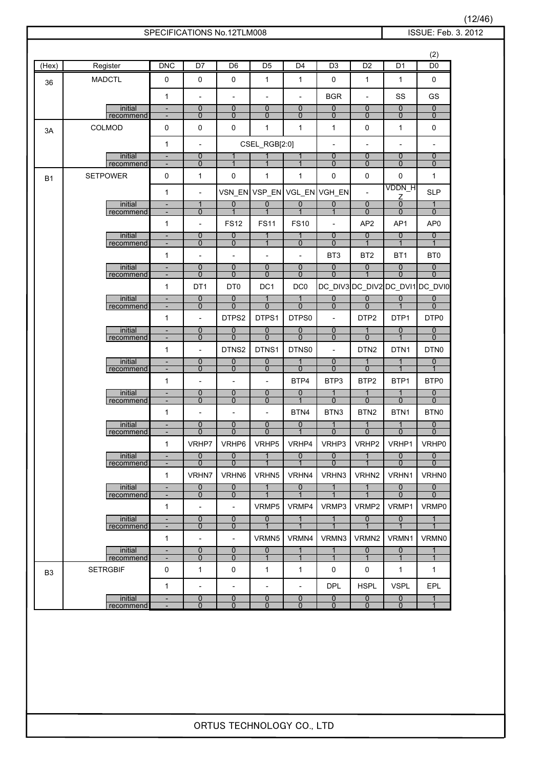(2)

| (Hex) | Register | DNC | D7 | D6 | D5 | D4 | D3 | D2 | D1 | D0 |
|---|---|---|---|---|---|---|---|---|---|---|
| 36 | MADCTL | 0 | 0 | 0 | 1 | 1 | 0 | 1 | 1 | 0 |
| | | 1 | - | - | - | - | BGR | - | SS | GS |
| | initial | - | 0 | 0 | 0 | 0 | 0 | 0 | 0 | 0 |
| | recommend | - | 0 | 0 | 0 | 0 | 0 | 0 | 0 | 0 |
| 3A | COLMOD | 0 | 0 | 0 | 1 | 1 | 1 | 0 | 1 | 0 |
| | | 1 | - | CSEL_RGB[2:0] | | | - | - | - | - |
| | initial | - | 0 | 1 | 1 | 1 | 0 | 0 | 0 | 0 |
| | recommend | - | 0 | 1 | 1 | 1 | 0 | 0 | 0 | 0 |
| B1 | SETPOWER | 0 | 1 | 0 | 1 | 1 | 0 | 0 | 0 | 1 |
| | | 1 | - | VSN_EN | VSP_EN | VGL_EN | VGH_EN | - | VDDN_HZ | SLP |
| | initial | - | 1 | 0 | 0 | 0 | 0 | 0 | 0 | 1 |
| | recommend | - | 0 | 1 | 1 | 1 | 1 | 0 | 0 | 0 |
| | | 1 | - | FS12 | FS11 | FS10 | - | AP2 | AP1 | AP0 |
| | initial | - | 0 | 0 | 1 | 1 | 0 | 0 | 0 | 0 |
| | recommend | - | 0 | 0 | 1 | 0 | 0 | 1 | 1 | 1 |
| | | 1 | - | - | - | - | BT3 | BT2 | BT1 | BT0 |
| | initial | - | 0 | 0 | 0 | 0 | 0 | 0 | 0 | 0 |
| | recommend | - | 0 | 0 | 0 | 0 | 0 | 1 | 0 | 0 |
| | | 1 | DT1 | DT0 | DC1 | DC0 | DC_DIV3 | DC_DIV2 | DC_DVI1 | DC_DVI0 |
| | initial | - | 0 | 0 | 1 | 1 | 0 | 0 | 0 | 0 |
| | recommend | - | 0 | 0 | 0 | 0 | 0 | 0 | 1 | 0 |
| | | 1 | - | DTPS2 | DTPS1 | DTPS0 | - | DTP2 | DTP1 | DTP0 |
| | initial | - | 0 | 0 | 0 | 0 | 0 | 1 | 0 | 0 |
| | recommend | - | 0 | 0 | 0 | 0 | 0 | 0 | 1 | 0 |
| | | 1 | - | DTNS2 | DTNS1 | DTNS0 | - | DTN2 | DTN1 | DTN0 |
| | initial | - | 0 | 0 | 0 | 1 | 0 | 1 | 1 | 0 |
| | recommend | - | 0 | 0 | 0 | 0 | 0 | 0 | 1 | 1 |
| | | 1 | - | - | - | BTP4 | BTP3 | BTP2 | BTP1 | BTP0 |
| | initial | - | 0 | 0 | 0 | 0 | 1 | 1 | 1 | 0 |
| | recommend | - | 0 | 0 | 0 | 1 | 0 | 0 | 0 | 0 |
| | | 1 | - | - | - | BTN4 | BTN3 | BTN2 | BTN1 | BTN0 |
| | initial | - | 0 | 0 | 0 | 0 | 1 | 1 | 1 | 0 |
| | recommend | - | 0 | 0 | 0 | 1 | 0 | 0 | 0 | 0 |
| | | 1 | VRHP7 | VRHP6 | VRHP5 | VRHP4 | VRHP3 | VRHP2 | VRHP1 | VRHP0 |
| | initial | - | 0 | 0 | 1 | 0 | 0 | 1 | 0 | 0 |
| | recommend | - | 0 | 0 | 1 | 1 | 0 | 1 | 0 | 0 |
| | | 1 | VRHN7 | VRHN6 | VRHN5 | VRHN4 | VRHN3 | VRHN2 | VRHN1 | VRHN0 |
| | initial | - | 0 | 0 | 1 | 0 | 1 | 1 | 0 | 0 |
| | recommend | - | 0 | 0 | 1 | 1 | 1 | 1 | 0 | 0 |
| | | 1 | - | - | VRMP5 | VRMP4 | VRMP3 | VRMP2 | VRMP1 | VRMP0 |
| | initial | - | 0 | 0 | 0 | 1 | 1 | 0 | 0 | 1 |
| | recommend | - | 0 | 0 | 1 | 1 | 1 | 1 | 1 | 1 |
| | | 1 | - | - | VRMN5 | VRMN4 | VRMN3 | VRMN2 | VRMN1 | VRMN0 |
| | initial | - | 0 | 0 | 0 | 1 | 1 | 0 | 0 | 1 |
| | recommend | - | 0 | 0 | 1 | 1 | 1 | 1 | 1 | 1 |
| B3 | SETRGBIF | 0 | 1 | 0 | 1 | 1 | 0 | 0 | 1 | 1 |
| | | 1 | - | - | - | - | DPL | HSPL | VSPL | EPL |
| | initial | - | 0 | 0 | 0 | 0 | 0 | 0 | 0 | 1 |
| | recommend | - | 0 | 0 | 0 | 0 | 0 | 0 | 0 | 1 |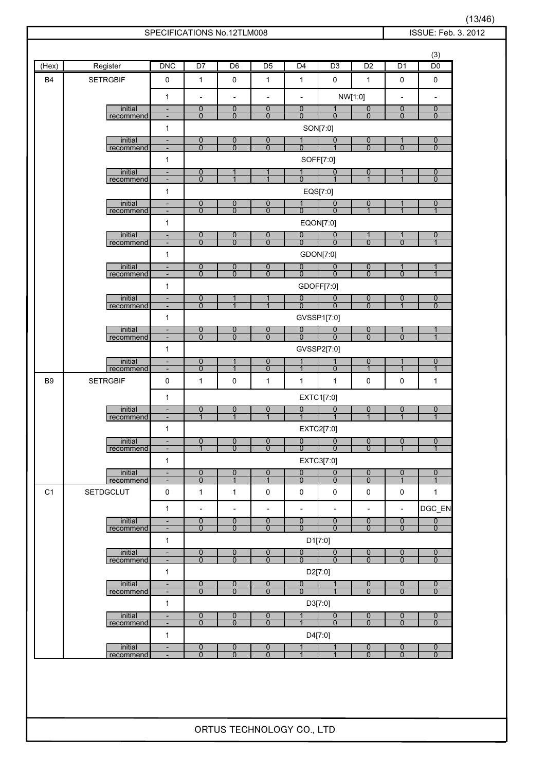(3)

| (Hex) | Register | | DNC | D7 | D6 | D5 | D4 | D3 | D2 | D1 | D0 |
|---|---|---|---|---|---|---|---|---|---|---|---|
| B4 | SETRGBIF | | 0 | 1 | 0 | 1 | 1 | 0 | 1 | 0 | 0 |
| | | | 1 | - | - | - | - | NW[1:0] | | - | - |
| | | initial | - | 0 | 0 | 0 | 0 | 1 | 0 | 0 | 0 |
| | | recommend | - | 0 | 0 | 0 | 0 | 0 | 0 | 0 | 0 |
| | | | 1 | SON[7:0] | | | | | | | |
| | | initial | - | 0 | 0 | 0 | 1 | 0 | 0 | 1 | 0 |
| | | recommend | - | 0 | 0 | 0 | 0 | 1 | 0 | 0 | 0 |
| | | | 1 | SOFF[7:0] | | | | | | | |
| | | initial | - | 0 | 1 | 1 | 1 | 0 | 0 | 1 | 0 |
| | | recommend | - | 0 | 1 | 1 | 0 | 1 | 1 | 1 | 0 |
| | | | 1 | EQS[7:0] | | | | | | | |
| | | initial | - | 0 | 0 | 0 | 1 | 0 | 0 | 1 | 0 |
| | | recommend | - | 0 | 0 | 0 | 0 | 0 | 1 | 1 | 1 |
| | | | 1 | EQON[7:0] | | | | | | | |
| | | initial | - | 0 | 0 | 0 | 0 | 0 | 1 | 1 | 0 |
| | | recommend | - | 0 | 0 | 0 | 0 | 0 | 0 | 0 | 1 |
| | | | 1 | GDON[7:0] | | | | | | | |
| | | initial | - | 0 | 0 | 0 | 0 | 0 | 0 | 1 | 1 |
| | | recommend | - | 0 | 0 | 0 | 0 | 0 | 0 | 0 | 1 |
| | | | 1 | GDOFF[7:0] | | | | | | | |
| | | initial | - | 0 | 1 | 1 | 0 | 0 | 0 | 0 | 0 |
| | | recommend | - | 0 | 1 | 1 | 0 | 0 | 0 | 1 | 0 |
| | | | 1 | GVSSP1[7:0] | | | | | | | |
| | | initial | - | 0 | 0 | 0 | 0 | 0 | 0 | 1 | 1 |
| | | recommend | - | 0 | 0 | 0 | 0 | 0 | 0 | 0 | 1 |
| | | | 1 | GVSSP2[7:0] | | | | | | | |
| | | initial | - | 0 | 1 | 0 | 1 | 1 | 0 | 1 | 0 |
| | | recommend | - | 0 | 1 | 0 | 1 | 0 | 1 | 1 | 1 |
| B9 | SETRGBIF | | 0 | 1 | 0 | 1 | 1 | 1 | 0 | 0 | 1 |
| | | | 1 | EXTC1[7:0] | | | | | | | |
| | | initial | - | 0 | 0 | 0 | 0 | 0 | 0 | 0 | 0 |
| | | recommend | - | 1 | 1 | 1 | 1 | 1 | 1 | 1 | 1 |
| | | | 1 | EXTC2[7:0] | | | | | | | |
| | | initial | - | 0 | 0 | 0 | 0 | 0 | 0 | 0 | 0 |
| | | recommend | - | 1 | 0 | 0 | 0 | 0 | 0 | 1 | 1 |
| | | | 1 | EXTC3[7:0] | | | | | | | |
| | | initial | - | 0 | 0 | 0 | 0 | 0 | 0 | 0 | 0 |
| | | recommend | - | 0 | 1 | 1 | 0 | 0 | 0 | 1 | 1 |
| C1 | SETDGCLUT | | 0 | 1 | 1 | 0 | 0 | 0 | 0 | 0 | 1 |
| | | | 1 | - | - | - | - | - | - | - | DGC_EN |
| | | initial | - | 0 | 0 | 0 | 0 | 0 | 0 | 0 | 0 |
| | | recommend | - | 0 | 0 | 0 | 0 | 0 | 0 | 0 | 0 |
| | | | 1 | D1[7:0] | | | | | | | |
| | | initial | - | 0 | 0 | 0 | 0 | 0 | 0 | 0 | 0 |
| | | recommend | - | 0 | 0 | 0 | 0 | 0 | 0 | 0 | 0 |
| | | | 1 | D2[7:0] | | | | | | | |
| | | initial | - | 0 | 0 | 0 | 0 | 1 | 0 | 0 | 0 |
| | | recommend | - | 0 | 0 | 0 | 0 | 1 | 0 | 0 | 0 |
| | | | 1 | D3[7:0] | | | | | | | |
| | | initial | - | 0 | 0 | 0 | 1 | 0 | 0 | 0 | 0 |
| | | recommend | - | 0 | 0 | 0 | 1 | 0 | 0 | 0 | 0 |
| | | | 1 | D4[7:0] | | | | | | | |
| | | initial | - | 0 | 0 | 0 | 1 | 1 | 0 | 0 | 0 |
| | | recommend | - | 0 | 0 | 0 | 1 | 1 | 0 | 0 | 0 |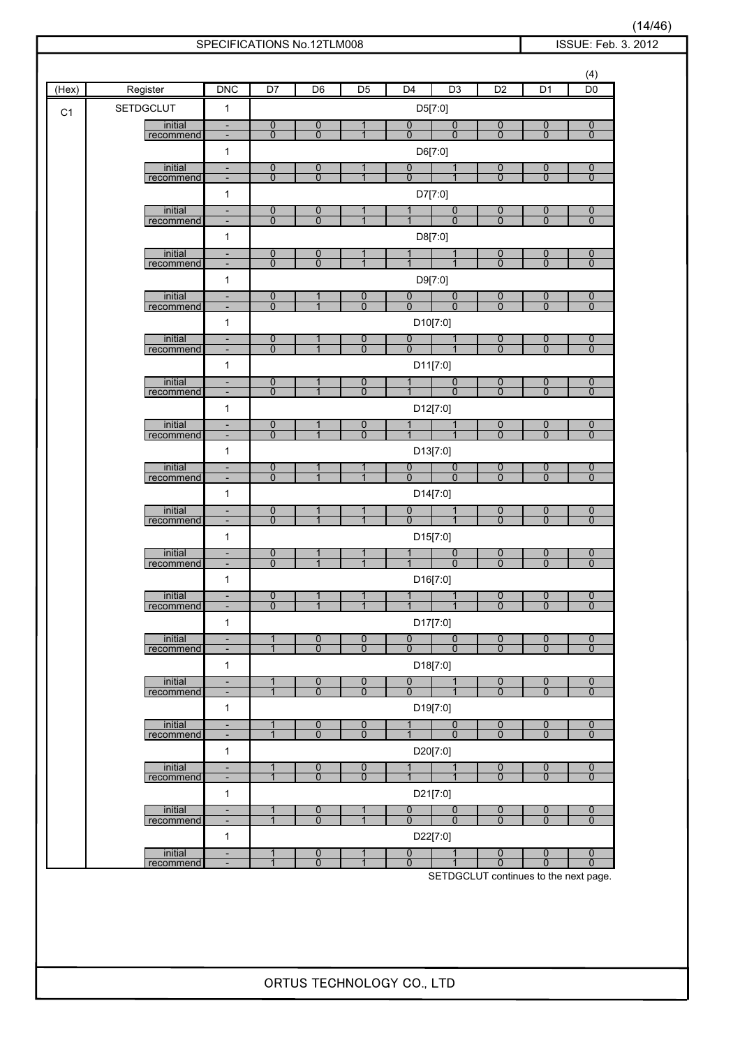SPECIFICATIONS No.12TLM008 ISSUE: Feb. 3. 2012

(4)

| (Hex) | Register | DNC | D7 | D6 | D5 | D4 | D3 | D2 | D1 | D0 |
|---|---|---|---|---|---|---|---|---|---|---|
| C1 | SETDGCLUT | 1 | D5[7:0] | | | | | | | |
| | initial | - | 0 | 0 | 1 | 0 | 0 | 0 | 0 | 0 |
| | recommend | - | 0 | 0 | 1 | 0 | 0 | 0 | 0 | 0 |
| | | 1 | D6[7:0] | | | | | | | |
| | initial | - | 0 | 0 | 1 | 0 | 1 | 0 | 0 | 0 |
| | recommend | - | 0 | 0 | 1 | 0 | 1 | 0 | 0 | 0 |
| | | 1 | D7[7:0] | | | | | | | |
| | initial | - | 0 | 0 | 1 | 1 | 0 | 0 | 0 | 0 |
| | recommend | - | 0 | 0 | 1 | 1 | 0 | 0 | 0 | 0 |
| | | 1 | D8[7:0] | | | | | | | |
| | initial | - | 0 | 0 | 1 | 1 | 1 | 0 | 0 | 0 |
| | recommend | - | 0 | 0 | 1 | 1 | 1 | 0 | 0 | 0 |
| | | 1 | D9[7:0] | | | | | | | |
| | initial | - | 0 | 1 | 0 | 0 | 0 | 0 | 0 | 0 |
| | recommend | - | 0 | 1 | 0 | 0 | 0 | 0 | 0 | 0 |
| | | 1 | D10[7:0] | | | | | | | |
| | initial | - | 0 | 1 | 0 | 0 | 1 | 0 | 0 | 0 |
| | recommend | - | 0 | 1 | 0 | 0 | 1 | 0 | 0 | 0 |
| | | 1 | D11[7:0] | | | | | | | |
| | initial | - | 0 | 1 | 0 | 1 | 0 | 0 | 0 | 0 |
| | recommend | - | 0 | 1 | 0 | 1 | 0 | 0 | 0 | 0 |
| | | 1 | D12[7:0] | | | | | | | |
| | initial | - | 0 | 1 | 0 | 1 | 1 | 0 | 0 | 0 |
| | recommend | - | 0 | 1 | 0 | 1 | 1 | 0 | 0 | 0 |
| | | 1 | D13[7:0] | | | | | | | |
| | initial | - | 0 | 1 | 1 | 0 | 0 | 0 | 0 | 0 |
| | recommend | - | 0 | 1 | 1 | 0 | 0 | 0 | 0 | 0 |
| | | 1 | D14[7:0] | | | | | | | |
| | initial | - | 0 | 1 | 1 | 0 | 1 | 0 | 0 | 0 |
| | recommend | - | 0 | 1 | 1 | 0 | 1 | 0 | 0 | 0 |
| | | 1 | D15[7:0] | | | | | | | |
| | initial | - | 0 | 1 | 1 | 1 | 0 | 0 | 0 | 0 |
| | recommend | - | 0 | 1 | 1 | 1 | 0 | 0 | 0 | 0 |
| | | 1 | D16[7:0] | | | | | | | |
| | initial | - | 0 | 1 | 1 | 1 | 1 | 0 | 0 | 0 |
| | recommend | - | 0 | 1 | 1 | 1 | 1 | 0 | 0 | 0 |
| | | 1 | D17[7:0] | | | | | | | |
| | initial | - | 1 | 0 | 0 | 0 | 0 | 0 | 0 | 0 |
| | recommend | - | 1 | 0 | 0 | 0 | 0 | 0 | 0 | 0 |
| | | 1 | D18[7:0] | | | | | | | |
| | initial | - | 1 | 0 | 0 | 0 | 1 | 0 | 0 | 0 |
| | recommend | - | 1 | 0 | 0 | 0 | 1 | 0 | 0 | 0 |
| | | 1 | D19[7:0] | | | | | | | |
| | initial | - | 1 | 0 | 0 | 1 | 0 | 0 | 0 | 0 |
| | recommend | - | 1 | 0 | 0 | 1 | 0 | 0 | 0 | 0 |
| | | 1 | D20[7:0] | | | | | | | |
| | initial | - | 1 | 0 | 0 | 1 | 1 | 0 | 0 | 0 |
| | recommend | - | 1 | 0 | 0 | 1 | 1 | 0 | 0 | 0 |
| | | 1 | D21[7:0] | | | | | | | |
| | initial | - | 1 | 0 | 1 | 0 | 0 | 0 | 0 | 0 |
| | recommend | - | 1 | 0 | 1 | 0 | 0 | 0 | 0 | 0 |
| | | 1 | D22[7:0] | | | | | | | |
| | initial | - | 1 | 0 | 1 | 0 | 1 | 0 | 0 | 0 |
| | recommend | - | 1 | 0 | 1 | 0 | 1 | 0 | 0 | 0 |

SETDGCLUT continues to the next page.

ORTUS TECHNOLOGY CO., LTD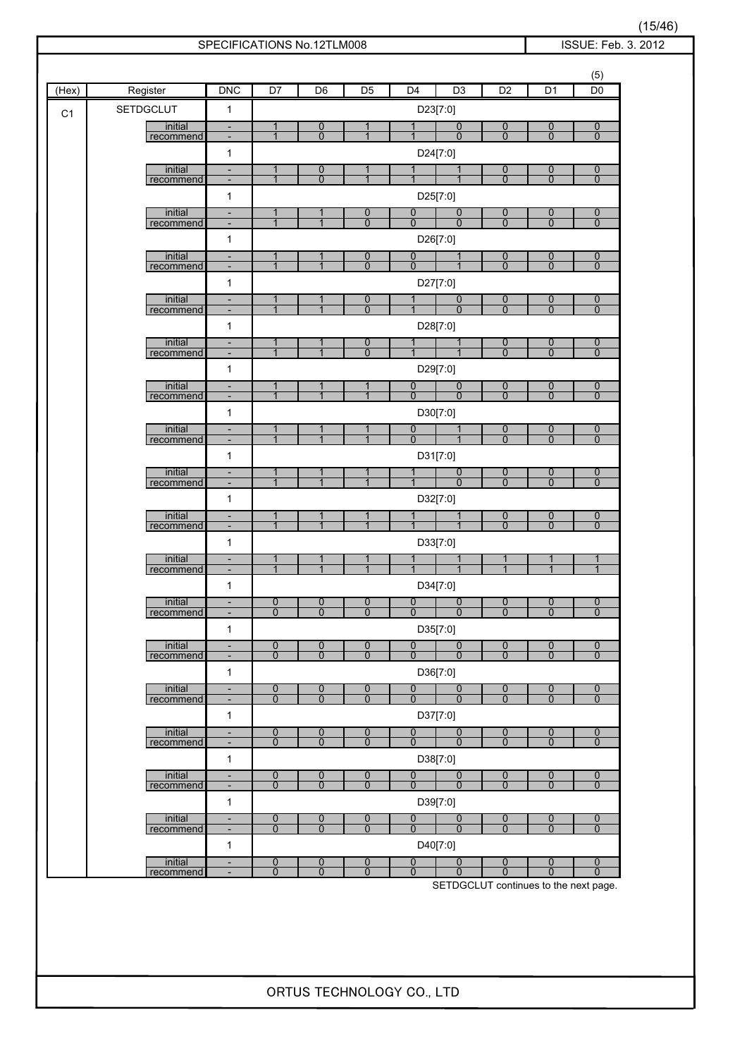(5)

| (Hex) | Register | DNC | D7 | D6 | D5 | D4 | D3 | D2 | D1 | D0 |
|---|---|---|---|---|---|---|---|---|---|---|
| C1 | SETDGCLUT | 1 | D23[7:0] | | | | | | | |
| | initial | - | 1 | 0 | 1 | 1 | 0 | 0 | 0 | 0 |
| | recommend | - | 1 | 0 | 1 | 1 | 0 | 0 | 0 | 0 |
| | | 1 | D24[7:0] | | | | | | | |
| | initial | - | 1 | 0 | 1 | 1 | 1 | 0 | 0 | 0 |
| | recommend | - | 1 | 0 | 1 | 1 | 1 | 0 | 0 | 0 |
| | | 1 | D25[7:0] | | | | | | | |
| | initial | - | 1 | 1 | 0 | 0 | 0 | 0 | 0 | 0 |
| | recommend | - | 1 | 1 | 0 | 0 | 0 | 0 | 0 | 0 |
| | | 1 | D26[7:0] | | | | | | | |
| | initial | - | 1 | 1 | 0 | 0 | 1 | 0 | 0 | 0 |
| | recommend | - | 1 | 1 | 0 | 0 | 1 | 0 | 0 | 0 |
| | | 1 | D27[7:0] | | | | | | | |
| | initial | - | 1 | 1 | 0 | 1 | 0 | 0 | 0 | 0 |
| | recommend | - | 1 | 1 | 0 | 1 | 0 | 0 | 0 | 0 |
| | | 1 | D28[7:0] | | | | | | | |
| | initial | - | 1 | 1 | 0 | 1 | 1 | 0 | 0 | 0 |
| | recommend | - | 1 | 1 | 0 | 1 | 1 | 0 | 0 | 0 |
| | | 1 | D29[7:0] | | | | | | | |
| | initial | - | 1 | 1 | 1 | 0 | 0 | 0 | 0 | 0 |
| | recommend | - | 1 | 1 | 1 | 0 | 0 | 0 | 0 | 0 |
| | | 1 | D30[7:0] | | | | | | | |
| | initial | - | 1 | 1 | 1 | 0 | 1 | 0 | 0 | 0 |
| | recommend | - | 1 | 1 | 1 | 0 | 1 | 0 | 0 | 0 |
| | | 1 | D31[7:0] | | | | | | | |
| | initial | - | 1 | 1 | 1 | 1 | 0 | 0 | 0 | 0 |
| | recommend | - | 1 | 1 | 1 | 1 | 0 | 0 | 0 | 0 |
| | | 1 | D32[7:0] | | | | | | | |
| | initial | - | 1 | 1 | 1 | 1 | 1 | 0 | 0 | 0 |
| | recommend | - | 1 | 1 | 1 | 1 | 1 | 0 | 0 | 0 |
| | | 1 | D33[7:0] | | | | | | | |
| | initial | - | 1 | 1 | 1 | 1 | 1 | 1 | 1 | 1 |
| | recommend | - | 1 | 1 | 1 | 1 | 1 | 1 | 1 | 1 |
| | | 1 | D34[7:0] | | | | | | | |
| | initial | - | 0 | 0 | 0 | 0 | 0 | 0 | 0 | 0 |
| | recommend | - | 0 | 0 | 0 | 0 | 0 | 0 | 0 | 0 |
| | | 1 | D35[7:0] | | | | | | | |
| | initial | - | 0 | 0 | 0 | 0 | 0 | 0 | 0 | 0 |
| | recommend | - | 0 | 0 | 0 | 0 | 0 | 0 | 0 | 0 |
| | | 1 | D36[7:0] | | | | | | | |
| | initial | - | 0 | 0 | 0 | 0 | 0 | 0 | 0 | 0 |
| | recommend | - | 0 | 0 | 0 | 0 | 0 | 0 | 0 | 0 |
| | | 1 | D37[7:0] | | | | | | | |
| | initial | - | 0 | 0 | 0 | 0 | 0 | 0 | 0 | 0 |
| | recommend | - | 0 | 0 | 0 | 0 | 0 | 0 | 0 | 0 |
| | | 1 | D38[7:0] | | | | | | | |
| | initial | - | 0 | 0 | 0 | 0 | 0 | 0 | 0 | 0 |
| | recommend | - | 0 | 0 | 0 | 0 | 0 | 0 | 0 | 0 |
| | | 1 | D39[7:0] | | | | | | | |
| | initial | - | 0 | 0 | 0 | 0 | 0 | 0 | 0 | 0 |
| | recommend | - | 0 | 0 | 0 | 0 | 0 | 0 | 0 | 0 |
| | | 1 | D40[7:0] | | | | | | | |
| | initial | - | 0 | 0 | 0 | 0 | 0 | 0 | 0 | 0 |
| | recommend | - | 0 | 0 | 0 | 0 | 0 | 0 | 0 | 0 |

SETDGCLUT continues to the next page.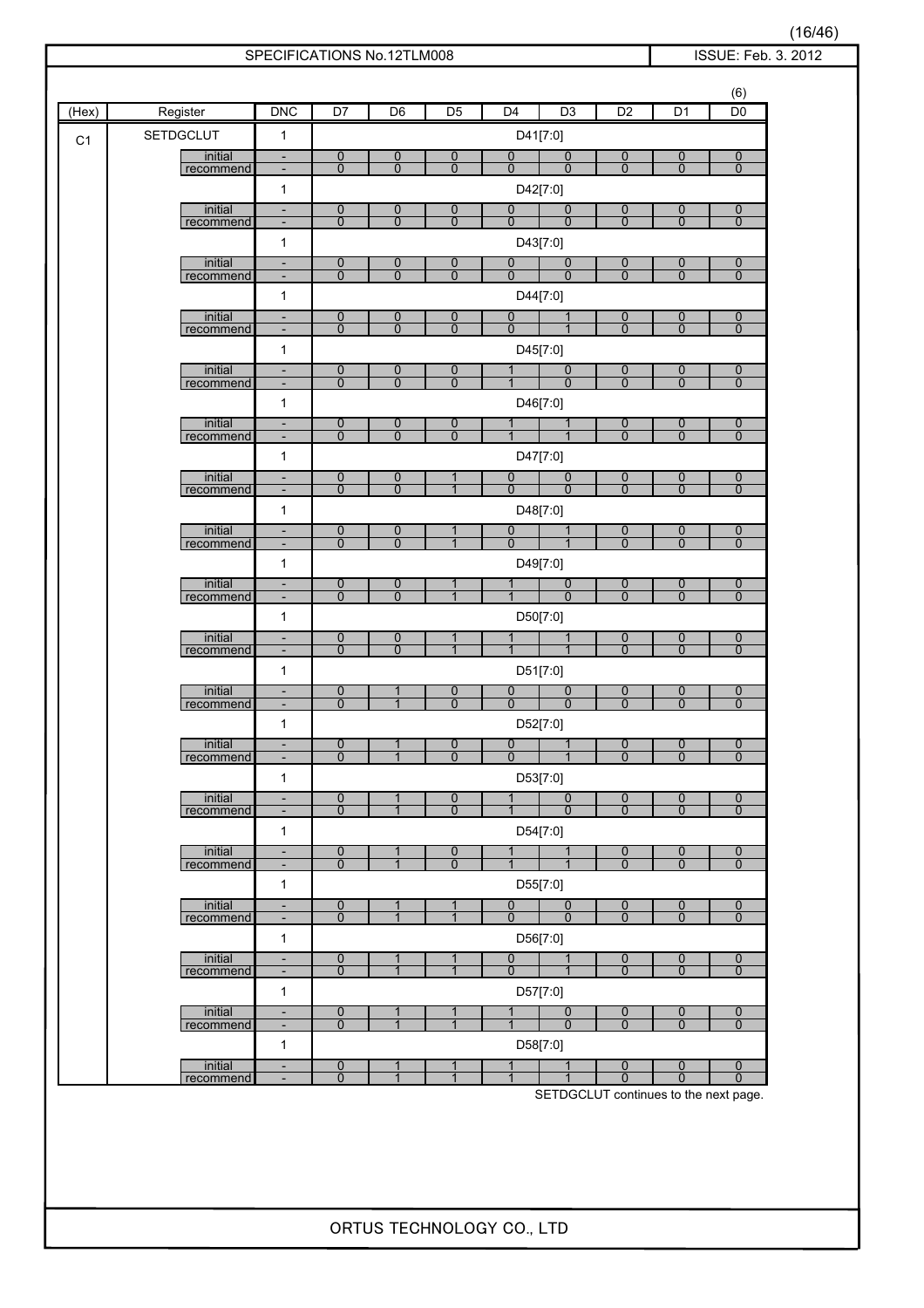(6)

| (Hex) | Register | | DNC | D7 | D6 | D5 | D4 | D3 | D2 | D1 | D0 |
|---|---|---|---|---|---|---|---|---|---|---|---|
| C1 | SETDGCLUT | | 1 | D41[7:0] | | | | | | | |
| | | initial | - | 0 | 0 | 0 | 0 | 0 | 0 | 0 | 0 |
| | | recommend | - | 0 | 0 | 0 | 0 | 0 | 0 | 0 | 0 |
| | | | 1 | D42[7:0] | | | | | | | |
| | | initial | - | 0 | 0 | 0 | 0 | 0 | 0 | 0 | 0 |
| | | recommend | - | 0 | 0 | 0 | 0 | 0 | 0 | 0 | 0 |
| | | | 1 | D43[7:0] | | | | | | | |
| | | initial | - | 0 | 0 | 0 | 0 | 0 | 0 | 0 | 0 |
| | | recommend | - | 0 | 0 | 0 | 0 | 0 | 0 | 0 | 0 |
| | | | 1 | D44[7:0] | | | | | | | |
| | | initial | - | 0 | 0 | 0 | 0 | 1 | 0 | 0 | 0 |
| | | recommend | - | 0 | 0 | 0 | 0 | 1 | 0 | 0 | 0 |
| | | | 1 | D45[7:0] | | | | | | | |
| | | initial | - | 0 | 0 | 0 | 1 | 0 | 0 | 0 | 0 |
| | | recommend | - | 0 | 0 | 0 | 1 | 0 | 0 | 0 | 0 |
| | | | 1 | D46[7:0] | | | | | | | |
| | | initial | - | 0 | 0 | 0 | 1 | 1 | 0 | 0 | 0 |
| | | recommend | - | 0 | 0 | 0 | 1 | 1 | 0 | 0 | 0 |
| | | | 1 | D47[7:0] | | | | | | | |
| | | initial | - | 0 | 0 | 1 | 0 | 0 | 0 | 0 | 0 |
| | | recommend | - | 0 | 0 | 1 | 0 | 0 | 0 | 0 | 0 |
| | | | 1 | D48[7:0] | | | | | | | |
| | | initial | - | 0 | 0 | 1 | 0 | 1 | 0 | 0 | 0 |
| | | recommend | - | 0 | 0 | 1 | 0 | 1 | 0 | 0 | 0 |
| | | | 1 | D49[7:0] | | | | | | | |
| | | initial | - | 0 | 0 | 1 | 1 | 0 | 0 | 0 | 0 |
| | | recommend | - | 0 | 0 | 1 | 1 | 0 | 0 | 0 | 0 |
| | | | 1 | D50[7:0] | | | | | | | |
| | | initial | - | 0 | 0 | 1 | 1 | 1 | 0 | 0 | 0 |
| | | recommend | - | 0 | 0 | 1 | 1 | 1 | 0 | 0 | 0 |
| | | | 1 | D51[7:0] | | | | | | | |
| | | initial | - | 0 | 1 | 0 | 0 | 0 | 0 | 0 | 0 |
| | | recommend | - | 0 | 1 | 0 | 0 | 0 | 0 | 0 | 0 |
| | | | 1 | D52[7:0] | | | | | | | |
| | | initial | - | 0 | 1 | 0 | 0 | 1 | 0 | 0 | 0 |
| | | recommend | - | 0 | 1 | 0 | 0 | 1 | 0 | 0 | 0 |
| | | | 1 | D53[7:0] | | | | | | | |
| | | initial | - | 0 | 1 | 0 | 1 | 0 | 0 | 0 | 0 |
| | | recommend | - | 0 | 1 | 0 | 1 | 0 | 0 | 0 | 0 |
| | | | 1 | D54[7:0] | | | | | | | |
| | | initial | - | 0 | 1 | 0 | 1 | 1 | 0 | 0 | 0 |
| | | recommend | - | 0 | 1 | 0 | 1 | 1 | 0 | 0 | 0 |
| | | | 1 | D55[7:0] | | | | | | | |
| | | initial | - | 0 | 1 | 1 | 0 | 0 | 0 | 0 | 0 |
| | | recommend | - | 0 | 1 | 1 | 0 | 0 | 0 | 0 | 0 |
| | | | 1 | D56[7:0] | | | | | | | |
| | | initial | - | 0 | 1 | 1 | 0 | 1 | 0 | 0 | 0 |
| | | recommend | - | 0 | 1 | 1 | 0 | 1 | 0 | 0 | 0 |
| | | | 1 | D57[7:0] | | | | | | | |
| | | initial | - | 0 | 1 | 1 | 1 | 0 | 0 | 0 | 0 |
| | | recommend | - | 0 | 1 | 1 | 1 | 0 | 0 | 0 | 0 |
| | | | 1 | D58[7:0] | | | | | | | |
| | | initial | - | 0 | 1 | 1 | 1 | 1 | 0 | 0 | 0 |
| | | recommend | - | 0 | 1 | 1 | 1 | 1 | 0 | 0 | 0 |

SETDGCLUT continues to the next page.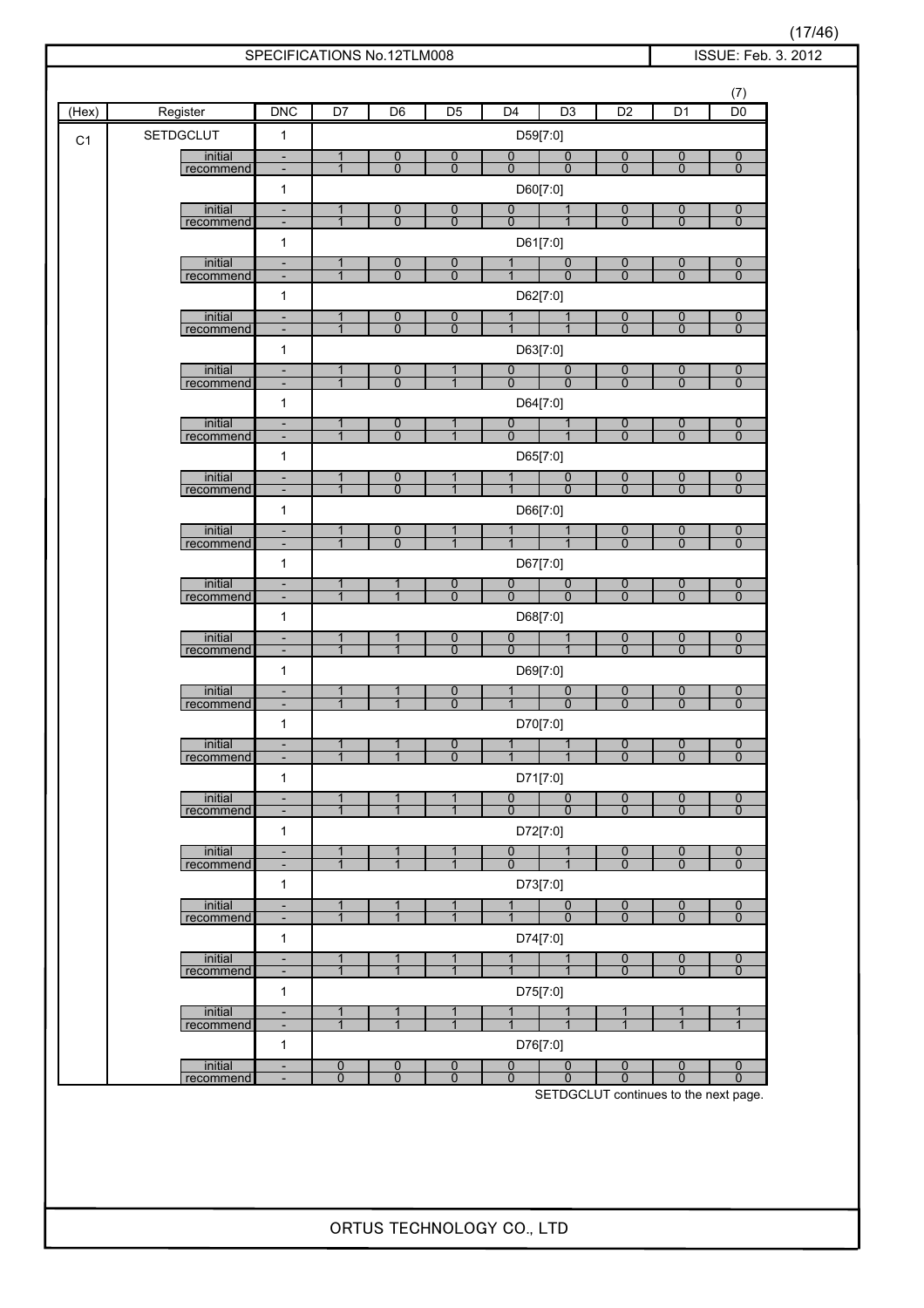SPECIFICATIONS No.12TLM008 | ISSUE: Feb. 3. 2012

(7)

| (Hex) | Register | | DNC | D7 | D6 | D5 | D4 | D3 | D2 | D1 | D0 |
|---|---|---|---|---|---|---|---|---|---|---|---|
| C1 | SETDGCLUT | | 1 | D59[7:0] | | | | | | | |
| | | initial | - | 1 | 0 | 0 | 0 | 0 | 0 | 0 | 0 |
| | | recommend | - | 1 | 0 | 0 | 0 | 0 | 0 | 0 | 0 |
| | | | 1 | D60[7:0] | | | | | | | |
| | | initial | - | 1 | 0 | 0 | 0 | 1 | 0 | 0 | 0 |
| | | recommend | - | 1 | 0 | 0 | 0 | 1 | 0 | 0 | 0 |
| | | | 1 | D61[7:0] | | | | | | | |
| | | initial | - | 1 | 0 | 0 | 1 | 0 | 0 | 0 | 0 |
| | | recommend | - | 1 | 0 | 0 | 1 | 0 | 0 | 0 | 0 |
| | | | 1 | D62[7:0] | | | | | | | |
| | | initial | - | 1 | 0 | 0 | 1 | 1 | 0 | 0 | 0 |
| | | recommend | - | 1 | 0 | 0 | 1 | 1 | 0 | 0 | 0 |
| | | | 1 | D63[7:0] | | | | | | | |
| | | initial | - | 1 | 0 | 1 | 0 | 0 | 0 | 0 | 0 |
| | | recommend | - | 1 | 0 | 1 | 0 | 0 | 0 | 0 | 0 |
| | | | 1 | D64[7:0] | | | | | | | |
| | | initial | - | 1 | 0 | 1 | 0 | 1 | 0 | 0 | 0 |
| | | recommend | - | 1 | 0 | 1 | 0 | 1 | 0 | 0 | 0 |
| | | | 1 | D65[7:0] | | | | | | | |
| | | initial | - | 1 | 0 | 1 | 1 | 0 | 0 | 0 | 0 |
| | | recommend | - | 1 | 0 | 1 | 1 | 0 | 0 | 0 | 0 |
| | | | 1 | D66[7:0] | | | | | | | |
| | | initial | - | 1 | 0 | 1 | 1 | 1 | 0 | 0 | 0 |
| | | recommend | - | 1 | 0 | 1 | 1 | 1 | 0 | 0 | 0 |
| | | | 1 | D67[7:0] | | | | | | | |
| | | initial | - | 1 | 1 | 0 | 0 | 0 | 0 | 0 | 0 |
| | | recommend | - | 1 | 1 | 0 | 0 | 0 | 0 | 0 | 0 |
| | | | 1 | D68[7:0] | | | | | | | |
| | | initial | - | 1 | 1 | 0 | 0 | 1 | 0 | 0 | 0 |
| | | recommend | - | 1 | 1 | 0 | 0 | 1 | 0 | 0 | 0 |
| | | | 1 | D69[7:0] | | | | | | | |
| | | initial | - | 1 | 1 | 0 | 1 | 0 | 0 | 0 | 0 |
| | | recommend | - | 1 | 1 | 0 | 1 | 0 | 0 | 0 | 0 |
| | | | 1 | D70[7:0] | | | | | | | |
| | | initial | - | 1 | 1 | 0 | 1 | 1 | 0 | 0 | 0 |
| | | recommend | - | 1 | 1 | 0 | 1 | 1 | 0 | 0 | 0 |
| | | | 1 | D71[7:0] | | | | | | | |
| | | initial | - | 1 | 1 | 1 | 0 | 0 | 0 | 0 | 0 |
| | | recommend | - | 1 | 1 | 1 | 0 | 0 | 0 | 0 | 0 |
| | | | 1 | D72[7:0] | | | | | | | |
| | | initial | - | 1 | 1 | 1 | 0 | 1 | 0 | 0 | 0 |
| | | recommend | - | 1 | 1 | 1 | 0 | 1 | 0 | 0 | 0 |
| | | | 1 | D73[7:0] | | | | | | | |
| | | initial | - | 1 | 1 | 1 | 1 | 0 | 0 | 0 | 0 |
| | | recommend | - | 1 | 1 | 1 | 1 | 0 | 0 | 0 | 0 |
| | | | 1 | D74[7:0] | | | | | | | |
| | | initial | - | 1 | 1 | 1 | 1 | 1 | 0 | 0 | 0 |
| | | recommend | - | 1 | 1 | 1 | 1 | 1 | 0 | 0 | 0 |
| | | | 1 | D75[7:0] | | | | | | | |
| | | initial | - | 1 | 1 | 1 | 1 | 1 | 1 | 1 | 1 |
| | | recommend | - | 1 | 1 | 1 | 1 | 1 | 1 | 1 | 1 |
| | | | 1 | D76[7:0] | | | | | | | |
| | | initial | - | 0 | 0 | 0 | 0 | 0 | 0 | 0 | 0 |
| | | recommend | - | 0 | 0 | 0 | 0 | 0 | 0 | 0 | 0 |

SETDGCLUT continues to the next page.

ORTUS TECHNOLOGY CO., LTD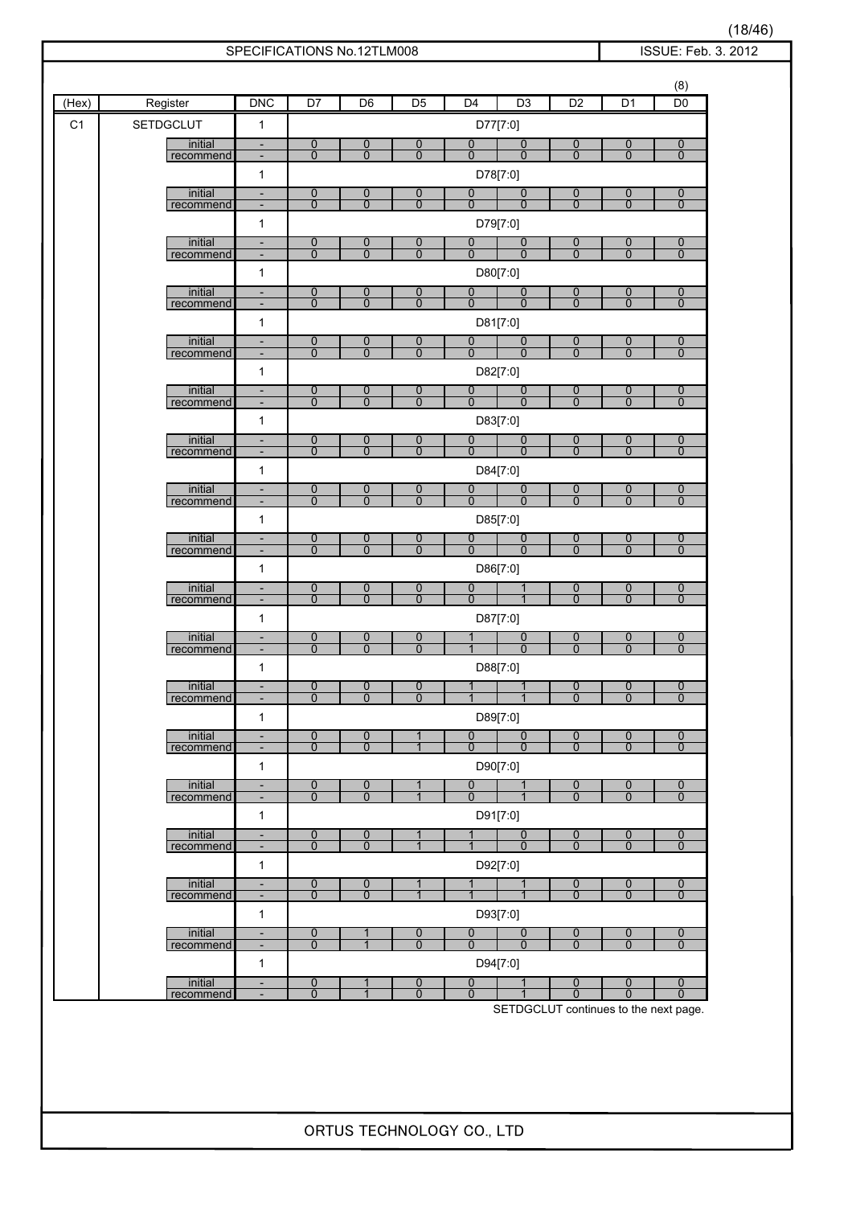(8)

| (Hex) | Register | DNC | D7 | D6 | D5 | D4 | D3 | D2 | D1 | D0 |
|---|---|---|---|---|---|---|---|---|---|---|
| C1 | SETDGCLUT | 1 | D77[7:0] | | | | | | | |
| | initial | - | 0 | 0 | 0 | 0 | 0 | 0 | 0 | 0 |
| | recommend | - | 0 | 0 | 0 | 0 | 0 | 0 | 0 | 0 |
| | | 1 | D78[7:0] | | | | | | | |
| | initial | - | 0 | 0 | 0 | 0 | 0 | 0 | 0 | 0 |
| | recommend | - | 0 | 0 | 0 | 0 | 0 | 0 | 0 | 0 |
| | | 1 | D79[7:0] | | | | | | | |
| | initial | - | 0 | 0 | 0 | 0 | 0 | 0 | 0 | 0 |
| | recommend | - | 0 | 0 | 0 | 0 | 0 | 0 | 0 | 0 |
| | | 1 | D80[7:0] | | | | | | | |
| | initial | - | 0 | 0 | 0 | 0 | 0 | 0 | 0 | 0 |
| | recommend | - | 0 | 0 | 0 | 0 | 0 | 0 | 0 | 0 |
| | | 1 | D81[7:0] | | | | | | | |
| | initial | - | 0 | 0 | 0 | 0 | 0 | 0 | 0 | 0 |
| | recommend | - | 0 | 0 | 0 | 0 | 0 | 0 | 0 | 0 |
| | | 1 | D82[7:0] | | | | | | | |
| | initial | - | 0 | 0 | 0 | 0 | 0 | 0 | 0 | 0 |
| | recommend | - | 0 | 0 | 0 | 0 | 0 | 0 | 0 | 0 |
| | | 1 | D83[7:0] | | | | | | | |
| | initial | - | 0 | 0 | 0 | 0 | 0 | 0 | 0 | 0 |
| | recommend | - | 0 | 0 | 0 | 0 | 0 | 0 | 0 | 0 |
| | | 1 | D84[7:0] | | | | | | | |
| | initial | - | 0 | 0 | 0 | 0 | 0 | 0 | 0 | 0 |
| | recommend | - | 0 | 0 | 0 | 0 | 0 | 0 | 0 | 0 |
| | | 1 | D85[7:0] | | | | | | | |
| | initial | - | 0 | 0 | 0 | 0 | 0 | 0 | 0 | 0 |
| | recommend | - | 0 | 0 | 0 | 0 | 0 | 0 | 0 | 0 |
| | | 1 | D86[7:0] | | | | | | | |
| | initial | - | 0 | 0 | 0 | 0 | 1 | 0 | 0 | 0 |
| | recommend | - | 0 | 0 | 0 | 0 | 1 | 0 | 0 | 0 |
| | | 1 | D87[7:0] | | | | | | | |
| | initial | - | 0 | 0 | 0 | 1 | 0 | 0 | 0 | 0 |
| | recommend | - | 0 | 0 | 0 | 1 | 0 | 0 | 0 | 0 |
| | | 1 | D88[7:0] | | | | | | | |
| | initial | - | 0 | 0 | 0 | 1 | 1 | 0 | 0 | 0 |
| | recommend | - | 0 | 0 | 0 | 1 | 1 | 0 | 0 | 0 |
| | | 1 | D89[7:0] | | | | | | | |
| | initial | - | 0 | 0 | 1 | 0 | 0 | 0 | 0 | 0 |
| | recommend | - | 0 | 0 | 1 | 0 | 0 | 0 | 0 | 0 |
| | | 1 | D90[7:0] | | | | | | | |
| | initial | - | 0 | 0 | 1 | 0 | 1 | 0 | 0 | 0 |
| | recommend | - | 0 | 0 | 1 | 0 | 1 | 0 | 0 | 0 |
| | | 1 | D91[7:0] | | | | | | | |
| | initial | - | 0 | 0 | 1 | 1 | 0 | 0 | 0 | 0 |
| | recommend | - | 0 | 0 | 1 | 1 | 0 | 0 | 0 | 0 |
| | | 1 | D92[7:0] | | | | | | | |
| | initial | - | 0 | 0 | 1 | 1 | 1 | 0 | 0 | 0 |
| | recommend | - | 0 | 0 | 1 | 1 | 1 | 0 | 0 | 0 |
| | | 1 | D93[7:0] | | | | | | | |
| | initial | - | 0 | 1 | 0 | 0 | 0 | 0 | 0 | 0 |
| | recommend | - | 0 | 1 | 0 | 0 | 0 | 0 | 0 | 0 |
| | | 1 | D94[7:0] | | | | | | | |
| | initial | - | 0 | 1 | 0 | 0 | 1 | 0 | 0 | 0 |
| | recommend | - | 0 | 1 | 0 | 0 | 1 | 0 | 0 | 0 |

SETDGCLUT continues to the next page.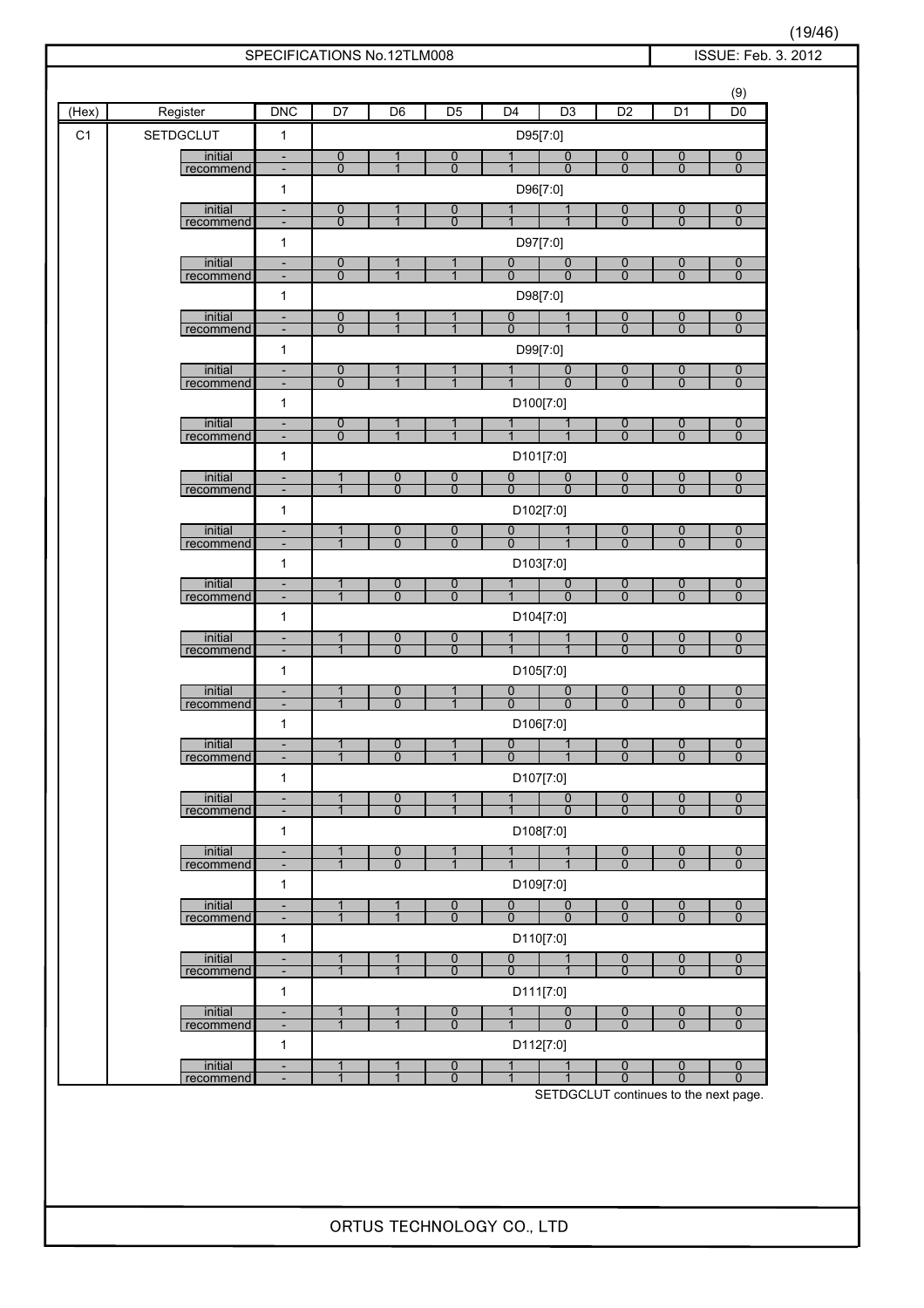SPECIFICATIONS No.12TLM008 | ISSUE: Feb. 3. 2012

(9)

| (Hex) | Register | DNC | D7 | D6 | D5 | D4 | D3 | D2 | D1 | D0 |
|---|---|---|---|---|---|---|---|---|---|---|
| C1 | SETDGCLUT | 1 | D95[7:0] | | | | | | | |
| | initial | - | 0 | 1 | 0 | 1 | 0 | 0 | 0 | 0 |
| | recommend | - | 0 | 1 | 0 | 1 | 0 | 0 | 0 | 0 |
| | | 1 | D96[7:0] | | | | | | | |
| | initial | - | 0 | 1 | 0 | 1 | 1 | 0 | 0 | 0 |
| | recommend | - | 0 | 1 | 0 | 1 | 1 | 0 | 0 | 0 |
| | | 1 | D97[7:0] | | | | | | | |
| | initial | - | 0 | 1 | 1 | 0 | 0 | 0 | 0 | 0 |
| | recommend | - | 0 | 1 | 1 | 0 | 0 | 0 | 0 | 0 |
| | | 1 | D98[7:0] | | | | | | | |
| | initial | - | 0 | 1 | 1 | 0 | 1 | 0 | 0 | 0 |
| | recommend | - | 0 | 1 | 1 | 0 | 1 | 0 | 0 | 0 |
| | | 1 | D99[7:0] | | | | | | | |
| | initial | - | 0 | 1 | 1 | 1 | 0 | 0 | 0 | 0 |
| | recommend | - | 0 | 1 | 1 | 1 | 0 | 0 | 0 | 0 |
| | | 1 | D100[7:0] | | | | | | | |
| | initial | - | 0 | 1 | 1 | 1 | 1 | 0 | 0 | 0 |
| | recommend | - | 0 | 1 | 1 | 1 | 1 | 0 | 0 | 0 |
| | | 1 | D101[7:0] | | | | | | | |
| | initial | - | 1 | 0 | 0 | 0 | 0 | 0 | 0 | 0 |
| | recommend | - | 1 | 0 | 0 | 0 | 0 | 0 | 0 | 0 |
| | | 1 | D102[7:0] | | | | | | | |
| | initial | - | 1 | 0 | 0 | 0 | 1 | 0 | 0 | 0 |
| | recommend | - | 1 | 0 | 0 | 0 | 1 | 0 | 0 | 0 |
| | | 1 | D103[7:0] | | | | | | | |
| | initial | - | 1 | 0 | 0 | 1 | 0 | 0 | 0 | 0 |
| | recommend | - | 1 | 0 | 0 | 1 | 0 | 0 | 0 | 0 |
| | | 1 | D104[7:0] | | | | | | | |
| | initial | - | 1 | 0 | 0 | 1 | 1 | 0 | 0 | 0 |
| | recommend | - | 1 | 0 | 0 | 1 | 1 | 0 | 0 | 0 |
| | | 1 | D105[7:0] | | | | | | | |
| | initial | - | 1 | 0 | 1 | 0 | 0 | 0 | 0 | 0 |
| | recommend | - | 1 | 0 | 1 | 0 | 0 | 0 | 0 | 0 |
| | | 1 | D106[7:0] | | | | | | | |
| | initial | - | 1 | 0 | 1 | 0 | 1 | 0 | 0 | 0 |
| | recommend | - | 1 | 0 | 1 | 0 | 1 | 0 | 0 | 0 |
| | | 1 | D107[7:0] | | | | | | | |
| | initial | - | 1 | 0 | 1 | 1 | 0 | 0 | 0 | 0 |
| | recommend | - | 1 | 0 | 1 | 1 | 0 | 0 | 0 | 0 |
| | | 1 | D108[7:0] | | | | | | | |
| | initial | - | 1 | 0 | 1 | 1 | 1 | 0 | 0 | 0 |
| | recommend | - | 1 | 0 | 1 | 1 | 1 | 0 | 0 | 0 |
| | | 1 | D109[7:0] | | | | | | | |
| | initial | - | 1 | 1 | 0 | 0 | 0 | 0 | 0 | 0 |
| | recommend | - | 1 | 1 | 0 | 0 | 0 | 0 | 0 | 0 |
| | | 1 | D110[7:0] | | | | | | | |
| | initial | - | 1 | 1 | 0 | 0 | 1 | 0 | 0 | 0 |
| | recommend | - | 1 | 1 | 0 | 0 | 1 | 0 | 0 | 0 |
| | | 1 | D111[7:0] | | | | | | | |
| | initial | - | 1 | 1 | 0 | 1 | 0 | 0 | 0 | 0 |
| | recommend | - | 1 | 1 | 0 | 1 | 0 | 0 | 0 | 0 |
| | | 1 | D112[7:0] | | | | | | | |
| | initial | - | 1 | 1 | 0 | 1 | 1 | 0 | 0 | 0 |
| | recommend | - | 1 | 1 | 0 | 1 | 1 | 0 | 0 | 0 |

SETDGCLUT continues to the next page.

ORTUS TECHNOLOGY CO., LTD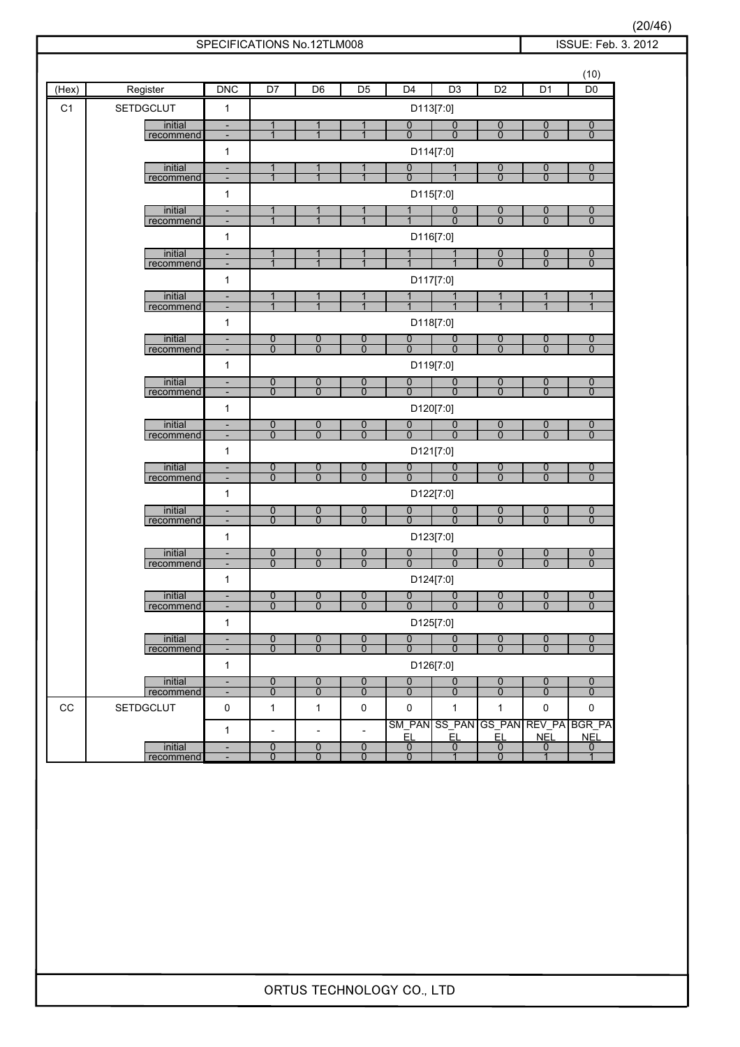SPECIFICATIONS No.12TLM008 | ISSUE: Feb. 3. 2012

(10)

| (Hex) | Register | | DNC | D7 | D6 | D5 | D4 | D3 | D2 | D1 | D0 |
|---|---|---|---|---|---|---|---|---|---|---|---|
| C1 | SETDGCLUT | | 1 | D113[7:0] | | | | | | | |
| | | initial | - | 1 | 1 | 1 | 0 | 0 | 0 | 0 | 0 |
| | | recommend | - | 1 | 1 | 1 | 0 | 0 | 0 | 0 | 0 |
| | | | 1 | D114[7:0] | | | | | | | |
| | | initial | - | 1 | 1 | 1 | 0 | 1 | 0 | 0 | 0 |
| | | recommend | - | 1 | 1 | 1 | 0 | 1 | 0 | 0 | 0 |
| | | | 1 | D115[7:0] | | | | | | | |
| | | initial | - | 1 | 1 | 1 | 1 | 0 | 0 | 0 | 0 |
| | | recommend | - | 1 | 1 | 1 | 1 | 0 | 0 | 0 | 0 |
| | | | 1 | D116[7:0] | | | | | | | |
| | | initial | - | 1 | 1 | 1 | 1 | 1 | 0 | 0 | 0 |
| | | recommend | - | 1 | 1 | 1 | 1 | 1 | 0 | 0 | 0 |
| | | | 1 | D117[7:0] | | | | | | | |
| | | initial | - | 1 | 1 | 1 | 1 | 1 | 1 | 1 | 1 |
| | | recommend | - | 1 | 1 | 1 | 1 | 1 | 1 | 1 | 1 |
| | | | 1 | D118[7:0] | | | | | | | |
| | | initial | - | 0 | 0 | 0 | 0 | 0 | 0 | 0 | 0 |
| | | recommend | - | 0 | 0 | 0 | 0 | 0 | 0 | 0 | 0 |
| | | | 1 | D119[7:0] | | | | | | | |
| | | initial | - | 0 | 0 | 0 | 0 | 0 | 0 | 0 | 0 |
| | | recommend | - | 0 | 0 | 0 | 0 | 0 | 0 | 0 | 0 |
| | | | 1 | D120[7:0] | | | | | | | |
| | | initial | - | 0 | 0 | 0 | 0 | 0 | 0 | 0 | 0 |
| | | recommend | - | 0 | 0 | 0 | 0 | 0 | 0 | 0 | 0 |
| | | | 1 | D121[7:0] | | | | | | | |
| | | initial | - | 0 | 0 | 0 | 0 | 0 | 0 | 0 | 0 |
| | | recommend | - | 0 | 0 | 0 | 0 | 0 | 0 | 0 | 0 |
| | | | 1 | D122[7:0] | | | | | | | |
| | | initial | - | 0 | 0 | 0 | 0 | 0 | 0 | 0 | 0 |
| | | recommend | - | 0 | 0 | 0 | 0 | 0 | 0 | 0 | 0 |
| | | | 1 | D123[7:0] | | | | | | | |
| | | initial | - | 0 | 0 | 0 | 0 | 0 | 0 | 0 | 0 |
| | | recommend | - | 0 | 0 | 0 | 0 | 0 | 0 | 0 | 0 |
| | | | 1 | D124[7:0] | | | | | | | |
| | | initial | - | 0 | 0 | 0 | 0 | 0 | 0 | 0 | 0 |
| | | recommend | - | 0 | 0 | 0 | 0 | 0 | 0 | 0 | 0 |
| | | | 1 | D125[7:0] | | | | | | | |
| | | initial | - | 0 | 0 | 0 | 0 | 0 | 0 | 0 | 0 |
| | | recommend | - | 0 | 0 | 0 | 0 | 0 | 0 | 0 | 0 |
| | | | 1 | D126[7:0] | | | | | | | |
| | | initial | - | 0 | 0 | 0 | 0 | 0 | 0 | 0 | 0 |
| | | recommend | - | 0 | 0 | 0 | 0 | 0 | 0 | 0 | 0 |
| CC | SETDGCLUT | | 0 | 1 | 1 | 0 | 0 | 1 | 1 | 0 | 0 |
| | | | 1 | - | - | - | SM_PANEL | SS_PANEL | GS_PANEL | REV_PANEL | BGR_PANEL |
| | | initial | - | 0 | 0 | 0 | 0 | 0 | 0 | 0 | 0 |
| | | recommend | - | 0 | 0 | 0 | 0 | 1 | 0 | 1 | 1 |

ORTUS TECHNOLOGY CO., LTD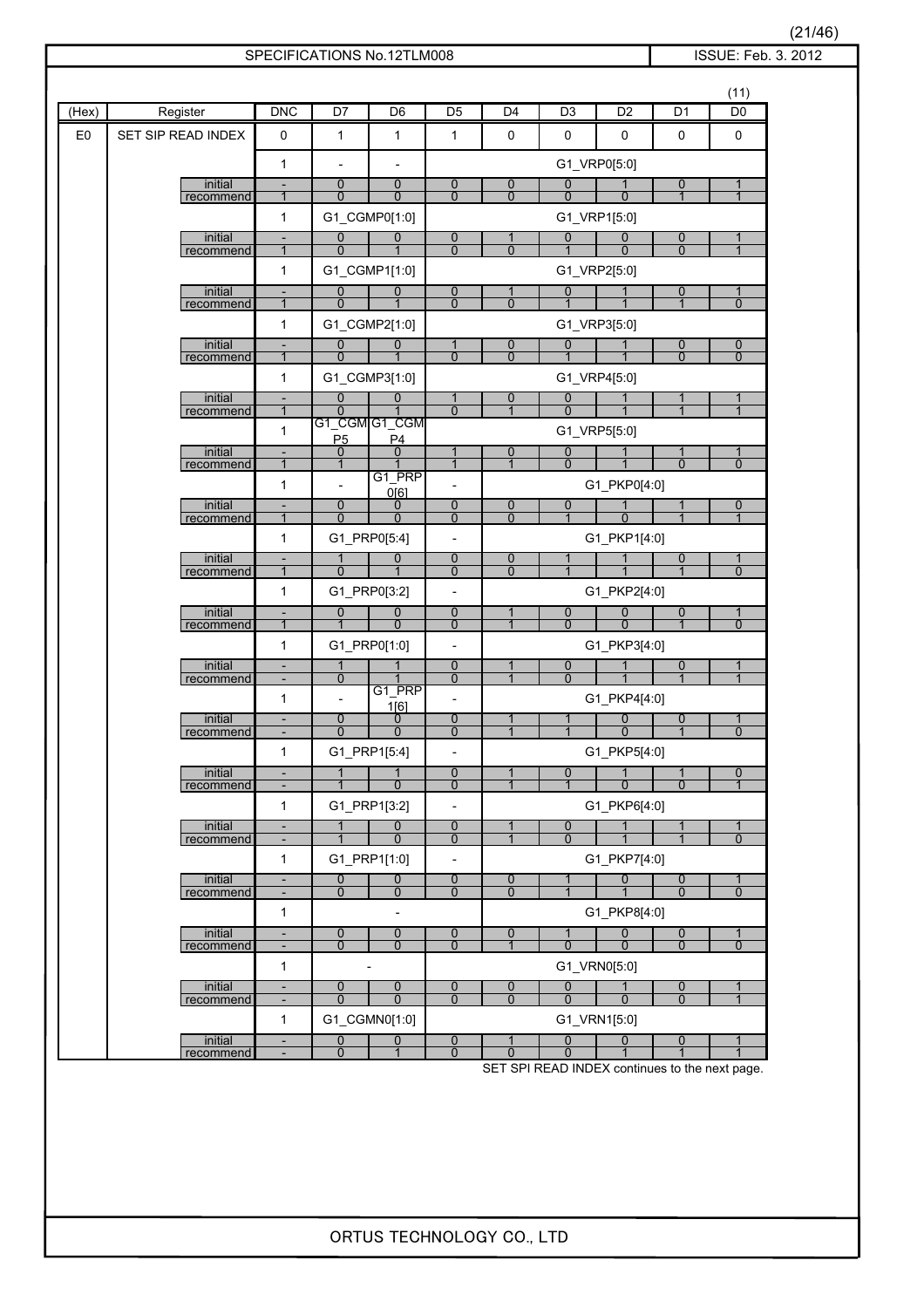SPECIFICATIONS No.12TLM008 | ISSUE: Feb. 3. 2012

(11)

| (Hex) | Register | DNC | D7 | D6 | D5 | D4 | D3 | D2 | D1 | D0 |
|---|---|---|---|---|---|---|---|---|---|---|
| E0 | SET SIP READ INDEX | 0 | 1 | 1 | 1 | 0 | 0 | 0 | 0 | 0 |
| | | 1 | - | - | G1_VRP0[5:0] | | | | | |
| | initial | - | 0 | 0 | 0 | 0 | 0 | 1 | 0 | 1 |
| | recommend | 1 | 0 | 0 | 0 | 0 | 0 | 0 | 1 | 1 |
| | | 1 | G1_CGMP0[1:0] | | G1_VRP1[5:0] | | | | | |
| | initial | - | 0 | 0 | 0 | 1 | 0 | 0 | 0 | 1 |
| | recommend | 1 | 0 | 1 | 0 | 0 | 1 | 0 | 0 | 1 |
| | | 1 | G1_CGMP1[1:0] | | G1_VRP2[5:0] | | | | | |
| | initial | - | 0 | 0 | 0 | 1 | 0 | 1 | 0 | 1 |
| | recommend | 1 | 0 | 1 | 0 | 0 | 1 | 1 | 1 | 0 |
| | | 1 | G1_CGMP2[1:0] | | G1_VRP3[5:0] | | | | | |
| | initial | - | 0 | 0 | 1 | 0 | 0 | 1 | 0 | 0 |
| | recommend | 1 | 0 | 1 | 0 | 0 | 1 | 1 | 0 | 0 |
| | | 1 | G1_CGMP3[1:0] | | G1_VRP4[5:0] | | | | | |
| | initial | - | 0 | 0 | 1 | 0 | 0 | 1 | 1 | 1 |
| | recommend | 1 | 0 | 1 | 0 | 1 | 0 | 1 | 1 | 1 |
| | | 1 | G1_CGMP5 | G1_CGMP4 | G1_VRP5[5:0] | | | | | |
| | initial | - | 0 | 0 | 1 | 0 | 0 | 1 | 1 | 1 |
| | recommend | 1 | 1 | 1 | 1 | 1 | 0 | 1 | 0 | 0 |
| | | 1 | - | G1_PRP0[6] | - | G1_PKP0[4:0] | | | | |
| | initial | - | 0 | 0 | 0 | 0 | 0 | 1 | 1 | 0 |
| | recommend | 1 | 0 | 0 | 0 | 0 | 1 | 0 | 1 | 1 |
| | | 1 | G1_PRP0[5:4] | | - | G1_PKP1[4:0] | | | | |
| | initial | - | 1 | 0 | 0 | 0 | 1 | 1 | 0 | 1 |
| | recommend | 1 | 0 | 1 | 0 | 0 | 1 | 1 | 1 | 0 |
| | | 1 | G1_PRP0[3:2] | | - | G1_PKP2[4:0] | | | | |
| | initial | - | 0 | 0 | 0 | 1 | 0 | 0 | 0 | 1 |
| | recommend | 1 | 1 | 0 | 0 | 1 | 0 | 0 | 1 | 0 |
| | | 1 | G1_PRP0[1:0] | | - | G1_PKP3[4:0] | | | | |
| | initial | - | 1 | 1 | 0 | 1 | 0 | 1 | 0 | 1 |
| | recommend | - | 0 | 1 | 0 | 1 | 0 | 1 | 1 | 1 |
| | | 1 | - | G1_PRP1[6] | - | G1_PKP4[4:0] | | | | |
| | initial | - | 0 | 0 | 0 | 1 | 1 | 0 | 0 | 1 |
| | recommend | - | 0 | 0 | 0 | 1 | 1 | 0 | 1 | 0 |
| | | 1 | G1_PRP1[5:4] | | - | G1_PKP5[4:0] | | | | |
| | initial | - | 1 | 1 | 0 | 1 | 0 | 1 | 1 | 0 |
| | recommend | - | 1 | 0 | 0 | 1 | 1 | 0 | 0 | 1 |
| | | 1 | G1_PRP1[3:2] | | - | G1_PKP6[4:0] | | | | |
| | initial | - | 1 | 0 | 0 | 1 | 0 | 1 | 1 | 1 |
| | recommend | - | 1 | 0 | 0 | 1 | 0 | 1 | 1 | 0 |
| | | 1 | G1_PRP1[1:0] | | - | G1_PKP7[4:0] | | | | |
| | initial | - | 0 | 0 | 0 | 0 | 1 | 0 | 0 | 1 |
| | recommend | - | 0 | 0 | 0 | 0 | 1 | 1 | 0 | 0 |
| | | 1 | - | | | G1_PKP8[4:0] | | | | |
| | initial | - | 0 | 0 | 0 | 0 | 1 | 0 | 0 | 1 |
| | recommend | - | 0 | 0 | 0 | 1 | 0 | 0 | 0 | 0 |
| | | 1 | - | | G1_VRN0[5:0] | | | | | |
| | initial | - | 0 | 0 | 0 | 0 | 0 | 1 | 0 | 1 |
| | recommend | - | 0 | 0 | 0 | 0 | 0 | 0 | 0 | 1 |
| | | 1 | G1_CGMN0[1:0] | | G1_VRN1[5:0] | | | | | |
| | initial | - | 0 | 0 | 0 | 1 | 0 | 0 | 0 | 1 |
| | recommend | - | 0 | 1 | 0 | 0 | 0 | 1 | 1 | 1 |

SET SPI READ INDEX continues to the next page.

ORTUS TECHNOLOGY CO., LTD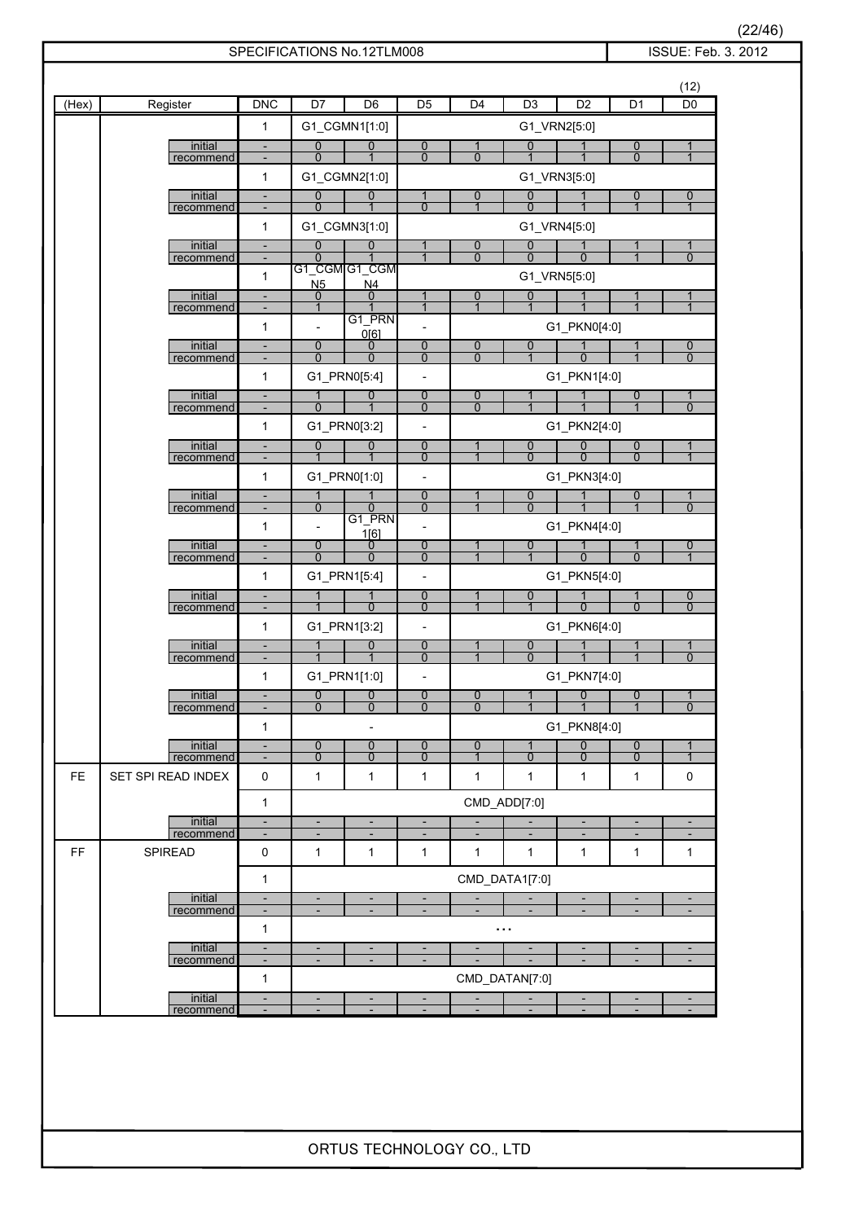SPECIFICATIONS No.12TLM008 | ISSUE: Feb. 3. 2012

(12)

| (Hex) | Register | DNC | D7 | D6 | D5 | D4 | D3 | D2 | D1 | D0 |
|---|---|---|---|---|---|---|---|---|---|---|
| | | 1 | G1_CGMN1[1:0] | | G1_VRN2[5:0] | | | | | |
| | initial | - | 0 | 0 | 0 | 1 | 0 | 1 | 0 | 1 |
| | recommend | - | 0 | 1 | 0 | 0 | 1 | 1 | 0 | 1 |
| | | 1 | G1_CGMN2[1:0] | | G1_VRN3[5:0] | | | | | |
| | initial | - | 0 | 0 | 1 | 0 | 0 | 1 | 0 | 0 |
| | recommend | - | 0 | 1 | 0 | 1 | 0 | 1 | 1 | 1 |
| | | 1 | G1_CGMN3[1:0] | | G1_VRN4[5:0] | | | | | |
| | initial | - | 0 | 0 | 1 | 0 | 0 | 1 | 1 | 1 |
| | recommend | - | 0 | 1 | 1 | 0 | 0 | 0 | 1 | 0 |
| | | 1 | G1_CGMN5 | G1_CGMN4 | G1_VRN5[5:0] | | | | | |
| | initial | - | 0 | 0 | 1 | 0 | 0 | 1 | 1 | 1 |
| | recommend | - | 1 | 1 | 1 | 1 | 1 | 1 | 1 | 1 |
| | | 1 | - | G1_PRN0[6] | - | G1_PKN0[4:0] | | | | |
| | initial | - | 0 | 0 | 0 | 0 | 0 | 1 | 1 | 0 |
| | recommend | - | 0 | 0 | 0 | 0 | 1 | 0 | 1 | 0 |
| | | 1 | G1_PRN0[5:4] | | - | G1_PKN1[4:0] | | | | |
| | initial | - | 1 | 0 | 0 | 0 | 1 | 1 | 0 | 1 |
| | recommend | - | 0 | 1 | 0 | 0 | 1 | 1 | 1 | 0 |
| | | 1 | G1_PRN0[3:2] | | - | G1_PKN2[4:0] | | | | |
| | initial | - | 0 | 0 | 0 | 1 | 0 | 0 | 0 | 1 |
| | recommend | - | 1 | 1 | 0 | 1 | 0 | 0 | 0 | 1 |
| | | 1 | G1_PRN0[1:0] | | - | G1_PKN3[4:0] | | | | |
| | initial | - | 1 | 1 | 0 | 1 | 0 | 1 | 0 | 1 |
| | recommend | - | 0 | 0 | 0 | 1 | 0 | 1 | 1 | 0 |
| | | 1 | - | G1_PRN1[6] | - | G1_PKN4[4:0] | | | | |
| | initial | - | 0 | 0 | 0 | 1 | 0 | 1 | 1 | 0 |
| | recommend | - | 0 | 0 | 0 | 1 | 1 | 0 | 0 | 1 |
| | | 1 | G1_PRN1[5:4] | | - | G1_PKN5[4:0] | | | | |
| | initial | - | 1 | 1 | 0 | 1 | 0 | 1 | 1 | 0 |
| | recommend | - | 1 | 0 | 0 | 1 | 1 | 0 | 0 | 0 |
| | | 1 | G1_PRN1[3:2] | | - | G1_PKN6[4:0] | | | | |
| | initial | - | 1 | 0 | 0 | 1 | 0 | 1 | 1 | 1 |
| | recommend | - | 1 | 1 | 0 | 1 | 0 | 1 | 1 | 0 |
| | | 1 | G1_PRN1[1:0] | | - | G1_PKN7[4:0] | | | | |
| | initial | - | 0 | 0 | 0 | 0 | 1 | 0 | 0 | 1 |
| | recommend | - | 0 | 0 | 0 | 0 | 1 | 1 | 1 | 0 |
| | | 1 | - | | | G1_PKN8[4:0] | | | | |
| | initial | - | 0 | 0 | 0 | 0 | 1 | 0 | 0 | 1 |
| | recommend | - | 0 | 0 | 0 | 1 | 0 | 0 | 0 | 1 |
| FE | SET SPI READ INDEX | 0 | 1 | 1 | 1 | 1 | 1 | 1 | 1 | 0 |
| | | 1 | CMD_ADD[7:0] | | | | | | | |
| | initial | - | - | - | - | - | - | - | - | - |
| | recommend | - | - | - | - | - | - | - | - | - |
| FF | SPIREAD | 0 | 1 | 1 | 1 | 1 | 1 | 1 | 1 | 1 |
| | | 1 | CMD_DATA1[7:0] | | | | | | | |
| | initial | - | - | - | - | - | - | - | - | - |
| | recommend | - | - | - | - | - | - | - | - | - |
| | | 1 | ... | | | | | | | |
| | initial | - | - | - | - | - | - | - | - | - |
| | recommend | - | - | - | - | - | - | - | - | - |
| | | 1 | CMD_DATAN[7:0] | | | | | | | |
| | initial | - | - | - | - | - | - | - | - | - |
| | recommend | - | - | - | - | - | - | - | - | - |

ORTUS TECHNOLOGY CO., LTD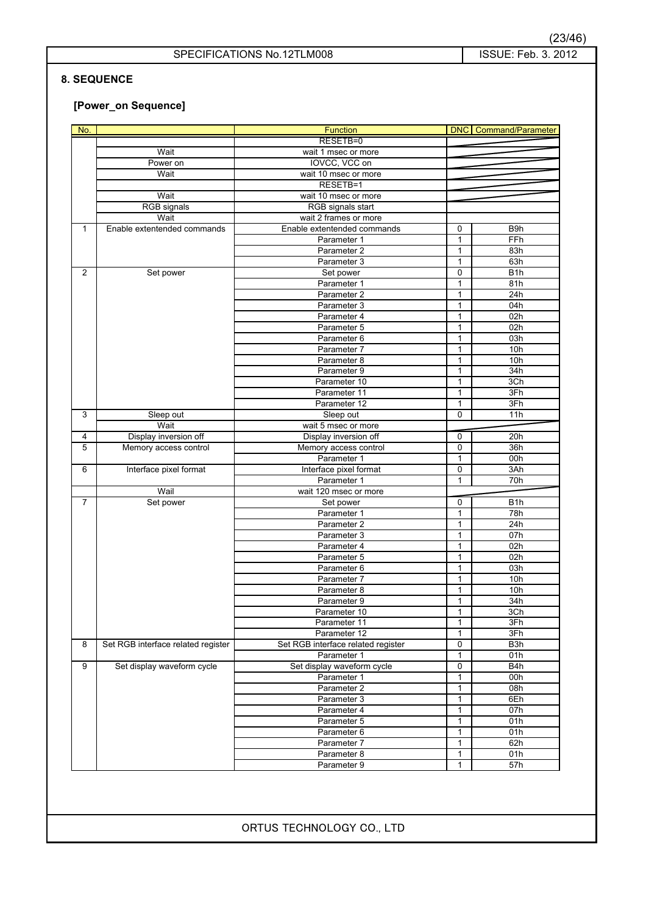## 8. SEQUENCE

### [Power_on Sequence]

| No. | | Function | DNC | Command/Parameter |
|---|---|---|---|---|
| | | RESETB=0 | | |
| | Wait | wait 1 msec or more | | |
| | Power on | IOVCC, VCC on | | |
| | Wait | wait 10 msec or more | | |
| | | RESETB=1 | | |
| | Wait | wait 10 msec or more | | |
| | RGB signals | RGB signals start | | |
| | Wait | wait 2 frames or more | | |
| 1 | Enable extentended commands | Enable extentended commands | 0 | B9h |
| | | Parameter 1 | 1 | FFh |
| | | Parameter 2 | 1 | 83h |
| | | Parameter 3 | 1 | 63h |
| 2 | Set power | Set power | 0 | B1h |
| | | Parameter 1 | 1 | 81h |
| | | Parameter 2 | 1 | 24h |
| | | Parameter 3 | 1 | 04h |
| | | Parameter 4 | 1 | 02h |
| | | Parameter 5 | 1 | 02h |
| | | Parameter 6 | 1 | 03h |
| | | Parameter 7 | 1 | 10h |
| | | Parameter 8 | 1 | 10h |
| | | Parameter 9 | 1 | 34h |
| | | Parameter 10 | 1 | 3Ch |
| | | Parameter 11 | 1 | 3Fh |
| | | Parameter 12 | 1 | 3Fh |
| 3 | Sleep out | Sleep out | 0 | 11h |
| | Wait | wait 5 msec or more | | |
| 4 | Display inversion off | Display inversion off | 0 | 20h |
| 5 | Memory access control | Memory access control | 0 | 36h |
| | | Parameter 1 | 1 | 00h |
| 6 | Interface pixel format | Interface pixel format | 0 | 3Ah |
| | | Parameter 1 | 1 | 70h |
| | Wail | wait 120 msec or more | | |
| 7 | Set power | Set power | 0 | B1h |
| | | Parameter 1 | 1 | 78h |
| | | Parameter 2 | 1 | 24h |
| | | Parameter 3 | 1 | 07h |
| | | Parameter 4 | 1 | 02h |
| | | Parameter 5 | 1 | 02h |
| | | Parameter 6 | 1 | 03h |
| | | Parameter 7 | 1 | 10h |
| | | Parameter 8 | 1 | 10h |
| | | Parameter 9 | 1 | 34h |
| | | Parameter 10 | 1 | 3Ch |
| | | Parameter 11 | 1 | 3Fh |
| | | Parameter 12 | 1 | 3Fh |
| 8 | Set RGB interface related register | Set RGB interface related register | 0 | B3h |
| | | Parameter 1 | 1 | 01h |
| 9 | Set display waveform cycle | Set display waveform cycle | 0 | B4h |
| | | Parameter 1 | 1 | 00h |
| | | Parameter 2 | 1 | 08h |
| | | Parameter 3 | 1 | 6Eh |
| | | Parameter 4 | 1 | 07h |
| | | Parameter 5 | 1 | 01h |
| | | Parameter 6 | 1 | 01h |
| | | Parameter 7 | 1 | 62h |
| | | Parameter 8 | 1 | 01h |
| | | Parameter 9 | 1 | 57h |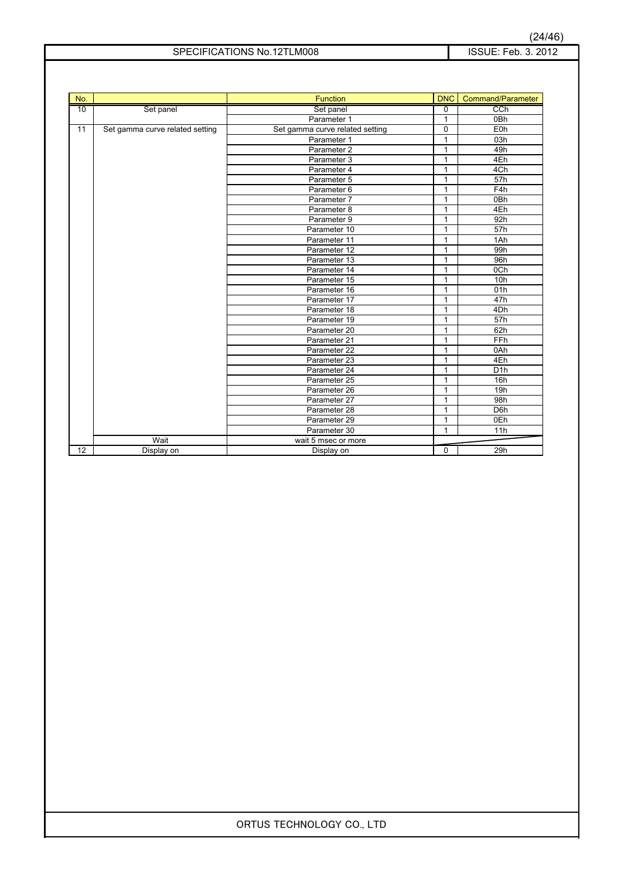| No. | | Function | DNC | Command/Parameter |
|---|---|---|---|---|
| 10 | Set panel | Set panel | 0 | CCh |
| | | Parameter 1 | 1 | 0Bh |
| 11 | Set gamma curve related setting | Set gamma curve related setting | 0 | E0h |
| | | Parameter 1 | 1 | 03h |
| | | Parameter 2 | 1 | 49h |
| | | Parameter 3 | 1 | 4Eh |
| | | Parameter 4 | 1 | 4Ch |
| | | Parameter 5 | 1 | 57h |
| | | Parameter 6 | 1 | F4h |
| | | Parameter 7 | 1 | 0Bh |
| | | Parameter 8 | 1 | 4Eh |
| | | Parameter 9 | 1 | 92h |
| | | Parameter 10 | 1 | 57h |
| | | Parameter 11 | 1 | 1Ah |
| | | Parameter 12 | 1 | 99h |
| | | Parameter 13 | 1 | 96h |
| | | Parameter 14 | 1 | 0Ch |
| | | Parameter 15 | 1 | 10h |
| | | Parameter 16 | 1 | 01h |
| | | Parameter 17 | 1 | 47h |
| | | Parameter 18 | 1 | 4Dh |
| | | Parameter 19 | 1 | 57h |
| | | Parameter 20 | 1 | 62h |
| | | Parameter 21 | 1 | FFh |
| | | Parameter 22 | 1 | 0Ah |
| | | Parameter 23 | 1 | 4Eh |
| | | Parameter 24 | 1 | D1h |
| | | Parameter 25 | 1 | 16h |
| | | Parameter 26 | 1 | 19h |
| | | Parameter 27 | 1 | 98h |
| | | Parameter 28 | 1 | D6h |
| | | Parameter 29 | 1 | 0Eh |
| | | Parameter 30 | 1 | 11h |
| | Wait | wait 5 msec or more | | |
| 12 | Display on | Display on | 0 | 29h |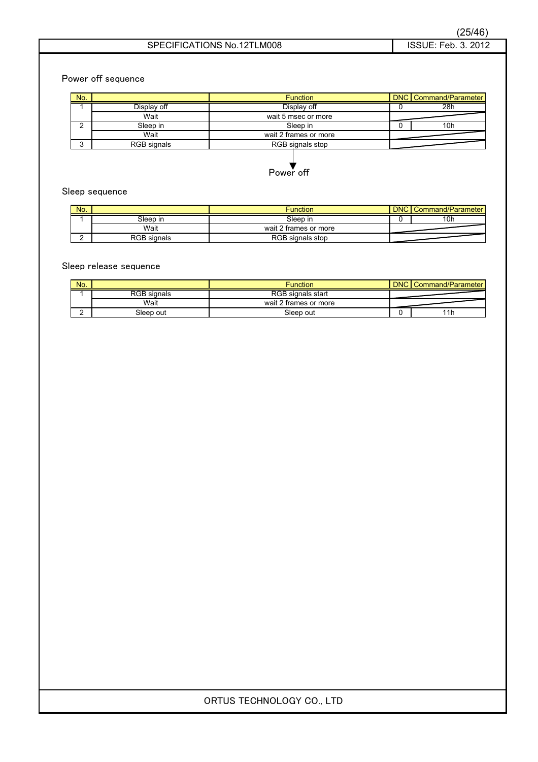## Power off sequence

| No. | | Function | DNC | Command/Parameter |
|---|---|---|---|---|
| 1 | Display off | Display off | 0 | 28h |
| | Wait | wait 5 msec or more | | |
| 2 | Sleep in | Sleep in | 0 | 10h |
| | Wait | wait 2 frames or more | | |
| 3 | RGB signals | RGB signals stop | | |

Power off

## Sleep sequence

| No. | | Function | DNC | Command/Parameter |
|---|---|---|---|---|
| 1 | Sleep in | Sleep in | 0 | 10h |
| | Wait | wait 2 frames or more | | |
| 2 | RGB signals | RGB signals stop | | |

## Sleep release sequence

| No. | | Function | DNC | Command/Parameter |
|---|---|---|---|---|
| 1 | RGB signals | RGB signals start | | |
| | Wait | wait 2 frames or more | | |
| 2 | Sleep out | Sleep out | 0 | 11h |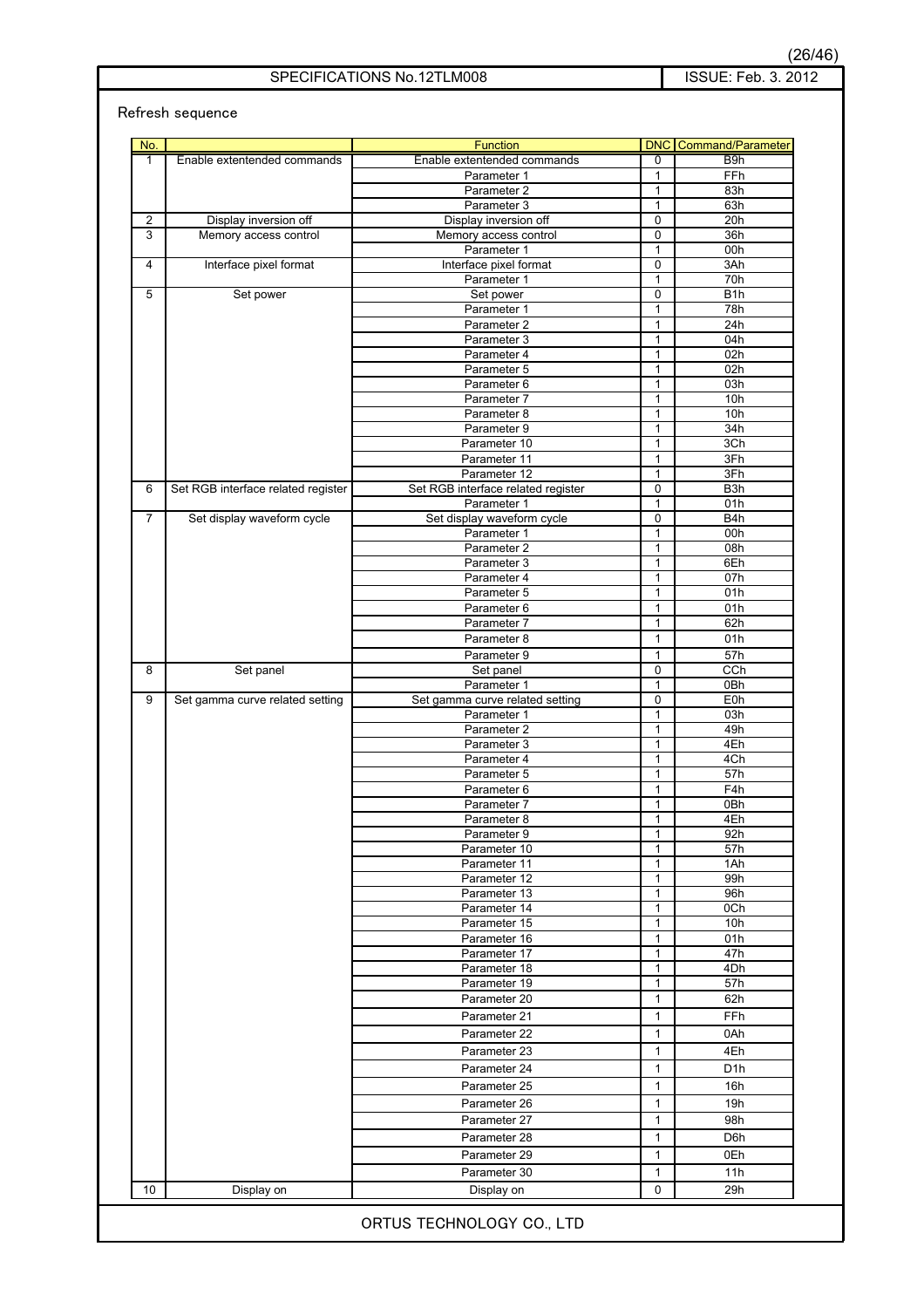Refresh sequence

| No. | | Function | DNC | Command/Parameter |
|---|---|---|---|---|
| 1 | Enable extentended commands | Enable extentended commands | 0 | B9h |
| | | Parameter 1 | 1 | FFh |
| | | Parameter 2 | 1 | 83h |
| | | Parameter 3 | 1 | 63h |
| 2 | Display inversion off | Display inversion off | 0 | 20h |
| 3 | Memory access control | Memory access control | 0 | 36h |
| | | Parameter 1 | 1 | 00h |
| 4 | Interface pixel format | Interface pixel format | 0 | 3Ah |
| | | Parameter 1 | 1 | 70h |
| 5 | Set power | Set power | 0 | B1h |
| | | Parameter 1 | 1 | 78h |
| | | Parameter 2 | 1 | 24h |
| | | Parameter 3 | 1 | 04h |
| | | Parameter 4 | 1 | 02h |
| | | Parameter 5 | 1 | 02h |
| | | Parameter 6 | 1 | 03h |
| | | Parameter 7 | 1 | 10h |
| | | Parameter 8 | 1 | 10h |
| | | Parameter 9 | 1 | 34h |
| | | Parameter 10 | 1 | 3Ch |
| | | Parameter 11 | 1 | 3Fh |
| | | Parameter 12 | 1 | 3Fh |
| 6 | Set RGB interface related register | Set RGB interface related register | 0 | B3h |
| | | Parameter 1 | 1 | 01h |
| 7 | Set display waveform cycle | Set display waveform cycle | 0 | B4h |
| | | Parameter 1 | 1 | 00h |
| | | Parameter 2 | 1 | 08h |
| | | Parameter 3 | 1 | 6Eh |
| | | Parameter 4 | 1 | 07h |
| | | Parameter 5 | 1 | 01h |
| | | Parameter 6 | 1 | 01h |
| | | Parameter 7 | 1 | 62h |
| | | Parameter 8 | 1 | 01h |
| | | Parameter 9 | 1 | 57h |
| 8 | Set panel | Set panel | 0 | CCh |
| | | Parameter 1 | 1 | 0Bh |
| 9 | Set gamma curve related setting | Set gamma curve related setting | 0 | E0h |
| | | Parameter 1 | 1 | 03h |
| | | Parameter 2 | 1 | 49h |
| | | Parameter 3 | 1 | 4Eh |
| | | Parameter 4 | 1 | 4Ch |
| | | Parameter 5 | 1 | 57h |
| | | Parameter 6 | 1 | F4h |
| | | Parameter 7 | 1 | 0Bh |
| | | Parameter 8 | 1 | 4Eh |
| | | Parameter 9 | 1 | 92h |
| | | Parameter 10 | 1 | 57h |
| | | Parameter 11 | 1 | 1Ah |
| | | Parameter 12 | 1 | 99h |
| | | Parameter 13 | 1 | 96h |
| | | Parameter 14 | 1 | 0Ch |
| | | Parameter 15 | 1 | 10h |
| | | Parameter 16 | 1 | 01h |
| | | Parameter 17 | 1 | 47h |
| | | Parameter 18 | 1 | 4Dh |
| | | Parameter 19 | 1 | 57h |
| | | Parameter 20 | 1 | 62h |
| | | Parameter 21 | 1 | FFh |
| | | Parameter 22 | 1 | 0Ah |
| | | Parameter 23 | 1 | 4Eh |
| | | Parameter 24 | 1 | D1h |
| | | Parameter 25 | 1 | 16h |
| | | Parameter 26 | 1 | 19h |
| | | Parameter 27 | 1 | 98h |
| | | Parameter 28 | 1 | D6h |
| | | Parameter 29 | 1 | 0Eh |
| | | Parameter 30 | 1 | 11h |
| 10 | Display on | Display on | 0 | 29h |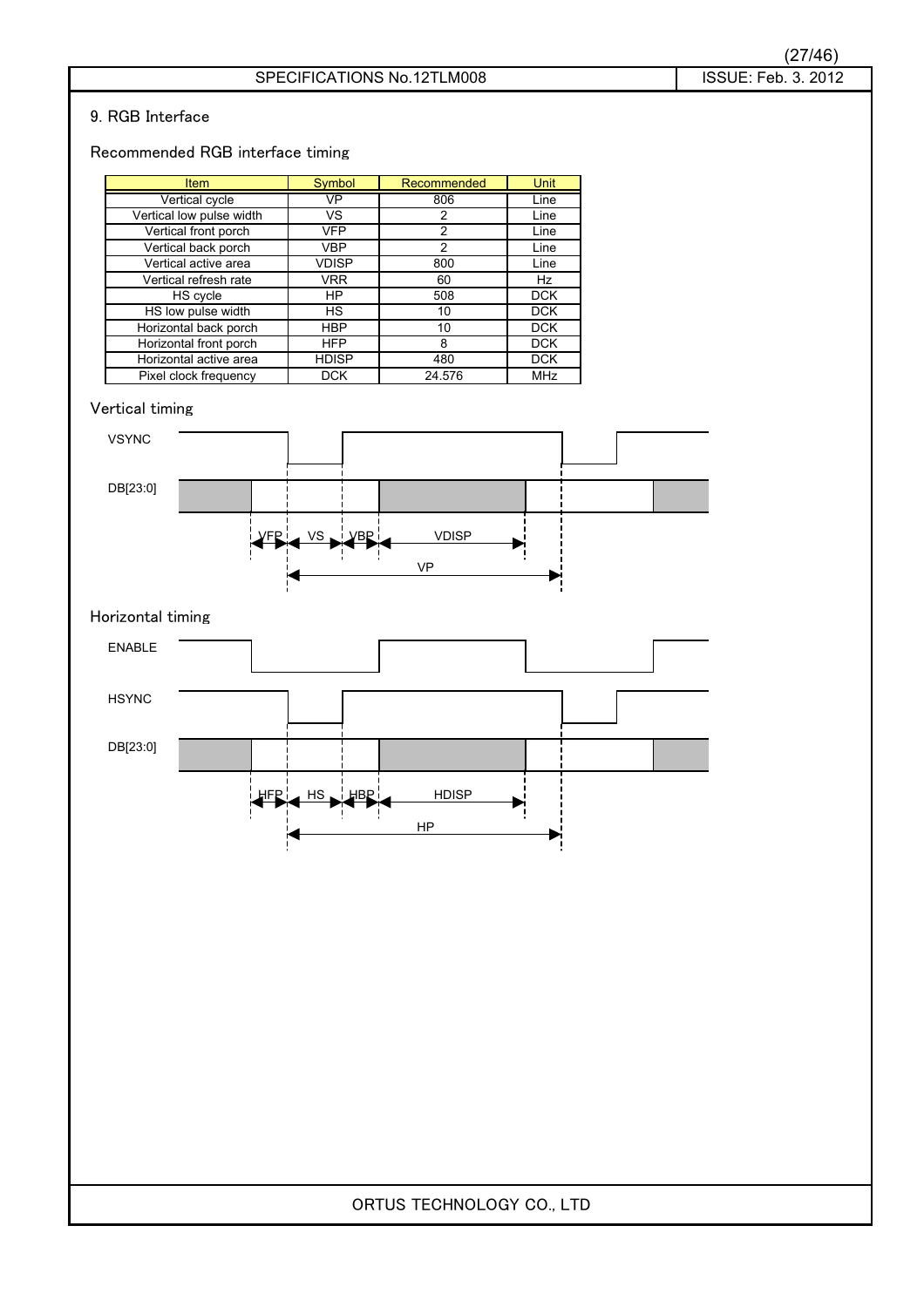## 9. RGB Interface

### Recommended RGB interface timing

| Item | Symbol | Recommended | Unit |
|---|---|---|---|
| Vertical cycle | VP | 806 | Line |
| Vertical low pulse width | VS | 2 | Line |
| Vertical front porch | VFP | 2 | Line |
| Vertical back porch | VBP | 2 | Line |
| Vertical active area | VDISP | 800 | Line |
| Vertical refresh rate | VRR | 60 | Hz |
| HS cycle | HP | 508 | DCK |
| HS low pulse width | HS | 10 | DCK |
| Horizontal back porch | HBP | 10 | DCK |
| Horizontal front porch | HFP | 8 | DCK |
| Horizontal active area | HDISP | 480 | DCK |
| Pixel clock frequency | DCK | 24.576 | MHz |

### Vertical timing

VSYNC

DB[23:0]

VFP VS VBP VDISP

VP

### Horizontal timing

ENABLE

HSYNC

DB[23:0]

HFP HS HBP HDISP

HP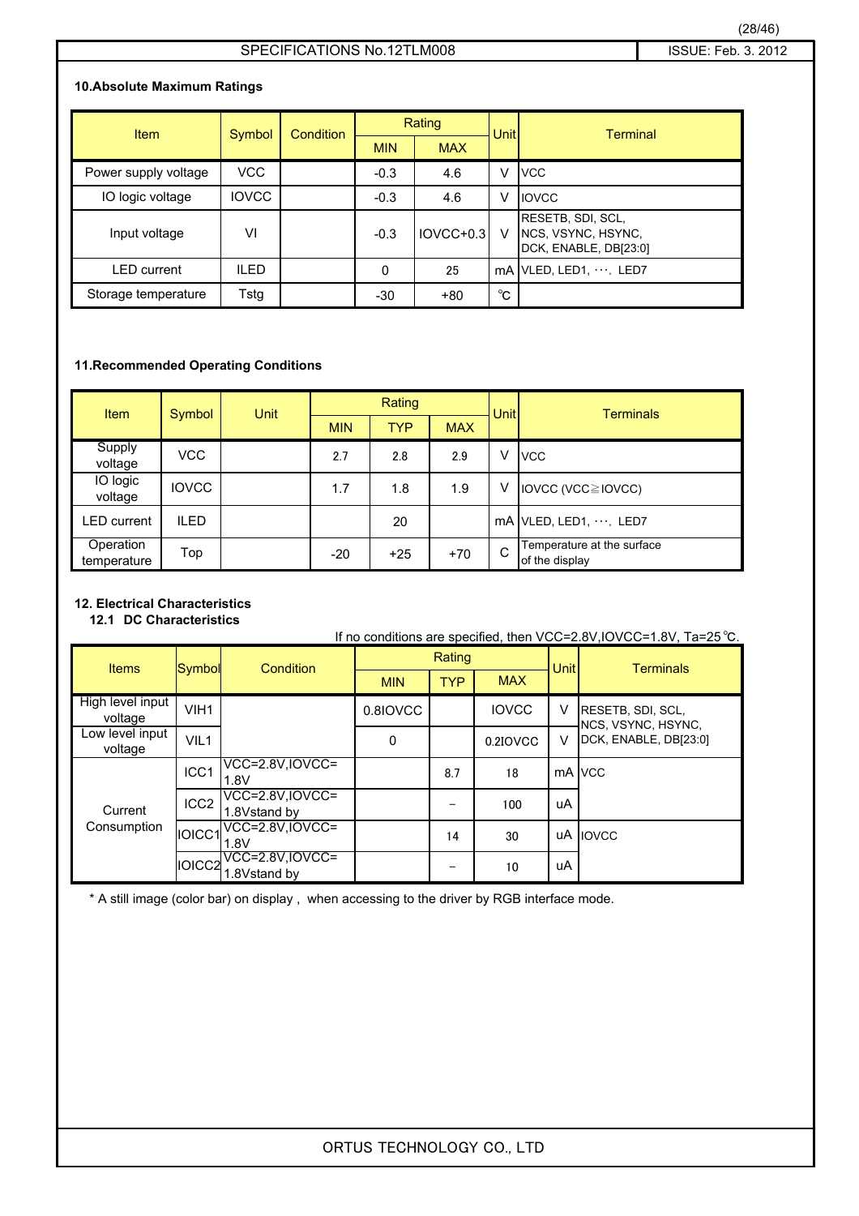### 10.Absolute Maximum Ratings

| Item | Symbol | Condition | Rating | | Unit | Terminal |
|---|---|---|---|---|---|---|
| | | | MIN | MAX | | |
| Power supply voltage | VCC | | -0.3 | 4.6 | V | VCC |
| IO logic voltage | IOVCC | | -0.3 | 4.6 | V | IOVCC |
| Input voltage | VI | | -0.3 | IOVCC+0.3 | V | RESETB, SDI, SCL, NCS, VSYNC, HSYNC, DCK, ENABLE, DB[23:0] |
| LED current | ILED | | 0 | 25 | mA | VLED, LED1, ･･･, LED7 |
| Storage temperature | Tstg | | -30 | +80 | ℃ | |

### 11.Recommended Operating Conditions

| Item | Symbol | Unit | Rating | | | Unit | Terminals |
|---|---|---|---|---|---|---|---|
| | | | MIN | TYP | MAX | | |
| Supply voltage | VCC | | 2.7 | 2.8 | 2.9 | V | VCC |
| IO logic voltage | IOVCC | | 1.7 | 1.8 | 1.9 | V | IOVCC (VCC≧IOVCC) |
| LED current | ILED | | | 20 | | mA | VLED, LED1, ･･･, LED7 |
| Operation temperature | Top | | -20 | +25 | +70 | C | Temperature at the surface of the display |

### 12. Electrical Characteristics

#### 12.1 DC Characteristics

If no conditions are specified, then VCC=2.8V,IOVCC=1.8V, Ta=25℃.

| Items | Symbol | Condition | Rating | | | Unit | Terminals |
|---|---|---|---|---|---|---|---|
| | | | MIN | TYP | MAX | | |
| High level input voltage | VIH1 | | 0.8IOVCC | | IOVCC | V | RESETB, SDI, SCL, NCS, VSYNC, HSYNC, DCK, ENABLE, DB[23:0] |
| Low level input voltage | VIL1 | | 0 | | 0.2IOVCC | V | |
| Current Consumption | ICC1 | VCC=2.8V,IOVCC=1.8V | | 8.7 | 18 | mA | VCC |
| | ICC2 | VCC=2.8V,IOVCC=1.8Vstand by | | − | 100 | uA | |
| | IOICC1 | VCC=2.8V,IOVCC=1.8V | | 14 | 30 | uA | IOVCC |
| | IOICC2 | VCC=2.8V,IOVCC=1.8Vstand by | | − | 10 | uA | |

\* A still image (color bar) on display , when accessing to the driver by RGB interface mode.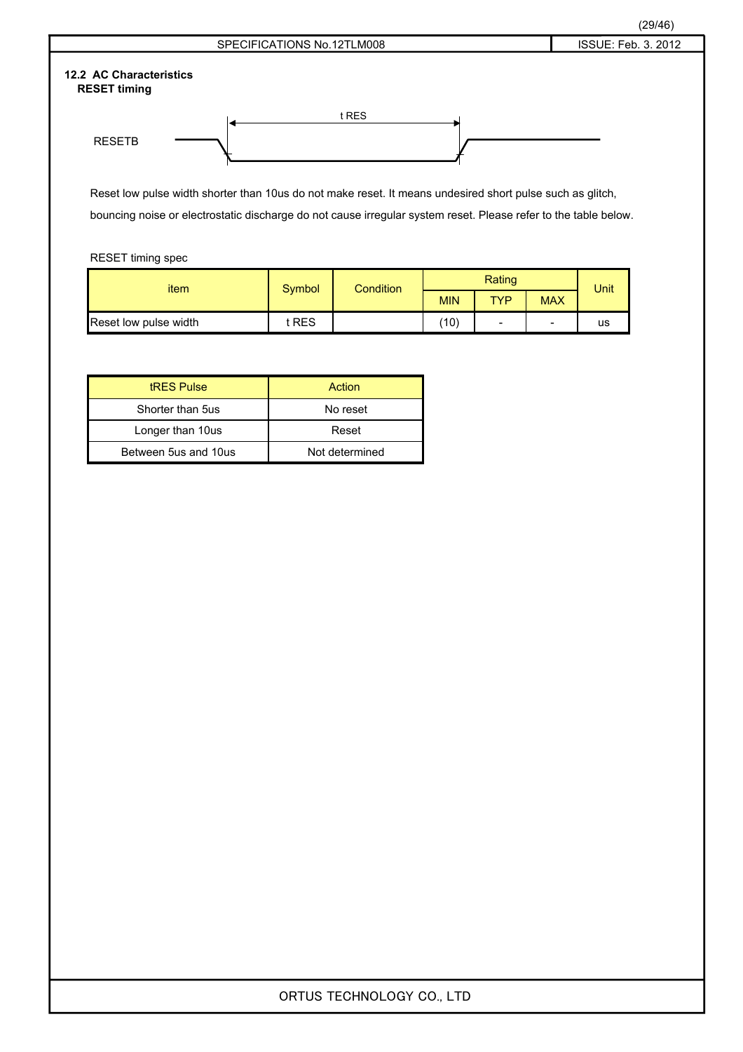## 12.2 AC Characteristics

### RESET timing

RESETB — t RES

Reset low pulse width shorter than 10us do not make reset. It means undesired short pulse such as glitch, bouncing noise or electrostatic discharge do not cause irregular system reset. Please refer to the table below.

RESET timing spec

| item | Symbol | Condition | Rating | | | Unit |
|---|---|---|---|---|---|---|
| | | | MIN | TYP | MAX | |
| Reset low pulse width | t RES | | (10) | - | - | us |

| tRES Pulse | Action |
|---|---|
| Shorter than 5us | No reset |
| Longer than 10us | Reset |
| Between 5us and 10us | Not determined |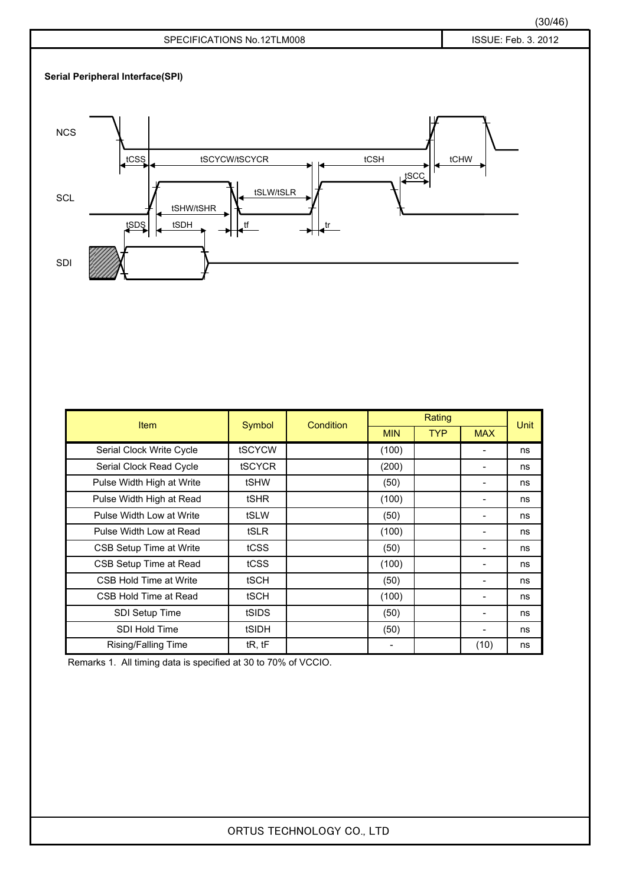**Serial Peripheral Interface(SPI)**

NCS

SCL

SDI

tCSS tSCYCW/tSCYCR tCSH tCHW tSCC tSLW/tSLR tSHW/tSHR tSDS tSDH tf tr

| Item | Symbol | Condition | Rating | | | Unit |
|---|---|---|---|---|---|---|
| | | | MIN | TYP | MAX | |
| Serial Clock Write Cycle | tSCYCW | | (100) | | - | ns |
| Serial Clock Read Cycle | tSCYCR | | (200) | | - | ns |
| Pulse Width High at Write | tSHW | | (50) | | - | ns |
| Pulse Width High at Read | tSHR | | (100) | | - | ns |
| Pulse Width Low at Write | tSLW | | (50) | | - | ns |
| Pulse Width Low at Read | tSLR | | (100) | | - | ns |
| CSB Setup Time at Write | tCSS | | (50) | | - | ns |
| CSB Setup Time at Read | tCSS | | (100) | | - | ns |
| CSB Hold Time at Write | tSCH | | (50) | | - | ns |
| CSB Hold Time at Read | tSCH | | (100) | | - | ns |
| SDI Setup Time | tSIDS | | (50) | | - | ns |
| SDI Hold Time | tSIDH | | (50) | | - | ns |
| Rising/Falling Time | tR, tF | | - | | (10) | ns |

Remarks 1. All timing data is specified at 30 to 70% of VCCIO.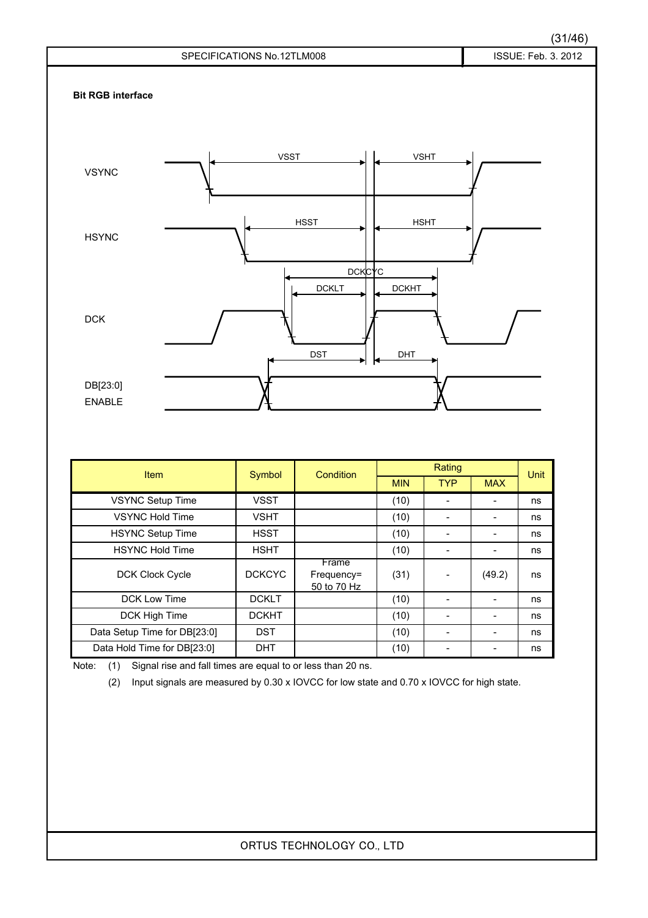**Bit RGB interface**

| Item | Symbol | Condition | Rating | | | Unit |
|---|---|---|---|---|---|---|
| | | | MIN | TYP | MAX | |
| VSYNC Setup Time | VSST | | (10) | - | - | ns |
| VSYNC Hold Time | VSHT | | (10) | - | - | ns |
| HSYNC Setup Time | HSST | | (10) | - | - | ns |
| HSYNC Hold Time | HSHT | | (10) | - | - | ns |
| DCK Clock Cycle | DCKCYC | Frame Frequency= 50 to 70 Hz | (31) | - | (49.2) | ns |
| DCK Low Time | DCKLT | | (10) | - | - | ns |
| DCK High Time | DCKHT | | (10) | - | - | ns |
| Data Setup Time for DB[23:0] | DST | | (10) | - | - | ns |
| Data Hold Time for DB[23:0] | DHT | | (10) | - | - | ns |

Note: (1) Signal rise and fall times are equal to or less than 20 ns.

(2) Input signals are measured by 0.30 x IOVCC for low state and 0.70 x IOVCC for high state.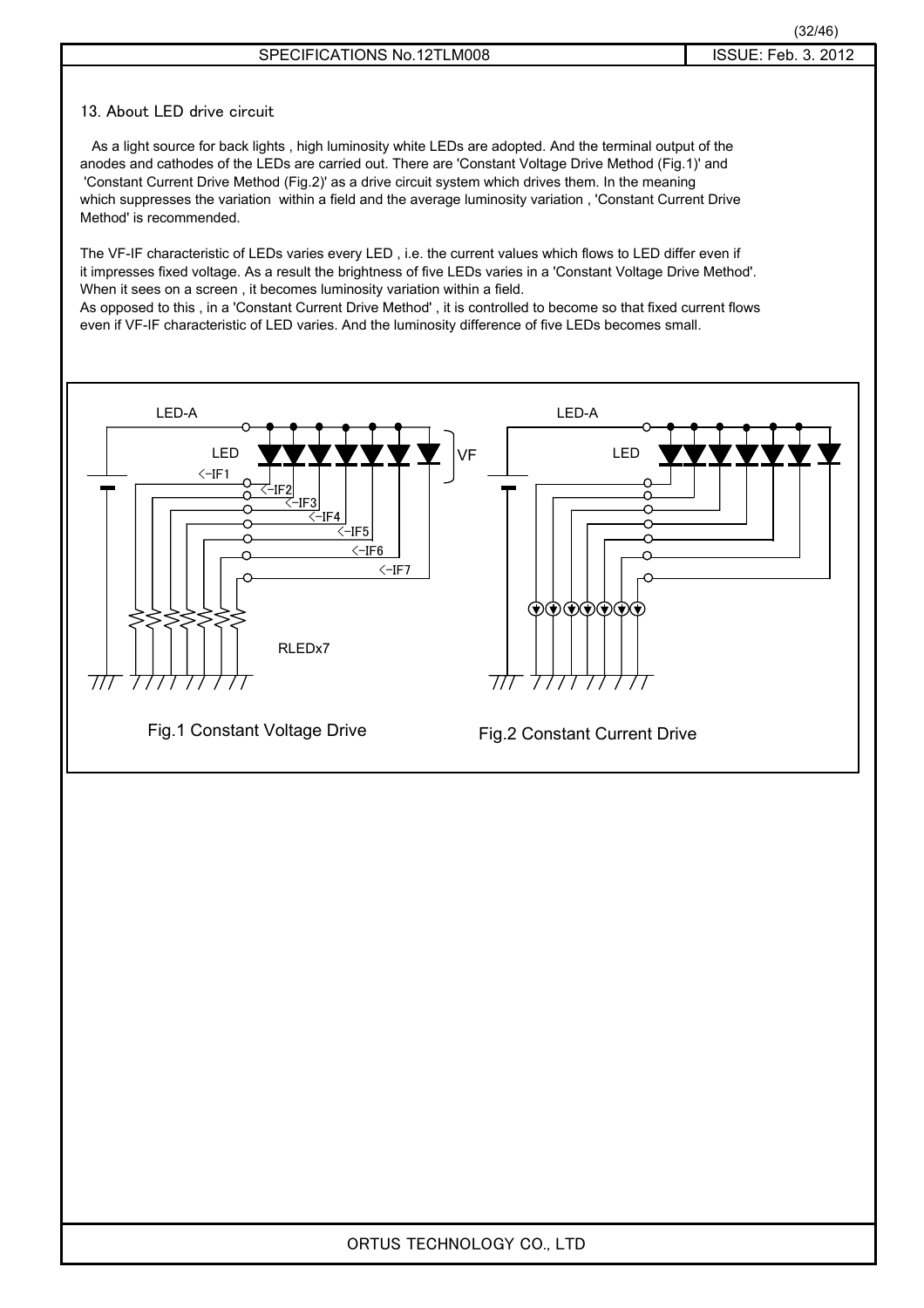## 13. About LED drive circuit

As a light source for back lights , high luminosity white LEDs are adopted. And the terminal output of the anodes and cathodes of the LEDs are carried out. There are 'Constant Voltage Drive Method (Fig.1)' and 'Constant Current Drive Method (Fig.2)' as a drive circuit system which drives them. In the meaning which suppresses the variation within a field and the average luminosity variation , 'Constant Current Drive Method' is recommended.

The VF-IF characteristic of LEDs varies every LED , i.e. the current values which flows to LED differ even if it impresses fixed voltage. As a result the brightness of five LEDs varies in a 'Constant Voltage Drive Method'. When it sees on a screen , it becomes luminosity variation within a field.
As opposed to this , in a 'Constant Current Drive Method' , it is controlled to become so that fixed current flows even if VF-IF characteristic of LED varies. And the luminosity difference of five LEDs becomes small.

LED-A

LED

VF

<-IF1
<-IF2
<-IF3
<-IF4
<-IF5
<-IF6
<-IF7

RLEDx7

Fig.1 Constant Voltage Drive

LED-A

LED

Fig.2 Constant Current Drive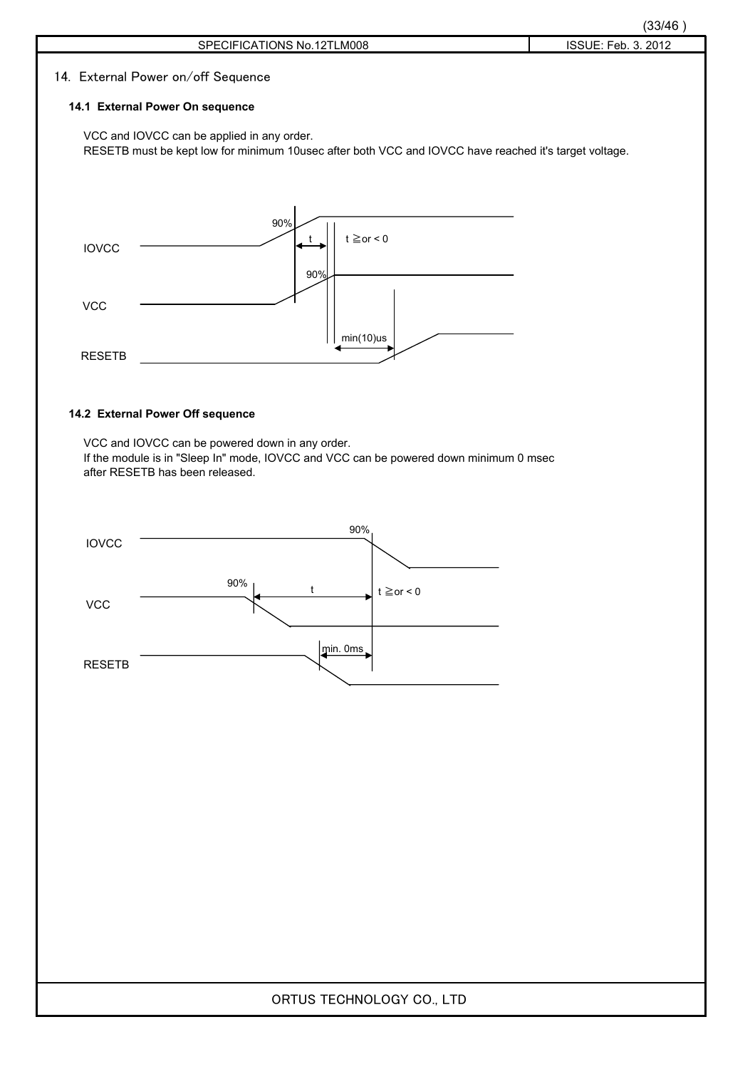## 14. External Power on/off Sequence

### 14.1 External Power On sequence

VCC and IOVCC can be applied in any order.
RESETB must be kept low for minimum 10usec after both VCC and IOVCC have reached it's target voltage.

IOVCC

VCC

RESETB

90%

t

t ≧or < 0

90%

min(10)us

### 14.2 External Power Off sequence

VCC and IOVCC can be powered down in any order.
If the module is in "Sleep In" mode, IOVCC and VCC can be powered down minimum 0 msec after RESETB has been released.

IOVCC

VCC

RESETB

90%

90%

t

t ≧or < 0

min. 0ms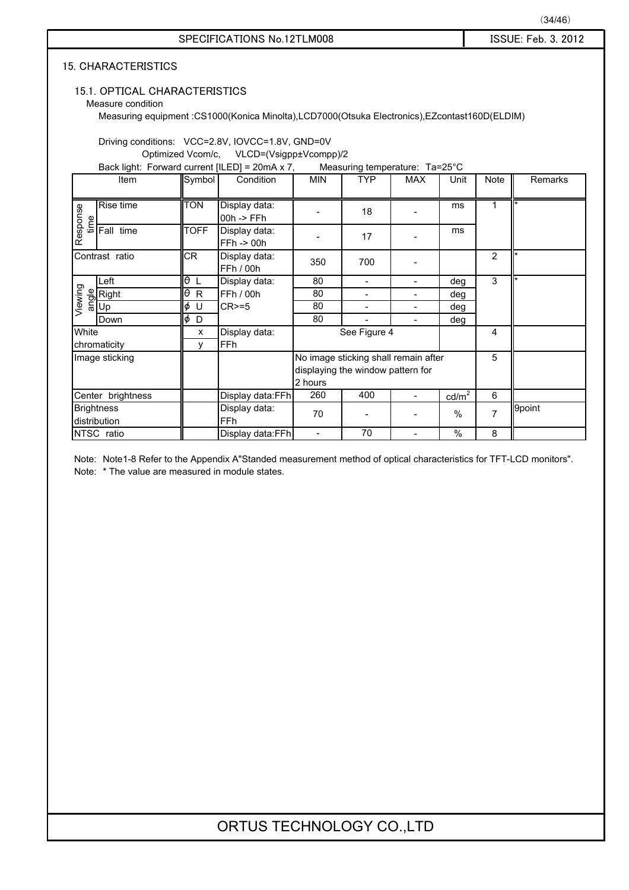## 15. CHARACTERISTICS

### 15.1. OPTICAL CHARACTERISTICS

Measure condition

Measuring equipment :CS1000(Konica Minolta),LCD7000(Otsuka Electronics),EZcontast160D(ELDIM)

Driving conditions: VCC=2.8V, IOVCC=1.8V, GND=0V
Optimized Vcom/c, VLCD=(Vsigpp±Vcompp)/2

Back light: Forward current [ILED] = 20mA x 7, Measuring temperature: Ta=25°C

| Item | | Symbol | Condition | MIN | TYP | MAX | Unit | Note | Remarks |
|---|---|---|---|---|---|---|---|---|---|
| Response time | Rise time | TON | Display data: 00h -> FFh | - | 18 | - | ms | 1 | * |
| | Fall time | TOFF | Display data: FFh -> 00h | - | 17 | - | ms | | |
| Contrast ratio | | CR | Display data: FFh / 00h | 350 | 700 | - | | 2 | * |
| Viewing angle | Left | θ L | Display data: FFh / 00h CR>=5 | 80 | - | - | deg | 3 | * |
| | Right | θ R | | 80 | - | - | deg | | |
| | Up | ϕ U | | 80 | - | - | deg | | |
| | Down | ϕ D | | 80 | - | - | deg | | |
| White chromaticity | | x | Display data: FFh | See Figure 4 | | | | 4 | |
| | | y | | | | | | | |
| Image sticking | | | | No image sticking shall remain after displaying the window pattern for 2 hours | | | | 5 | |
| Center brightness | | | Display data:FFh | 260 | 400 | - | $cd/m^2$ | 6 | |
| Brightness distribution | | | Display data: FFh | 70 | - | - | % | 7 | 9point |
| NTSC ratio | | | Display data:FFh | - | 70 | - | % | 8 | |

Note: Note1-8 Refer to the Appendix A"Standed measurement method of optical characteristics for TFT-LCD monitors".

Note: * The value are measured in module states.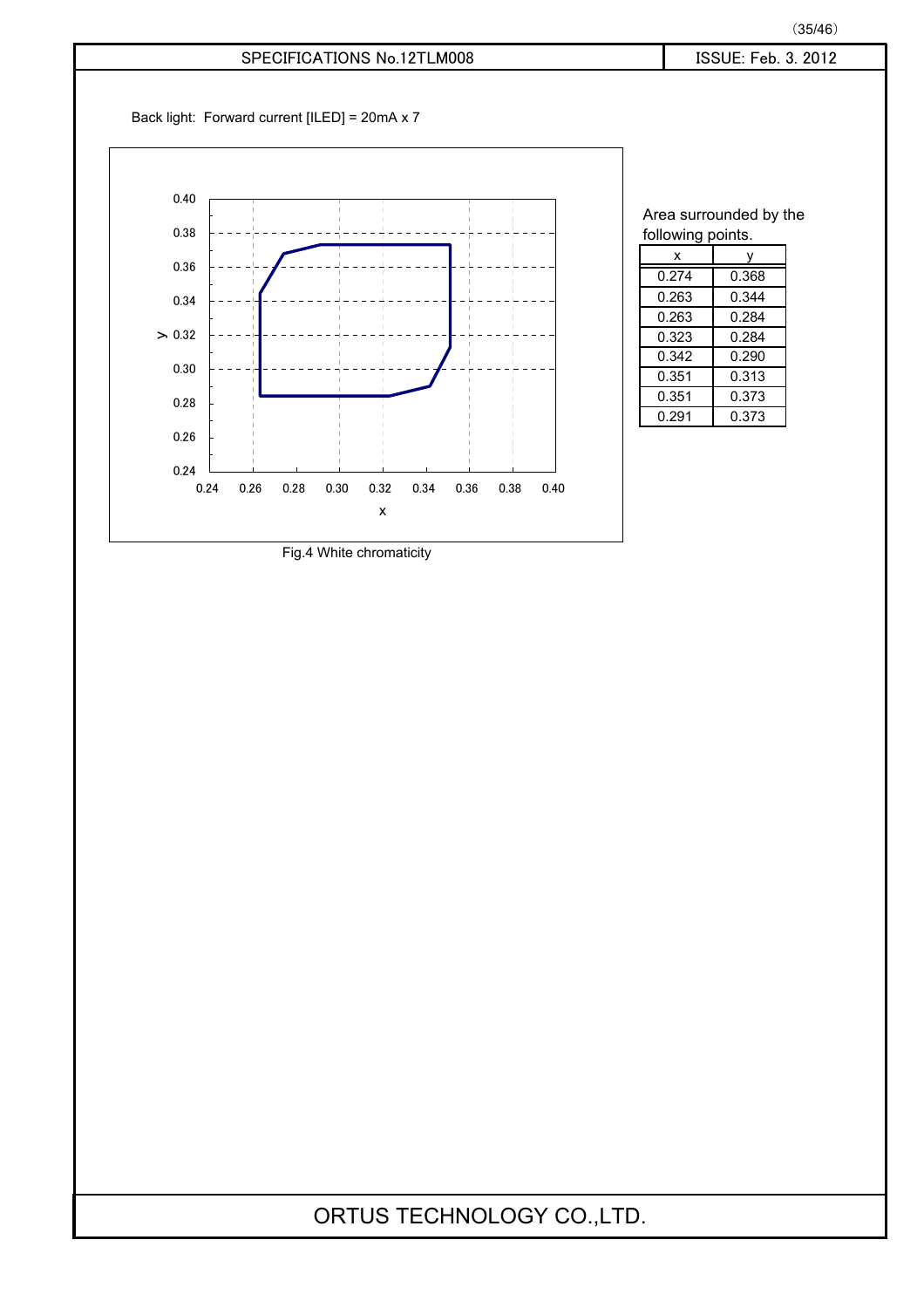Back light: Forward current [ILED] = 20mA x 7

Fig.4 White chromaticity

Area surrounded by the following points.

| x | y |
|---|---|
| 0.274 | 0.368 |
| 0.263 | 0.344 |
| 0.263 | 0.284 |
| 0.323 | 0.284 |
| 0.342 | 0.290 |
| 0.351 | 0.313 |
| 0.351 | 0.373 |
| 0.291 | 0.373 |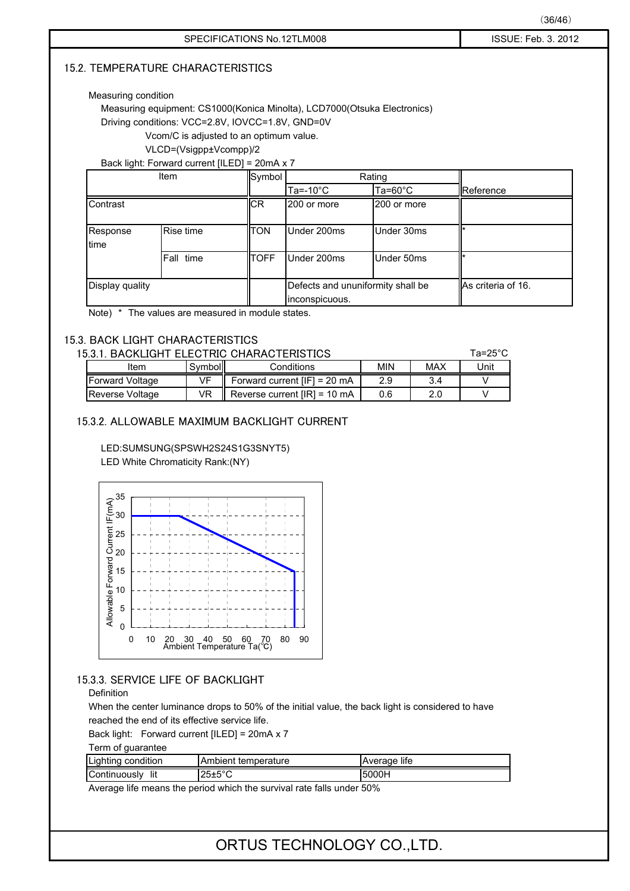## 15.2. TEMPERATURE CHARACTERISTICS

Measuring condition

Measuring equipment: CS1000(Konica Minolta), LCD7000(Otsuka Electronics)

Driving conditions: VCC=2.8V, IOVCC=1.8V, GND=0V

Vcom/C is adjusted to an optimum value.

VLCD=(Vsigpp±Vcompp)/2

Back light: Forward current [ILED] = 20mA x 7

| Item | | Symbol | Rating | | Reference |
|---|---|---|---|---|---|
| | | | Ta=-10°C | Ta=60°C | |
| Contrast | | CR | 200 or more | 200 or more | |
| Response time | Rise time | TON | Under 200ms | Under 30ms | * |
| | Fall time | TOFF | Under 200ms | Under 50ms | * |
| Display quality | | | Defects and ununiformity shall be inconspicuous. | | As criteria of 16. |

Note) * The values are measured in module states.

## 15.3. BACK LIGHT CHARACTERISTICS

### 15.3.1. BACKLIGHT ELECTRIC CHARACTERISTICS

Ta=25°C

| Item | Symbol | Conditions | MIN | MAX | Unit |
|---|---|---|---|---|---|
| Forward Voltage | VF | Forward current [IF] = 20 mA | 2.9 | 3.4 | V |
| Reverse Voltage | VR | Reverse current [IR] = 10 mA | 0.6 | 2.0 | V |

### 15.3.2. ALLOWABLE MAXIMUM BACKLIGHT CURRENT

LED:SUMSUNG(SPSWH2S24S1G3SNYT5)

LED White Chromaticity Rank:(NY)

### 15.3.3. SERVICE LIFE OF BACKLIGHT

Definition

When the center luminance drops to 50% of the initial value, the back light is considered to have reached the end of its effective service life.

Back light: Forward current [ILED] = 20mA x 7

Term of guarantee

| Lighting condition | Ambient temperature | Average life |
|---|---|---|
| Continuously lit | 25±5°C | 5000H |

Average life means the period which the survival rate falls under 50%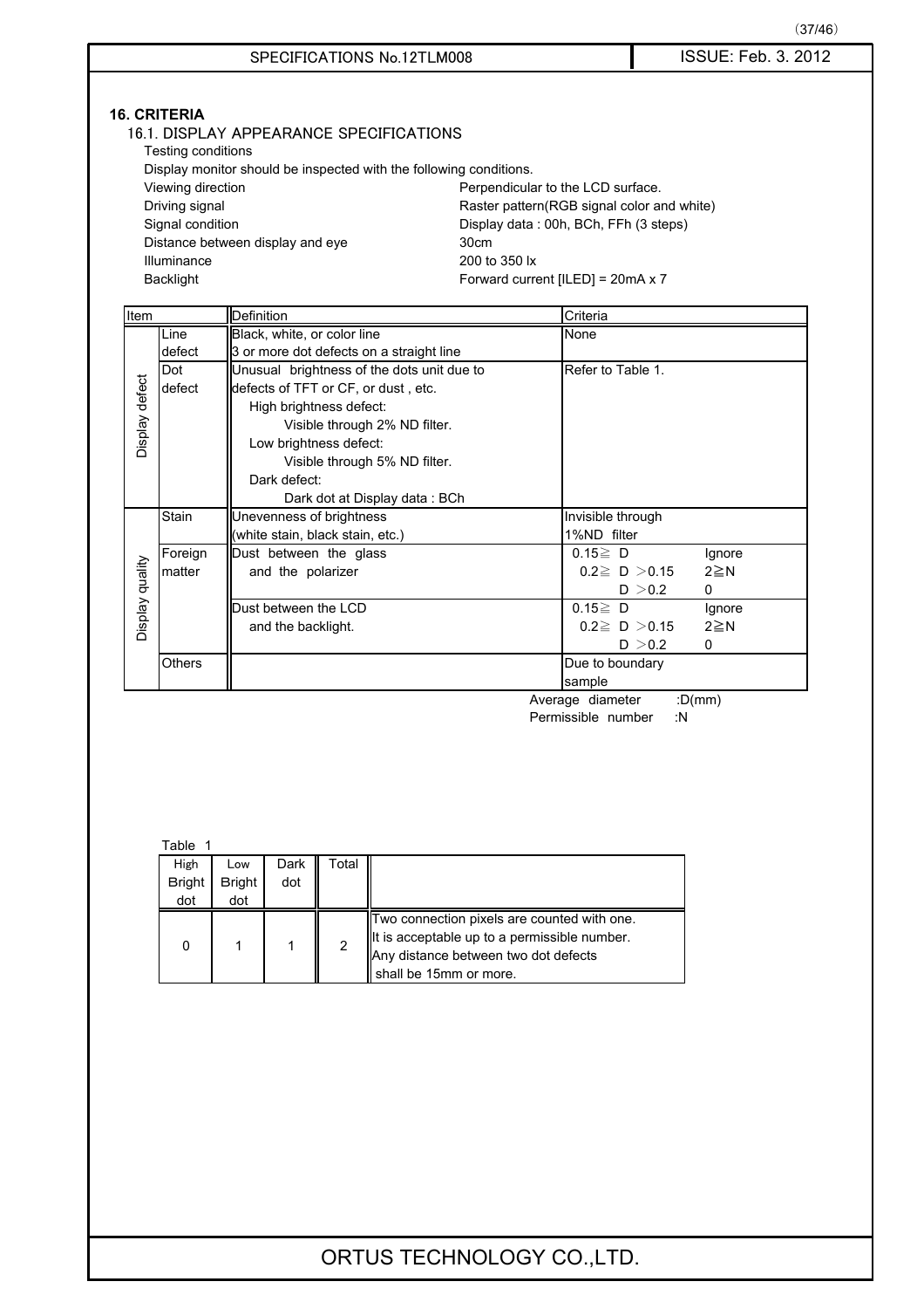## 16. CRITERIA

### 16.1. DISPLAY APPEARANCE SPECIFICATIONS

Testing conditions

Display monitor should be inspected with the following conditions.

| | |
|---|---|
| Viewing direction | Perpendicular to the LCD surface. |
| Driving signal | Raster pattern(RGB signal color and white) |
| Signal condition | Display data : 00h, BCh, FFh (3 steps) |
| Distance between display and eye | 30cm |
| Illuminance | 200 to 350 lx |
| Backlight | Forward current [ILED] = 20mA x 7 |

| Item | | Definition | Criteria | |
|---|---|---|---|---|
| Display defect | Line defect | Black, white, or color line<br>3 or more dot defects on a straight line | None | |
| | Dot defect | Unusual brightness of the dots unit due to defects of TFT or CF, or dust , etc.<br>High brightness defect: Visible through 2% ND filter.<br>Low brightness defect: Visible through 5% ND filter.<br>Dark defect: Dark dot at Display data : BCh | Refer to Table 1. | |
| Display quality | Stain | Unevenness of brightness<br>(white stain, black stain, etc.) | Invisible through 1%ND filter | |
| | Foreign matter | Dust between the glass and the polarizer | 0.15≧ D | Ignore |
| | | | 0.2≧ D ＞0.15 | 2≧N |
| | | | D ＞0.2 | 0 |
| | | Dust between the LCD and the backlight. | 0.15≧ D | Ignore |
| | | | 0.2≧ D ＞0.15 | 2≧N |
| | | | D ＞0.2 | 0 |
| | Others | | Due to boundary sample | |

Average diameter :D(mm)
Permissible number :N

Table 1

| High Bright dot | Low Bright dot | Dark dot | Total | |
|---|---|---|---|---|
| 0 | 1 | 1 | 2 | Two connection pixels are counted with one.<br>It is acceptable up to a permissible number.<br>Any distance between two dot defects shall be 15mm or more. |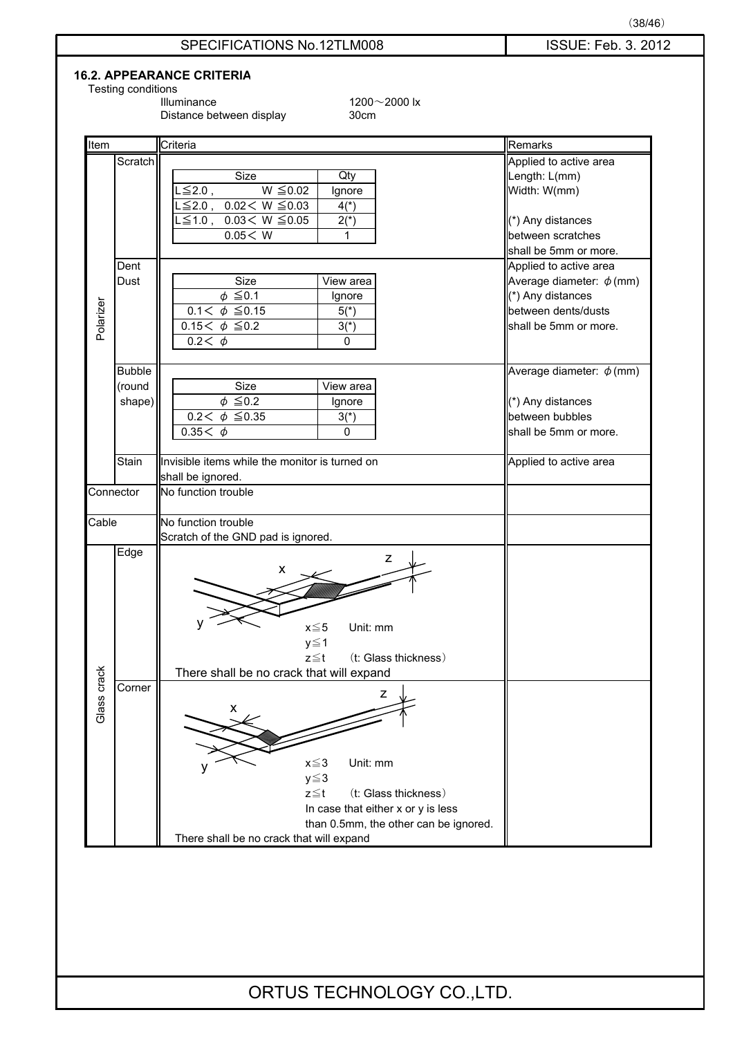### 16.2. APPEARANCE CRITERIA

Testing conditions

Illuminance 1200～2000 lx

Distance between display 30cm

| Item | | Criteria | Remarks |
|---|---|---|---|
| Polarizer | Scratch | Size / Qty<br>L≦2.0 , W ≦0.02 : Ignore<br>L≦2.0 , 0.02＜ W ≦0.03 : 4(*)<br>L≦1.0 , 0.03＜ W ≦0.05 : 2(*)<br>0.05＜ W : 1 | Applied to active area<br>Length: L(mm)<br>Width: W(mm)<br><br>(*) Any distances between scratches shall be 5mm or more. |
| | Dent<br>Dust | Size / View area<br>φ ≦0.1 : Ignore<br>0.1＜ φ ≦0.15 : 5(*)<br>0.15＜ φ ≦0.2 : 3(*)<br>0.2＜ φ : 0 | Applied to active area<br>Average diameter: φ(mm)<br>(*) Any distances between dents/dusts shall be 5mm or more. |
| | Bubble<br>(round shape) | Size / View area<br>φ ≦0.2 : Ignore<br>0.2＜ φ ≦0.35 : 3(*)<br>0.35＜ φ : 0 | Average diameter: φ(mm)<br><br>(*) Any distances between bubbles shall be 5mm or more. |
| | Stain | Invisible items while the monitor is turned on shall be ignored. | Applied to active area |
| Connector | | No function trouble | |
| Cable | | No function trouble<br>Scratch of the GND pad is ignored. | |
| Glass crack | Edge | x≦5 Unit: mm<br>y≦1<br>z≦t (t: Glass thickness)<br>There shall be no crack that will expand | |
| | Corner | x≦3 Unit: mm<br>y≦3<br>z≦t (t: Glass thickness)<br>In case that either x or y is less than 0.5mm, the other can be ignored.<br>There shall be no crack that will expand | |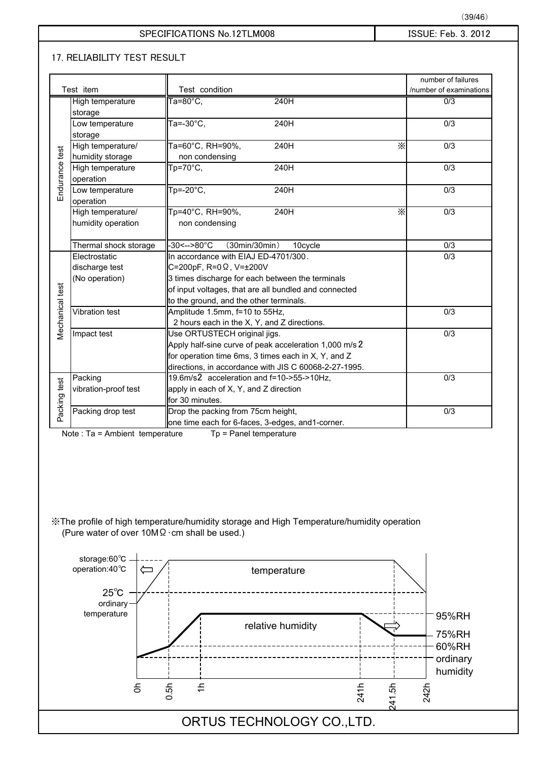SPECIFICATIONS No.12TLM008 | ISSUE: Feb. 3. 2012

## 17. RELIABILITY TEST RESULT

| | Test item | Test condition | | | number of failures /number of examinations |
|---|---|---|---|---|---|
| Endurance test | High temperature storage | Ta=80°C, | 240H | | 0/3 |
| | Low temperature storage | Ta=-30°C, | 240H | | 0/3 |
| | High temperature/ humidity storage | Ta=60°C, RH=90%, non condensing | 240H | ※ | 0/3 |
| | High temperature operation | Tp=70°C, | 240H | | 0/3 |
| | Low temperature operation | Tp=-20°C, | 240H | | 0/3 |
| | High temperature/ humidity operation | Tp=40°C, RH=90%, non condensing | 240H | ※ | 0/3 |
| | Thermal shock storage | -30<-->80°C （30min/30min） | 10cycle | | 0/3 |
| Mechanical test | Electrostatic discharge test (No operation) | In accordance with EIAJ ED-4701/300. C=200pF, R=0Ω, V=±200V 3 times discharge for each between the terminals of input voltages, that are all bundled and connected to the ground, and the other terminals. | | | 0/3 |
| | Vibration test | Amplitude 1.5mm, f=10 to 55Hz, 2 hours each in the X, Y, and Z directions. | | | 0/3 |
| | Impact test | Use ORTUSTECH original jigs. Apply half-sine curve of peak acceleration 1,000 $m/s^2$ for operation time 6ms, 3 times each in X, Y, and Z directions, in accordance with JIS C 60068-2-27-1995. | | | 0/3 |
| Packing test | Packing vibration-proof test | 19.6$m/s^2$ acceleration and f=10->55->10Hz, apply in each of X, Y, and Z direction for 30 minutes. | | | 0/3 |
| | Packing drop test | Drop the packing from 75cm height, one time each for 6-faces, 3-edges, and1-corner. | | | 0/3 |

Note : Ta = Ambient temperature　　　Tp = Panel temperature

※The profile of high temperature/humidity storage and High Temperature/humidity operation
(Pure water of over 10MΩ·cm shall be used.)

storage:60℃
operation:40℃
25℃
ordinary temperature
temperature
relative humidity
95%RH
75%RH
60%RH
ordinary humidity
0h　0.5h　1h　241h　241.5h　242h

ORTUS TECHNOLOGY CO.,LTD.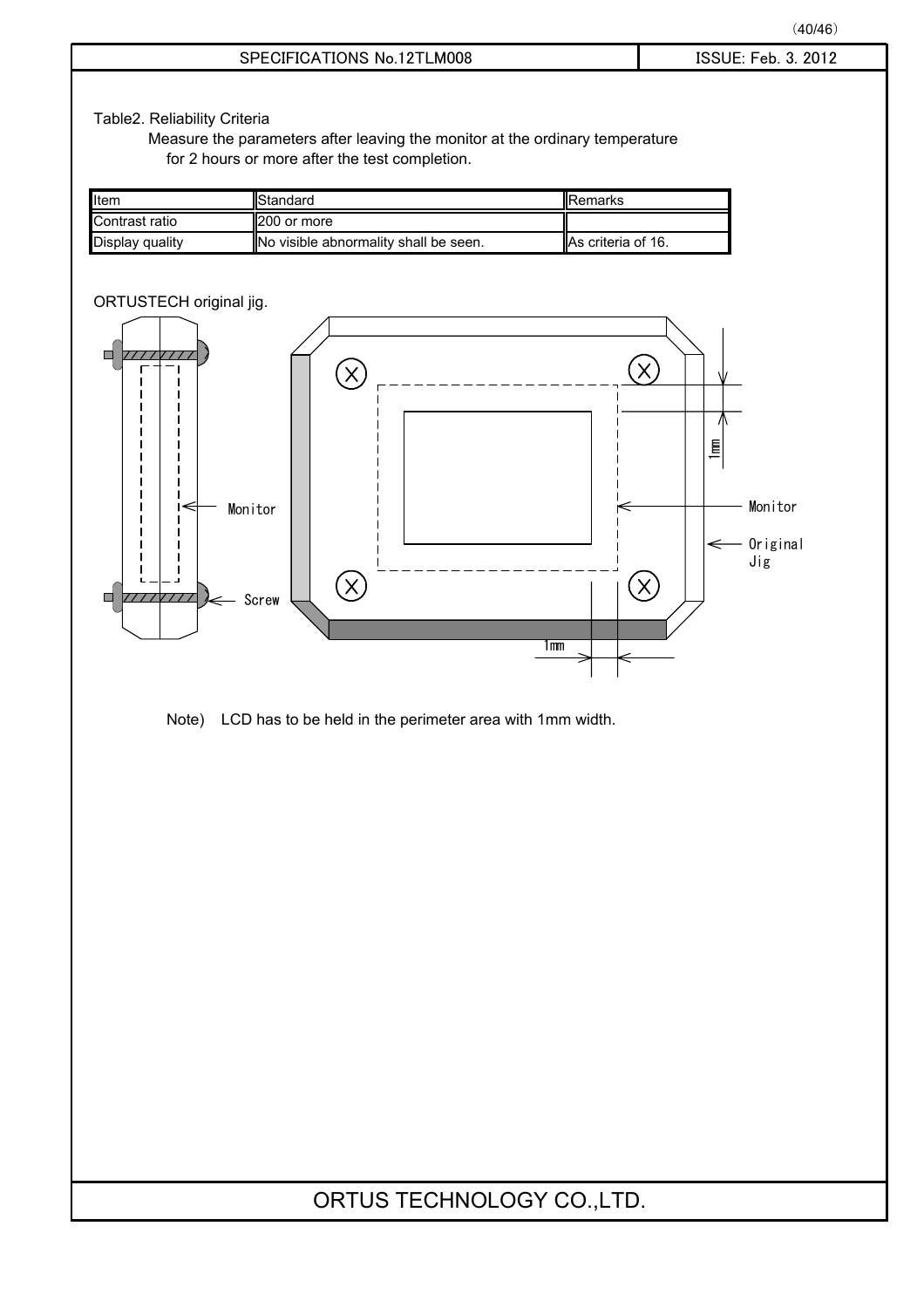Table2. Reliability Criteria

Measure the parameters after leaving the monitor at the ordinary temperature for 2 hours or more after the test completion.

| Item | Standard | Remarks |
|---|---|---|
| Contrast ratio | 200 or more | |
| Display quality | No visible abnormality shall be seen. | As criteria of 16. |

ORTUSTECH original jig.

Monitor

Screw

Monitor

Original Jig

1mm

1mm

Note) LCD has to be held in the perimeter area with 1mm width.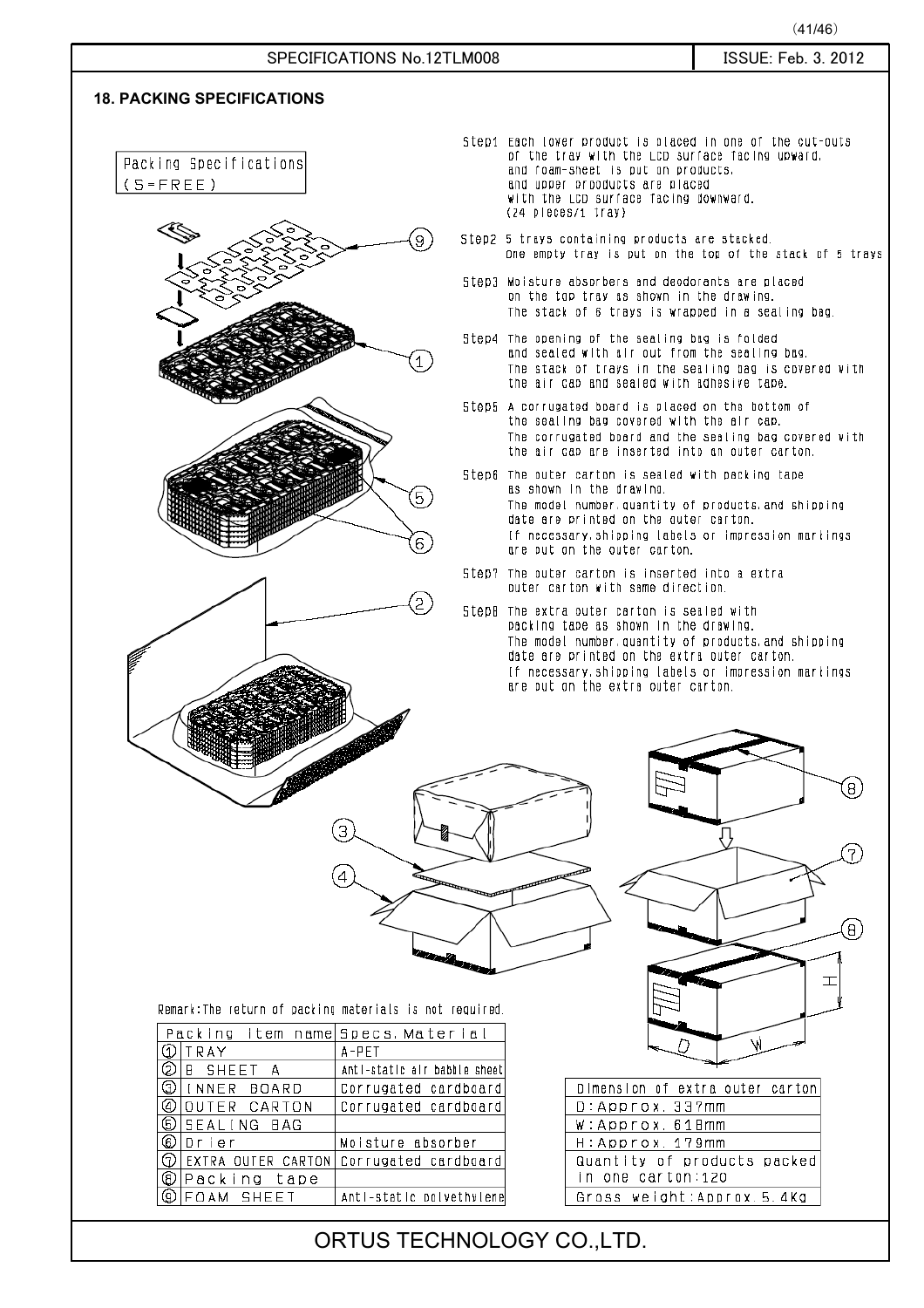## 18. PACKING SPECIFICATIONS

Packing Specifications (S=FREE)

Step1 Each lower product is placed in one of the cut-outs of the tray with the LCD surface facing upward, and foam-sheet is put on products, and upper products are placed with the LCD surface facing downward. (24 pieces/1 Tray)

Step2 5 trays containing products are stacked. One empty tray is put on the top of the stack of 5 trays

Step3 Moisture absorbers and deodorants are placed on the top tray as shown in the drawing. The stack of 6 trays is wrapped in a sealing bag.

Step4 The opening of the sealing bag is folded and sealed with air out from the sealing bag. The stack of trays in the sealing bag is covered with the air cap and sealed with adhesive tape.

Step5 A corrugated board is placed on the bottom of the sealing bag covered with the air cap. The corrugated board and the sealing bag covered with the air cap are inserted into an outer carton.

Step6 The outer carton is sealed with packing tape as shown in the drawing. The model number, quantity of products, and shipping date are printed on the outer carton. If necessary, shipping labels or impression markings are put on the outer carton.

Step7 The outer carton is inserted into a extra outer carton with same direction.

Step8 The extra outer carton is sealed with packing tape as shown in the drawing. The model number, quantity of products, and shipping date are printed on the extra outer carton. If necessary, shipping labels or impression markings are put on the extra outer carton.

Remark: The return of packing materials is not required.

| | Packing item name | Specs, Material |
|---|---|---|
| ① | TRAY | A-PET |
| ② | B SHEET A | Anti-static air babble sheet |
| ③ | INNER BOARD | Corrugated cardboard |
| ④ | OUTER CARTON | Corrugated cardboard |
| ⑤ | SEALING BAG | |
| ⑥ | Drier | Moisture absorber |
| ⑦ | EXTRA OUTER CARTON | Corrugated cardboard |
| ⑧ | Packing tape | |
| ⑨ | FOAM SHEET | Anti-static polyethylene |

| Dimension of extra outer carton |
|---|
| D: Approx. 337mm |
| W: Approx. 618mm |
| H: Approx. 179mm |
| Quantity of products packed in one carton: 120 |
| Gross weight: Approx. 5.4Kg |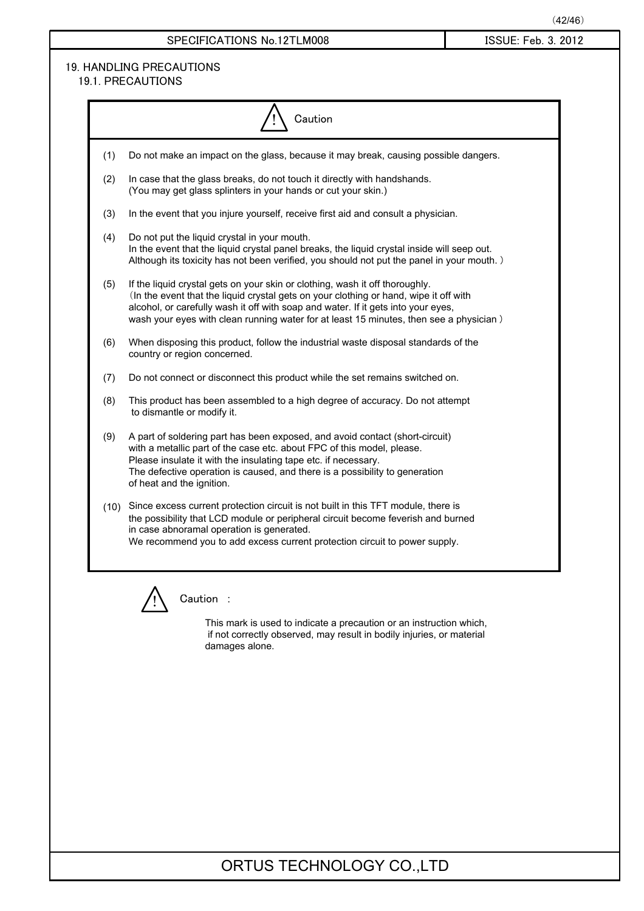## 19. HANDLING PRECAUTIONS

### 19.1. PRECAUTIONS

**⚠ Caution**

(1) Do not make an impact on the glass, because it may break, causing possible dangers.

(2) In case that the glass breaks, do not touch it directly with handshands.
(You may get glass splinters in your hands or cut your skin.)

(3) In the event that you injure yourself, receive first aid and consult a physician.

(4) Do not put the liquid crystal in your mouth.
In the event that the liquid crystal panel breaks, the liquid crystal inside will seep out.
Although its toxicity has not been verified, you should not put the panel in your mouth. )

(5) If the liquid crystal gets on your skin or clothing, wash it off thoroughly.
(In the event that the liquid crystal gets on your clothing or hand, wipe it off with alcohol, or carefully wash it off with soap and water. If it gets into your eyes, wash your eyes with clean running water for at least 15 minutes, then see a physician )

(6) When disposing this product, follow the industrial waste disposal standards of the country or region concerned.

(7) Do not connect or disconnect this product while the set remains switched on.

(8) This product has been assembled to a high degree of accuracy. Do not attempt to dismantle or modify it.

(9) A part of soldering part has been exposed, and avoid contact (short-circuit) with a metallic part of the case etc. about FPC of this model, please.
Please insulate it with the insulating tape etc. if necessary.
The defective operation is caused, and there is a possibility to generation of heat and the ignition.

(10) Since excess current protection circuit is not built in this TFT module, there is the possibility that LCD module or peripheral circuit become feverish and burned in case abnoramal operation is generated.
We recommend you to add excess current protection circuit to power supply.

⚠ Caution :

This mark is used to indicate a precaution or an instruction which, if not correctly observed, may result in bodily injuries, or material damages alone.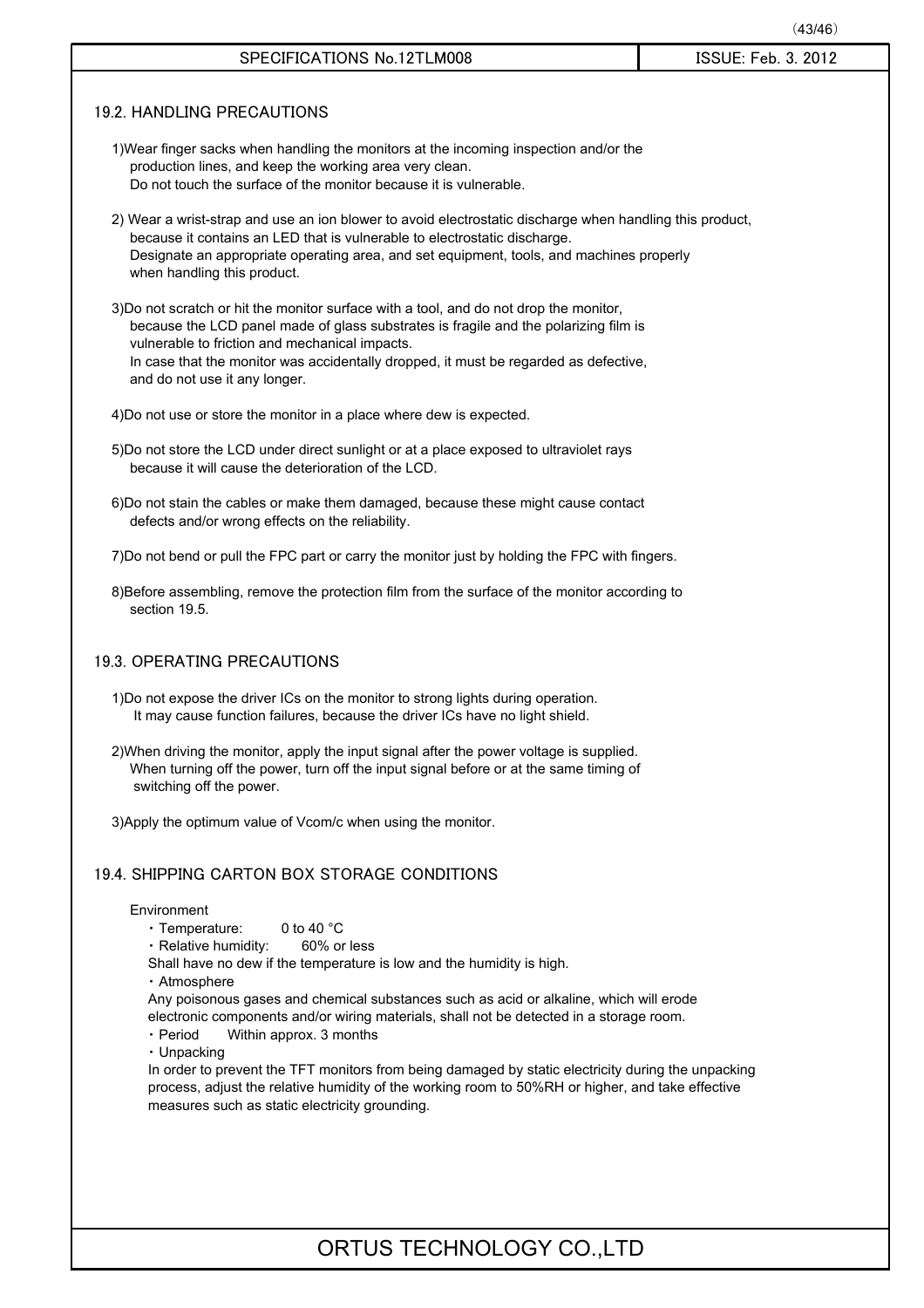## 19.2. HANDLING PRECAUTIONS

1)Wear finger sacks when handling the monitors at the incoming inspection and/or the production lines, and keep the working area very clean.
Do not touch the surface of the monitor because it is vulnerable.

2) Wear a wrist-strap and use an ion blower to avoid electrostatic discharge when handling this product, because it contains an LED that is vulnerable to electrostatic discharge.
Designate an appropriate operating area, and set equipment, tools, and machines properly when handling this product.

3)Do not scratch or hit the monitor surface with a tool, and do not drop the monitor, because the LCD panel made of glass substrates is fragile and the polarizing film is vulnerable to friction and mechanical impacts.
In case that the monitor was accidentally dropped, it must be regarded as defective, and do not use it any longer.

4)Do not use or store the monitor in a place where dew is expected.

5)Do not store the LCD under direct sunlight or at a place exposed to ultraviolet rays because it will cause the deterioration of the LCD.

6)Do not stain the cables or make them damaged, because these might cause contact defects and/or wrong effects on the reliability.

7)Do not bend or pull the FPC part or carry the monitor just by holding the FPC with fingers.

8)Before assembling, remove the protection film from the surface of the monitor according to section 19.5.

## 19.3. OPERATING PRECAUTIONS

1)Do not expose the driver ICs on the monitor to strong lights during operation.
It may cause function failures, because the driver ICs have no light shield.

2)When driving the monitor, apply the input signal after the power voltage is supplied.
When turning off the power, turn off the input signal before or at the same timing of switching off the power.

3)Apply the optimum value of Vcom/c when using the monitor.

## 19.4. SHIPPING CARTON BOX STORAGE CONDITIONS

Environment

・Temperature: 0 to 40 °C

・Relative humidity: 60% or less

Shall have no dew if the temperature is low and the humidity is high.

・Atmosphere

Any poisonous gases and chemical substances such as acid or alkaline, which will erode electronic components and/or wiring materials, shall not be detected in a storage room.

・Period Within approx. 3 months

・Unpacking

In order to prevent the TFT monitors from being damaged by static electricity during the unpacking process, adjust the relative humidity of the working room to 50%RH or higher, and take effective measures such as static electricity grounding.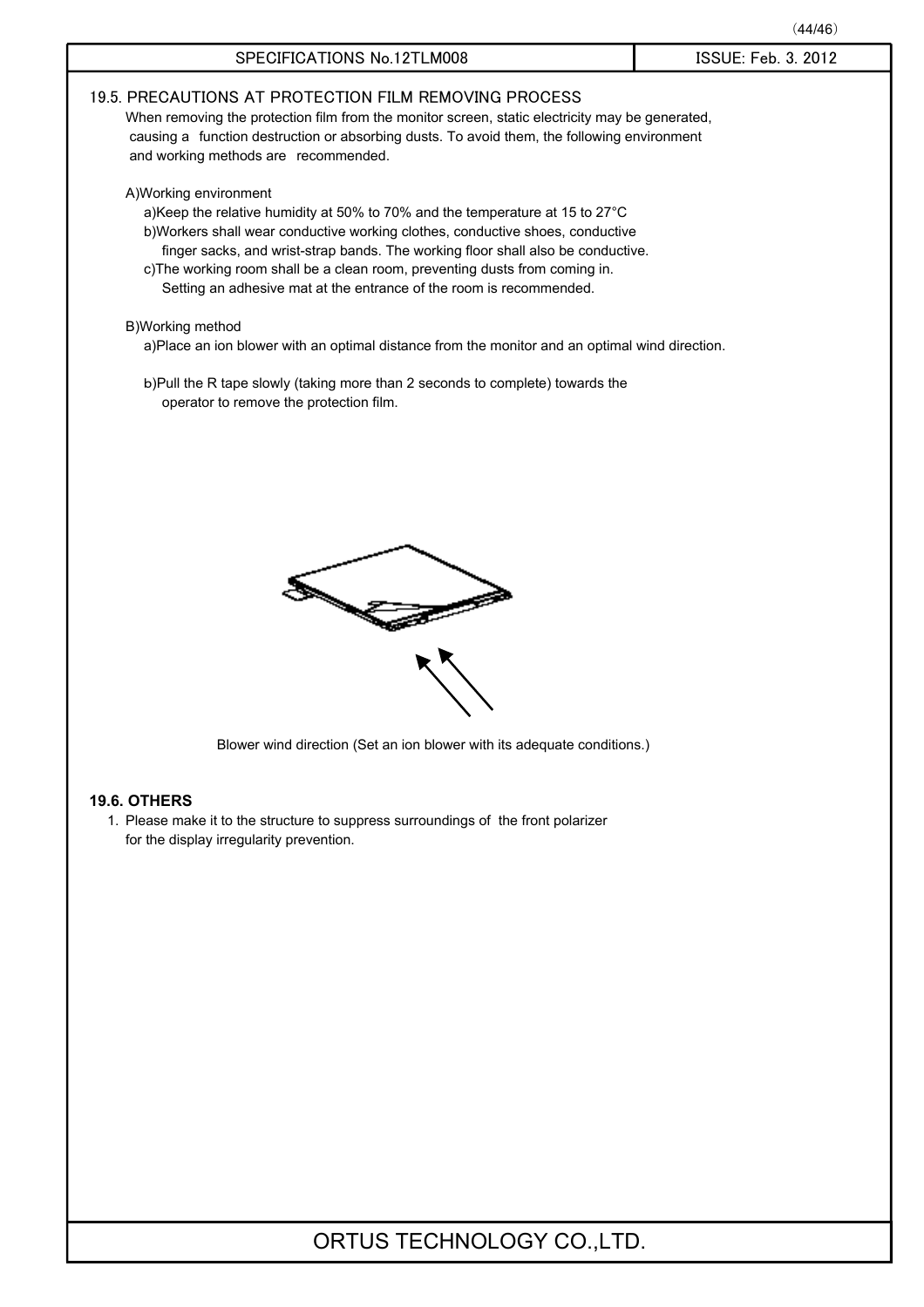## 19.5. PRECAUTIONS AT PROTECTION FILM REMOVING PROCESS

When removing the protection film from the monitor screen, static electricity may be generated, causing a function destruction or absorbing dusts. To avoid them, the following environment and working methods are recommended.

A)Working environment

a)Keep the relative humidity at 50% to 70% and the temperature at 15 to 27°C

b)Workers shall wear conductive working clothes, conductive shoes, conductive finger sacks, and wrist-strap bands. The working floor shall also be conductive.

c)The working room shall be a clean room, preventing dusts from coming in. Setting an adhesive mat at the entrance of the room is recommended.

B)Working method

a)Place an ion blower with an optimal distance from the monitor and an optimal wind direction.

b)Pull the R tape slowly (taking more than 2 seconds to complete) towards the operator to remove the protection film.

Blower wind direction (Set an ion blower with its adequate conditions.)

## 19.6. OTHERS

1. Please make it to the structure to suppress surroundings of the front polarizer for the display irregularity prevention.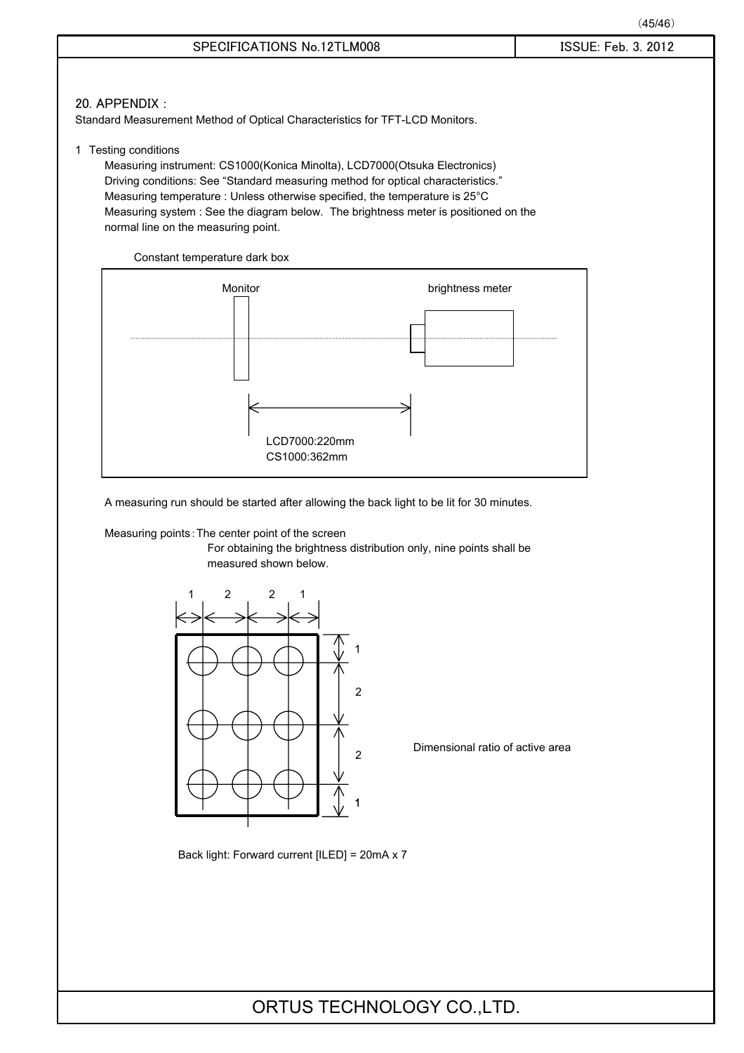## 20. APPENDIX :

Standard Measurement Method of Optical Characteristics for TFT-LCD Monitors.

1 Testing conditions

Measuring instrument: CS1000(Konica Minolta), LCD7000(Otsuka Electronics)
Driving conditions: See "Standard measuring method for optical characteristics."
Measuring temperature : Unless otherwise specified, the temperature is 25°C
Measuring system : See the diagram below. The brightness meter is positioned on the normal line on the measuring point.

Constant temperature dark box

Monitor

brightness meter

LCD7000:220mm
CS1000:362mm

A measuring run should be started after allowing the back light to be lit for 30 minutes.

Measuring points : The center point of the screen
For obtaining the brightness distribution only, nine points shall be measured shown below.

1 2 2 1

1
2
2
1

Dimensional ratio of active area

Back light: Forward current [ILED] = 20mA x 7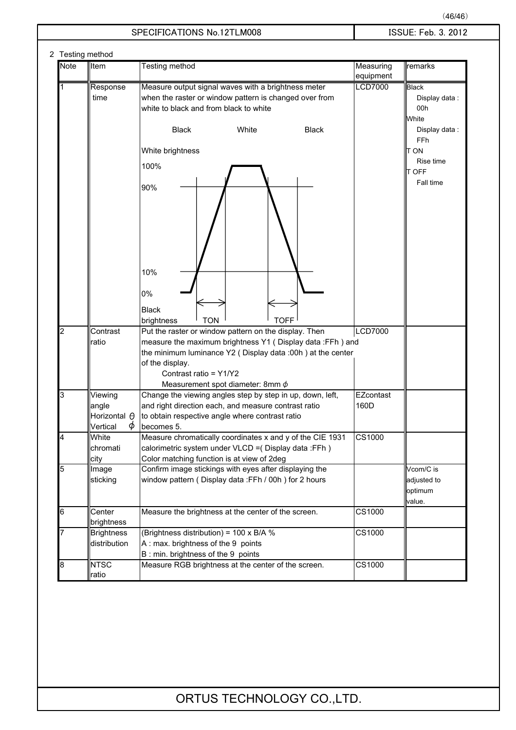## 2 Testing method

| Note | Item | Testing method | Measuring equipment | remarks |
|---|---|---|---|---|
| 1 | Response time | Measure output signal waves with a brightness meter when the raster or window pattern is changed over from white to black and from black to white<br><br>Black White Black<br><br>White brightness<br>100%<br>90%<br>10%<br>0%<br>Black brightness TON TOFF | LCD7000 | Black Display data : 00h<br>White Display data : FFh<br>T ON Rise time<br>T OFF Fall time |
| 2 | Contrast ratio | Put the raster or window pattern on the display. Then measure the maximum brightness Y1 ( Display data :FFh ) and the minimum luminance Y2 ( Display data :00h ) at the center of the display.<br>Contrast ratio = Y1/Y2<br>Measurement spot diameter: 8mm $\phi$ | LCD7000 | |
| 3 | Viewing angle<br>Horizontal $\theta$<br>Vertical $\phi$ | Change the viewing angles step by step in up, down, left, and right direction each, and measure contrast ratio to obtain respective angle where contrast ratio becomes 5. | EZcontast 160D | |
| 4 | White chromaticity | Measure chromatically coordinates x and y of the CIE 1931 calorimetric system under VLCD =( Display data :FFh )<br>Color matching function is at view of 2deg | CS1000 | |
| 5 | Image sticking | Confirm image stickings with eyes after displaying the window pattern ( Display data :FFh / 00h ) for 2 hours | | Vcom/C is adjusted to optimum value. |
| 6 | Center brightness | Measure the brightness at the center of the screen. | CS1000 | |
| 7 | Brightness distribution | (Brightness distribution) = 100 x B/A %<br>A : max. brightness of the 9 points<br>B : min. brightness of the 9 points | CS1000 | |
| 8 | NTSC ratio | Measure RGB brightness at the center of the screen. | CS1000 | |